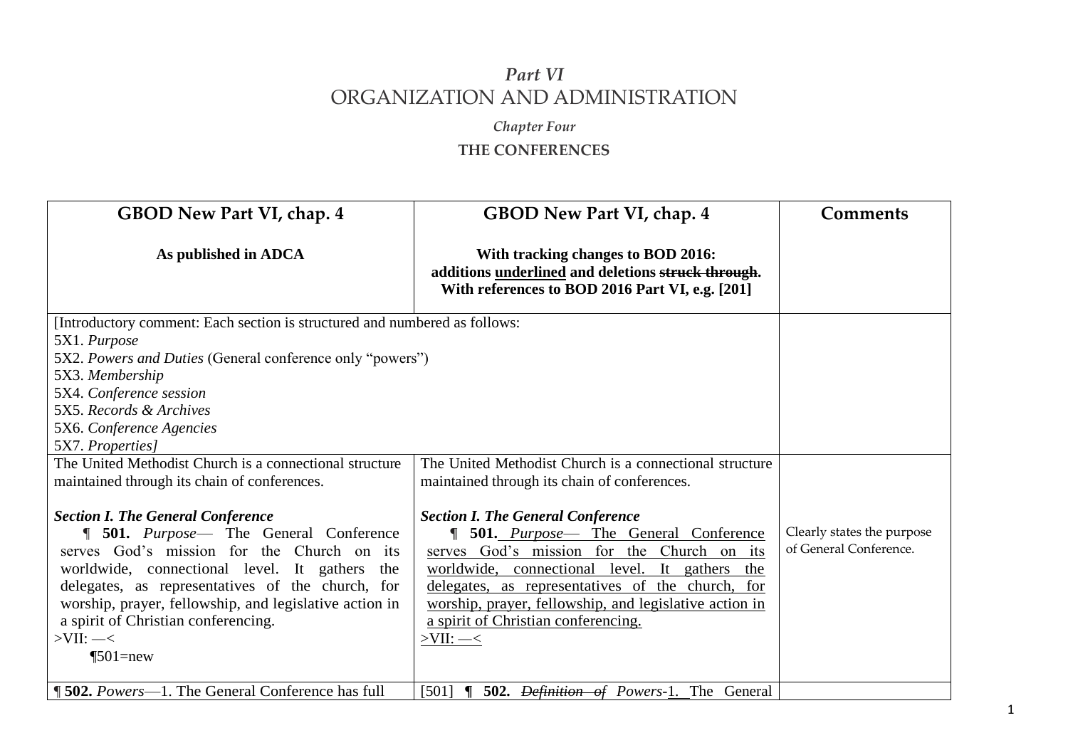# *Part VI*
# ORGANIZATION AND ADMINISTRATION

### *Chapter Four*
### THE CONFERENCES

| **GBOD New Part VI, chap. 4**<br><br>**As published in ADCA** | **GBOD New Part VI, chap. 4**<br><br>**With tracking changes to BOD 2016: additions <u>underlined</u> and deletions ~~struck through~~. With references to BOD 2016 Part VI, e.g. [201]** | **Comments** |
|---|---|---|
| [Introductory comment: Each section is structured and numbered as follows:<br>5X1. *Purpose*<br>5X2. *Powers and Duties* (General conference only "powers")<br>5X3. *Membership*<br>5X4. *Conference session*<br>5X5. *Records & Archives*<br>5X6. *Conference Agencies*<br>5X7. *Properties]* | | |
| The United Methodist Church is a connectional structure maintained through its chain of conferences.<br><br>***Section I. The General Conference***<br>¶ **501.** *Purpose*— The General Conference serves God's mission for the Church on its worldwide, connectional level. It gathers the delegates, as representatives of the church, for worship, prayer, fellowship, and legislative action in a spirit of Christian conferencing.<br>>VII: —<<br>¶501=new | The United Methodist Church is a connectional structure maintained through its chain of conferences.<br><br>***Section I. The General Conference***<br>¶ **501.** <u>*Purpose*— The General Conference serves God's mission for the Church on its worldwide, connectional level. It gathers the delegates, as representatives of the church, for worship, prayer, fellowship, and legislative action in a spirit of Christian conferencing.</u><br><u>>VII: —<</u> | Clearly states the purpose of General Conference. |
| **¶ 502.** *Powers*—1. The General Conference has full | [501] ¶ **502.** ~~*Definition of*~~ *Powers*-<u>1.</u> The General | |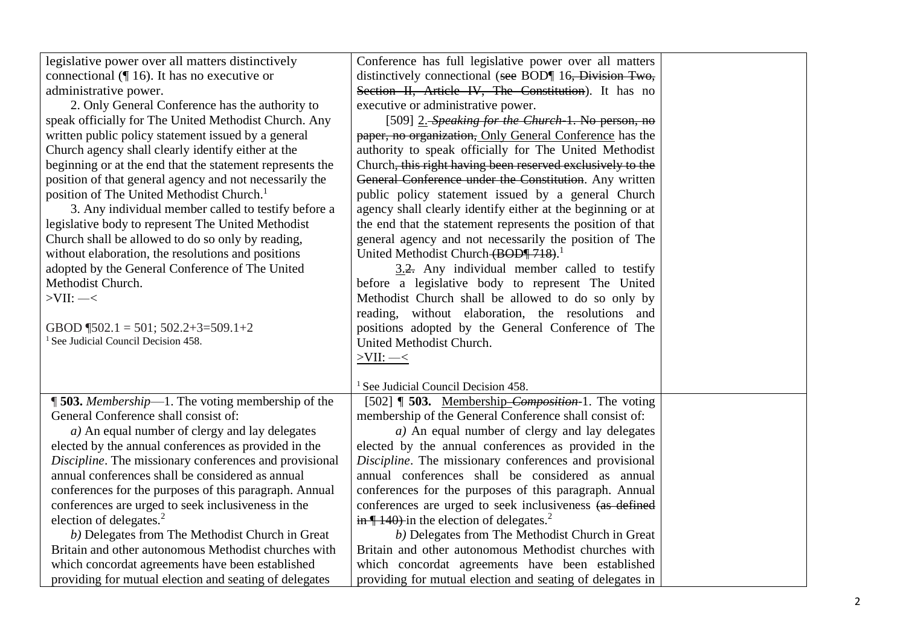| | | |
|---|---|---|
| legislative power over all matters distinctively connectional (¶ 16). It has no executive or administrative power.<br>2. Only General Conference has the authority to speak officially for The United Methodist Church. Any written public policy statement issued by a general Church agency shall clearly identify either at the beginning or at the end that the statement represents the position of that general agency and not necessarily the position of The United Methodist Church.[1]<br>3. Any individual member called to testify before a legislative body to represent The United Methodist Church shall be allowed to do so only by reading, without elaboration, the resolutions and positions adopted by the General Conference of The United Methodist Church.<br>>VII: —<<br><br>GBOD ¶502.1 = 501; 502.2+3=509.1+2<br>[1] See Judicial Council Decision 458. | Conference has full legislative power over all matters distinctively connectional (~~see~~ BOD¶ 16~~, Division Two, Section II, Article IV, The Constitution~~). It has no executive or administrative power.<br>[509] <u>2.</u> ~~*Speaking for the Church*-1. No person, no paper, no organization,~~ <u>Only General Conference</u> has the authority to speak officially for The United Methodist Church~~, this right having been reserved exclusively to the General Conference under the Constitution~~. Any written public policy statement issued by a general Church agency shall clearly identify either at the beginning or at the end that the statement represents the position of that general agency and not necessarily the position of The United Methodist Church~~ (BOD¶ 718)~~.[1]<br><u>3.</u>~~2.~~ Any individual member called to testify before a legislative body to represent The United Methodist Church shall be allowed to do so only by reading, without elaboration, the resolutions and positions adopted by the General Conference of The United Methodist Church.<br><u>>VII: —<</u><br><br>[1] See Judicial Council Decision 458. | |
| **¶ 503.** *Membership*—1. The voting membership of the General Conference shall consist of:<br>*a)* An equal number of clergy and lay delegates elected by the annual conferences as provided in the *Discipline*. The missionary conferences and provisional annual conferences shall be considered as annual conferences for the purposes of this paragraph. Annual conferences are urged to seek inclusiveness in the election of delegates.[2]<br>*b)* Delegates from The Methodist Church in Great Britain and other autonomous Methodist churches with which concordat agreements have been established providing for mutual election and seating of delegates | [502] **¶ 503.** <u>Membership</u>~~-*Composition*~~-1. The voting membership of the General Conference shall consist of:<br>*a)* An equal number of clergy and lay delegates elected by the annual conferences as provided in the *Discipline*. The missionary conferences and provisional annual conferences shall be considered as annual conferences for the purposes of this paragraph. Annual conferences are urged to seek inclusiveness ~~(as defined in ¶ 140)~~ in the election of delegates.[2]<br>*b)* Delegates from The Methodist Church in Great Britain and other autonomous Methodist churches with which concordat agreements have been established providing for mutual election and seating of delegates in | |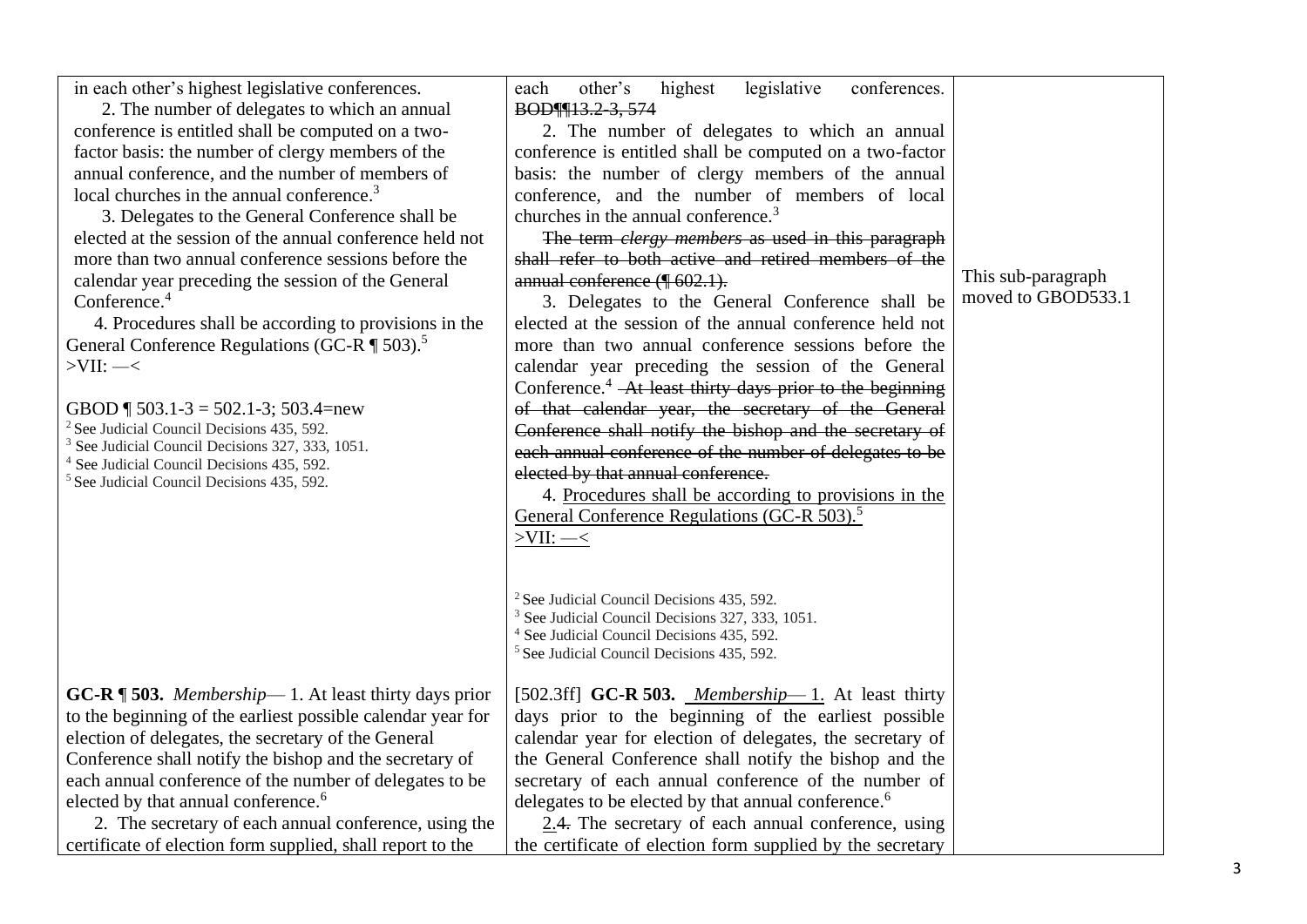| | | |
|---|---|---|
| in each other's highest legislative conferences.<br>2. The number of delegates to which an annual conference is entitled shall be computed on a two-factor basis: the number of clergy members of the annual conference, and the number of members of local churches in the annual conference.[3]<br>3. Delegates to the General Conference shall be elected at the session of the annual conference held not more than two annual conference sessions before the calendar year preceding the session of the General Conference.[4]<br>4. Procedures shall be according to provisions in the General Conference Regulations (GC-R ¶ 503).[5]<br>>VII: —<<br><br>GBOD ¶ 503.1-3 = 502.1-3; 503.4=new<br>[2] See Judicial Council Decisions 435, 592.<br>[3] See Judicial Council Decisions 327, 333, 1051.<br>[4] See Judicial Council Decisions 435, 592.<br>[5] See Judicial Council Decisions 435, 592. | each other's highest legislative conferences. ~~BOD¶¶13.2-3, 574~~<br>2. The number of delegates to which an annual conference is entitled shall be computed on a two-factor basis: the number of clergy members of the annual conference, and the number of members of local churches in the annual conference.[3]<br>~~The term *clergy members* as used in this paragraph shall refer to both active and retired members of the annual conference (¶ 602.1).~~<br>3. Delegates to the General Conference shall be elected at the session of the annual conference held not more than two annual conference sessions before the calendar year preceding the session of the General Conference.[4] ~~At least thirty days prior to the beginning of that calendar year, the secretary of the General Conference shall notify the bishop and the secretary of each annual conference of the number of delegates to be elected by that annual conference.~~<br>4. <u>Procedures shall be according to provisions in the General Conference Regulations (GC-R 503).[5]</u><br><u>>VII: —<</u><br><br>[2] See Judicial Council Decisions 435, 592.<br>[3] See Judicial Council Decisions 327, 333, 1051.<br>[4] See Judicial Council Decisions 435, 592.<br>[5] See Judicial Council Decisions 435, 592. | This sub-paragraph moved to GBOD533.1 |
| **GC-R ¶ 503.** *Membership*— 1. At least thirty days prior to the beginning of the earliest possible calendar year for election of delegates, the secretary of the General Conference shall notify the bishop and the secretary of each annual conference of the number of delegates to be elected by that annual conference.[6]<br>2. The secretary of each annual conference, using the certificate of election form supplied, shall report to the | [502.3ff] **GC-R 503.** <u>*Membership*— 1.</u> At least thirty days prior to the beginning of the earliest possible calendar year for election of delegates, the secretary of the General Conference shall notify the bishop and the secretary of each annual conference of the number of delegates to be elected by that annual conference.[6]<br><u>2.</u>~~4.~~ The secretary of each annual conference, using the certificate of election form supplied by the secretary | |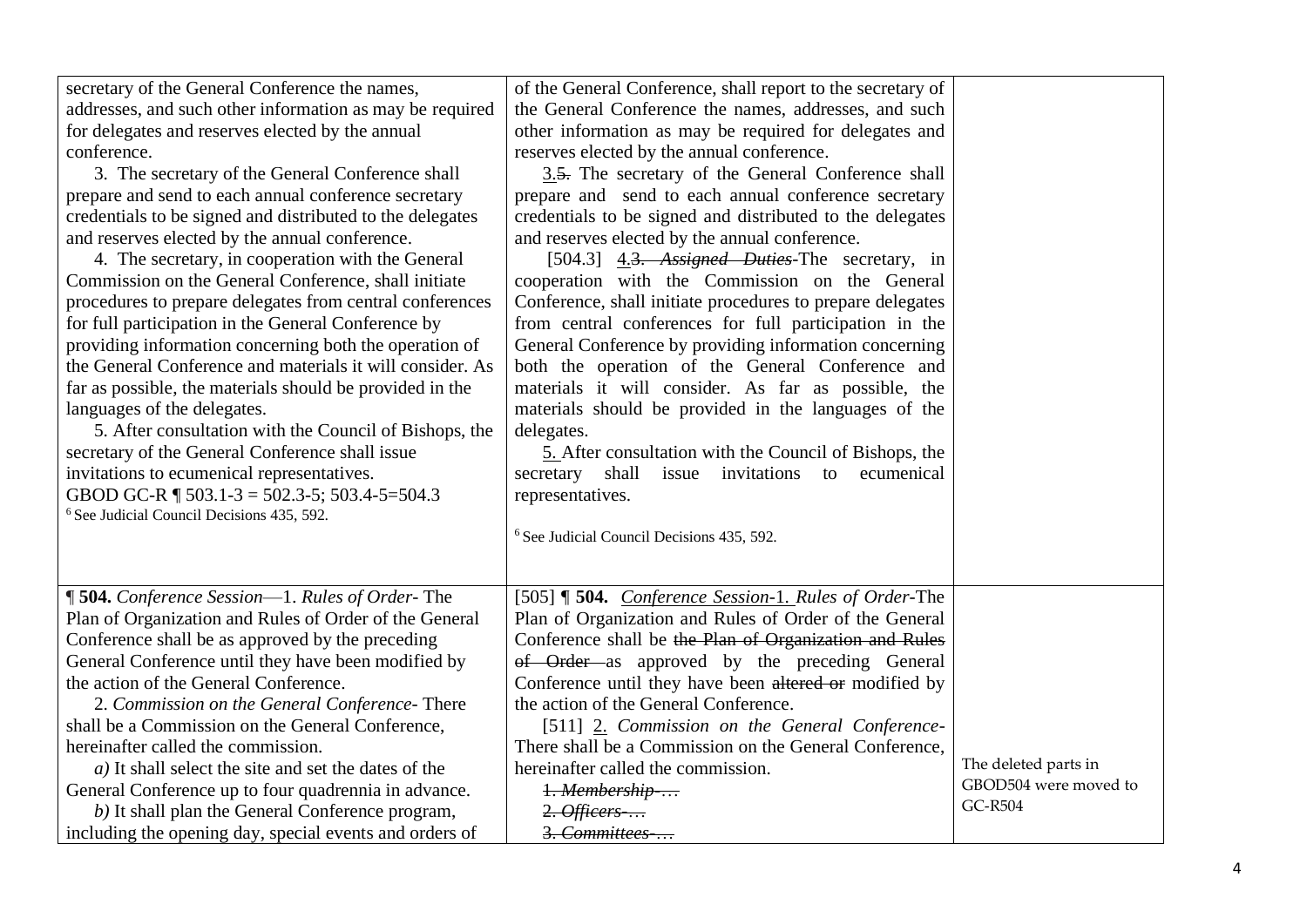| | | |
|---|---|---|
| secretary of the General Conference the names, addresses, and such other information as may be required for delegates and reserves elected by the annual conference.<br>3. The secretary of the General Conference shall prepare and send to each annual conference secretary credentials to be signed and distributed to the delegates and reserves elected by the annual conference.<br>4. The secretary, in cooperation with the General Commission on the General Conference, shall initiate procedures to prepare delegates from central conferences for full participation in the General Conference by providing information concerning both the operation of the General Conference and materials it will consider. As far as possible, the materials should be provided in the languages of the delegates.<br>5. After consultation with the Council of Bishops, the secretary of the General Conference shall issue invitations to ecumenical representatives.<br>GBOD GC-R ¶ 503.1-3 = 502.3-5; 503.4-5=504.3<br>[6] See Judicial Council Decisions 435, 592. | of the General Conference, shall report to the secretary of the General Conference the names, addresses, and such other information as may be required for delegates and reserves elected by the annual conference.<br>3.~~5.~~ The secretary of the General Conference shall prepare and send to each annual conference secretary credentials to be signed and distributed to the delegates and reserves elected by the annual conference.<br>[504.3] 4.~~3.~~ ~~*Assigned Duties*~~-The secretary, in cooperation with the Commission on the General Conference, shall initiate procedures to prepare delegates from central conferences for full participation in the General Conference by providing information concerning both the operation of the General Conference and materials it will consider. As far as possible, the materials should be provided in the languages of the delegates.<br>5. After consultation with the Council of Bishops, the secretary shall issue invitations to ecumenical representatives.<br>[6] See Judicial Council Decisions 435, 592. | |
| **¶ 504.** *Conference Session*—1. *Rules of Order*- The Plan of Organization and Rules of Order of the General Conference shall be as approved by the preceding General Conference until they have been modified by the action of the General Conference.<br>2. *Commission on the General Conference*- There shall be a Commission on the General Conference, hereinafter called the commission.<br>*a)* It shall select the site and set the dates of the General Conference up to four quadrennia in advance.<br>*b)* It shall plan the General Conference program, including the opening day, special events and orders of | [505] **¶ 504.** *Conference Session*-1. *Rules of Order*-The Plan of Organization and Rules of Order of the General Conference shall be ~~the Plan of Organization and Rules of Order~~ as approved by the preceding General Conference until they have been ~~altered or~~ modified by the action of the General Conference.<br>[511] 2. *Commission on the General Conference*- There shall be a Commission on the General Conference, hereinafter called the commission.<br>~~1. *Membership*-…~~<br>~~2. *Officers*-…~~<br>~~3. *Committees*-…~~ | The deleted parts in GBOD504 were moved to GC-R504 |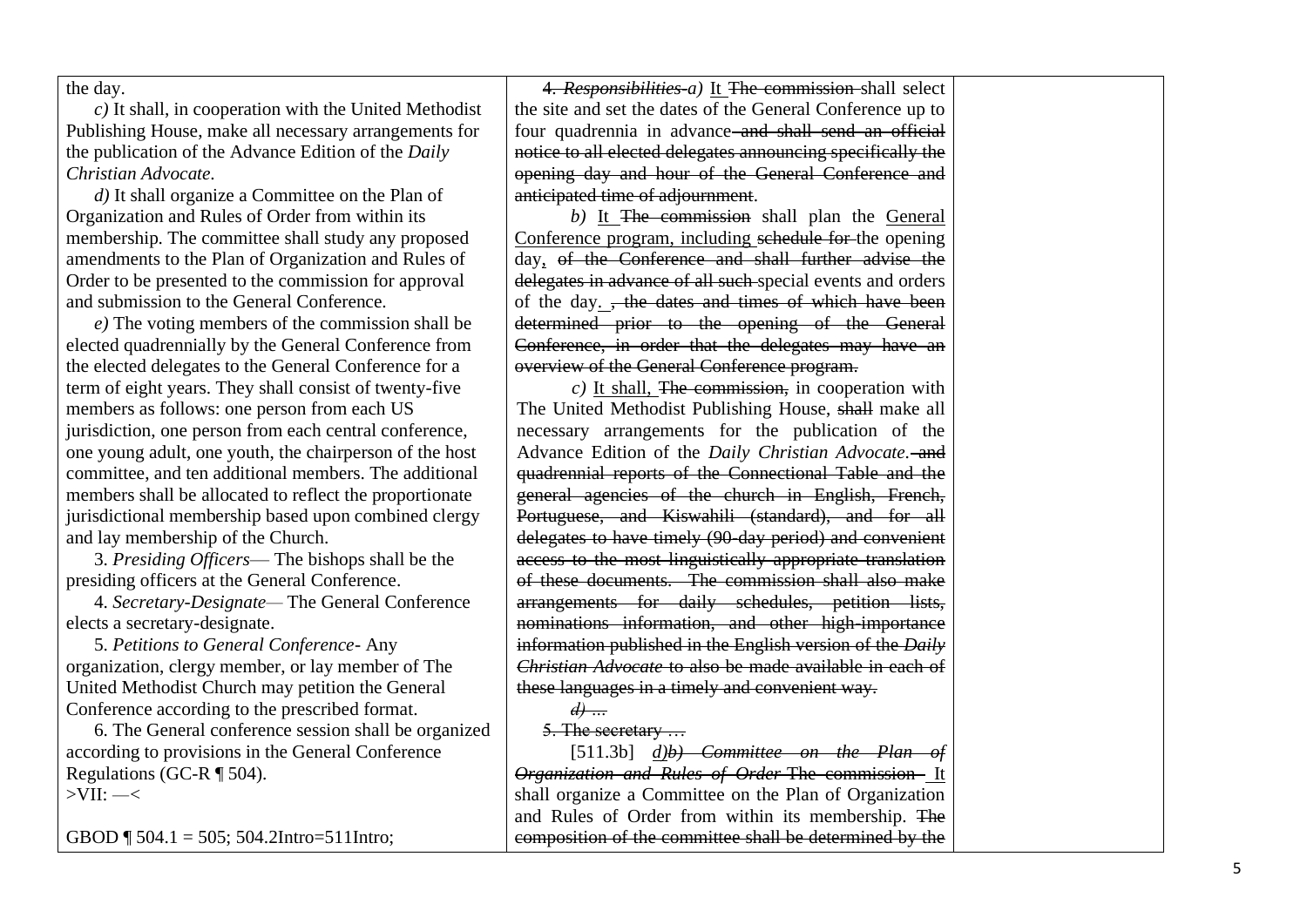| | | |
|---|---|---|
| the day.<br>*c)* It shall, in cooperation with the United Methodist Publishing House, make all necessary arrangements for the publication of the Advance Edition of the *Daily Christian Advocate.*<br>*d)* It shall organize a Committee on the Plan of Organization and Rules of Order from within its membership. The committee shall study any proposed amendments to the Plan of Organization and Rules of Order to be presented to the commission for approval and submission to the General Conference.<br>*e)* The voting members of the commission shall be elected quadrennially by the General Conference from the elected delegates to the General Conference for a term of eight years. They shall consist of twenty-five members as follows: one person from each US jurisdiction, one person from each central conference, one young adult, one youth, the chairperson of the host committee, and ten additional members. The additional members shall be allocated to reflect the proportionate jurisdictional membership based upon combined clergy and lay membership of the Church.<br>3. *Presiding Officers*— The bishops shall be the presiding officers at the General Conference.<br>4. *Secretary-Designate*— The General Conference elects a secretary-designate.<br>5. *Petitions to General Conference*- Any organization, clergy member, or lay member of The United Methodist Church may petition the General Conference according to the prescribed format.<br>6. The General conference session shall be organized according to provisions in the General Conference Regulations (GC-R ¶ 504).<br>>VII: —<<br><br>GBOD ¶ 504.1 = 505; 504.2Intro=511Intro; | ~~4. *Responsibilities*~~-*a)* <u>It</u> ~~The commission~~ shall select the site and set the dates of the General Conference up to four quadrennia in advance~~ and shall send an official notice to all elected delegates announcing specifically the opening day and hour of the General Conference and anticipated time of adjournment~~.<br>*b)* <u>It</u> ~~The commission~~ shall plan the <u>General Conference program, including</u> ~~schedule for~~ the opening day<u>,</u> ~~of the Conference and shall further advise the delegates in advance of all such~~ special events and orders of the day<u>.</u> ~~, the dates and times of which have been determined prior to the opening of the General Conference, in order that the delegates may have an overview of the General Conference program.~~<br>*c)* <u>It shall,</u> ~~The commission,~~ in cooperation with The United Methodist Publishing House, ~~shall~~ make all necessary arrangements for the publication of the Advance Edition of the *Daily Christian Advocate*. ~~and quadrennial reports of the Connectional Table and the general agencies of the church in English, French, Portuguese, and Kiswahili (standard), and for all delegates to have timely (90-day period) and convenient access to the most linguistically appropriate translation of these documents. The commission shall also make arrangements for daily schedules, petition lists, nominations information, and other high-importance information published in the English version of the *Daily Christian Advocate* to also be made available in each of these languages in a timely and convenient way.~~<br>~~*d)* …~~<br>~~5. The secretary …~~<br>[511.3b] <u>*d)*</u>~~*b)* *Committee on the Plan of Organization and Rules of Order*~~ ~~The commission~~ <u>It</u> shall organize a Committee on the Plan of Organization and Rules of Order from within its membership. ~~The composition of the committee shall be determined by the~~ | |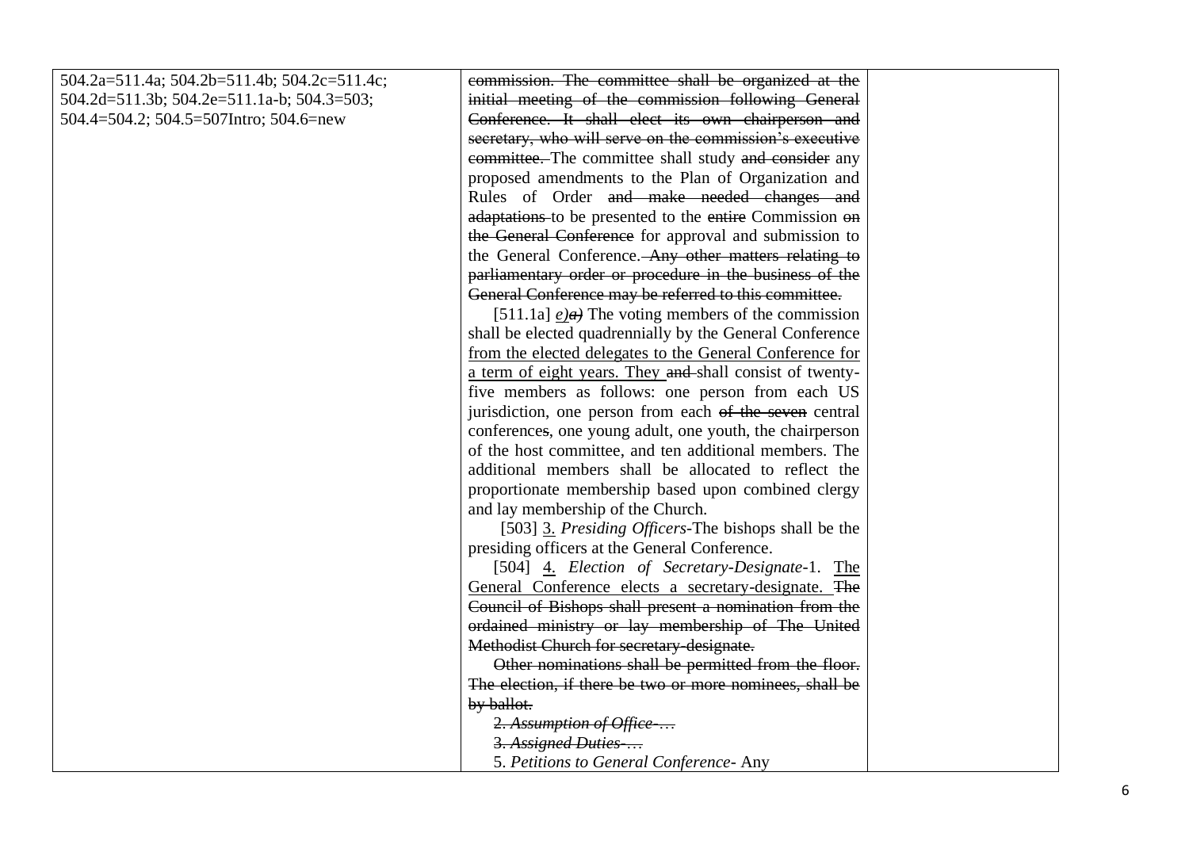| | | |
|---|---|---|
| 504.2a=511.4a; 504.2b=511.4b; 504.2c=511.4c; 504.2d=511.3b; 504.2e=511.1a-b; 504.3=503; 504.4=504.2; 504.5=507Intro; 504.6=new | ~~commission. The committee shall be organized at the initial meeting of the commission following General Conference. It shall elect its own chairperson and secretary, who will serve on the commission's executive committee.~~ The committee shall study ~~and consider~~ any proposed amendments to the Plan of Organization and Rules of Order ~~and make needed changes and adaptations~~ to be presented to the ~~entire~~ Commission ~~on the General Conference~~ for approval and submission to the General Conference. ~~Any other matters relating to parliamentary order or procedure in the business of the General Conference may be referred to this committee.~~<br>[511.1a] <u>*e)*</u>~~*a)*~~ The voting members of the commission shall be elected quadrennially by the General Conference <u>from the elected delegates to the General Conference for a term of eight years. They</u> ~~and~~ shall consist of twenty-five members as follows: one person from each US jurisdiction, one person from each ~~of the seven~~ central conference~~s~~, one young adult, one youth, the chairperson of the host committee, and ten additional members. The additional members shall be allocated to reflect the proportionate membership based upon combined clergy and lay membership of the Church.<br>[503] <u>3.</u> *Presiding Officers*-The bishops shall be the presiding officers at the General Conference.<br>[504] <u>4.</u> *Election of Secretary-Designate*-1. <u>The General Conference elects a secretary-designate.</u> ~~The Council of Bishops shall present a nomination from the ordained ministry or lay membership of The United Methodist Church for secretary-designate.~~<br>~~Other nominations shall be permitted from the floor. The election, if there be two or more nominees, shall be by ballot.~~<br>~~2. *Assumption of Office-*…~~<br>~~3. *Assigned Duties-*…~~<br>5. *Petitions to General Conference-* Any | |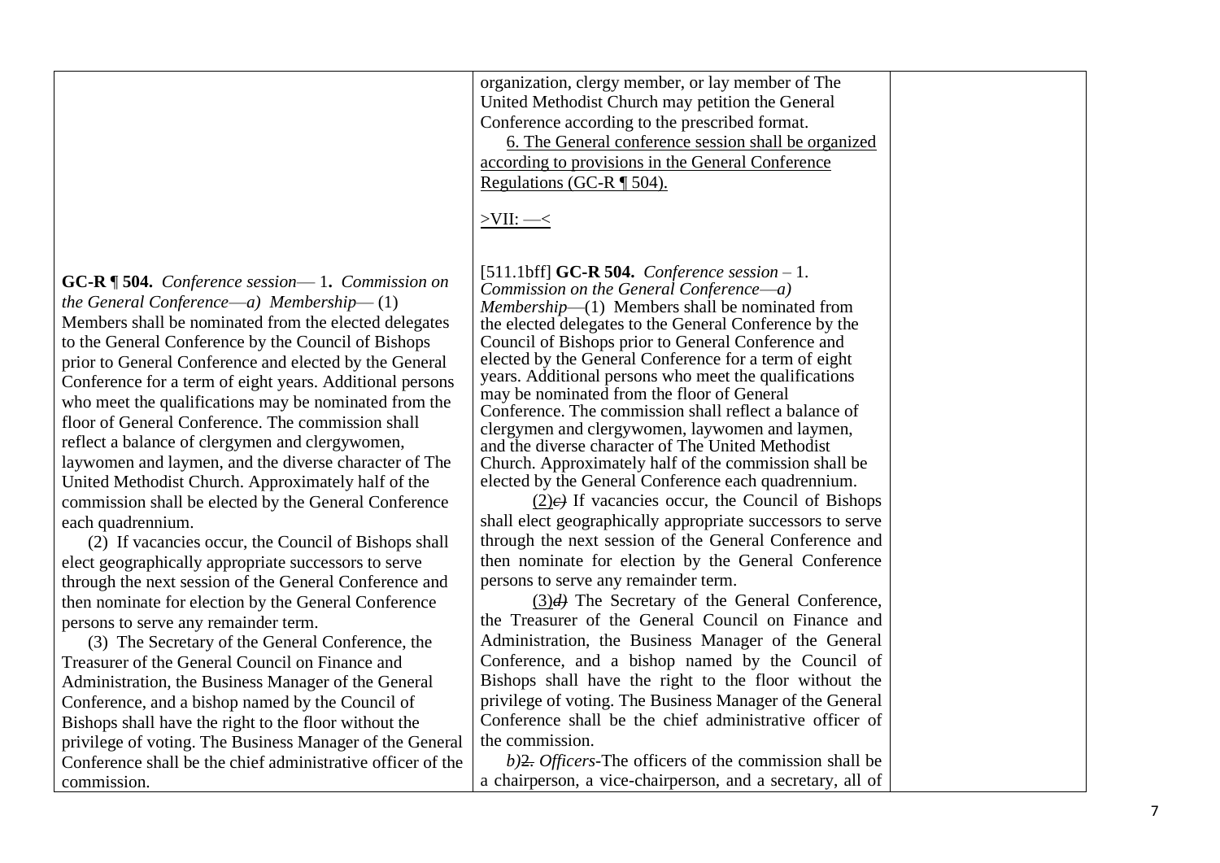| | | |
|---|---|---|
| | organization, clergy member, or lay member of The United Methodist Church may petition the General Conference according to the prescribed format.<br><br>6. The General conference session shall be organized according to provisions in the General Conference Regulations (GC-R ¶ 504).<br><br>>VII: —< | |
| **GC-R ¶ 504.** *Conference session*— 1**.** *Commission on the General Conference*—*a) Membership*— (1) Members shall be nominated from the elected delegates to the General Conference by the Council of Bishops prior to General Conference and elected by the General Conference for a term of eight years. Additional persons who meet the qualifications may be nominated from the floor of General Conference. The commission shall reflect a balance of clergymen and clergywomen, laywomen and laymen, and the diverse character of The United Methodist Church. Approximately half of the commission shall be elected by the General Conference each quadrennium.<br><br>(2) If vacancies occur, the Council of Bishops shall elect geographically appropriate successors to serve through the next session of the General Conference and then nominate for election by the General Conference persons to serve any remainder term.<br><br>(3) The Secretary of the General Conference, the Treasurer of the General Council on Finance and Administration, the Business Manager of the General Conference, and a bishop named by the Council of Bishops shall have the right to the floor without the privilege of voting. The Business Manager of the General Conference shall be the chief administrative officer of the commission. | [511.1bff] **GC-R 504.** *Conference session* – 1. *Commission on the General Conference*—*a) Membership*—(1) Members shall be nominated from the elected delegates to the General Conference by the Council of Bishops prior to General Conference and elected by the General Conference for a term of eight years. Additional persons who meet the qualifications may be nominated from the floor of General Conference. The commission shall reflect a balance of clergymen and clergywomen, laywomen and laymen, and the diverse character of The United Methodist Church. Approximately half of the commission shall be elected by the General Conference each quadrennium.<br><br>(2)~~c)~~ If vacancies occur, the Council of Bishops shall elect geographically appropriate successors to serve through the next session of the General Conference and then nominate for election by the General Conference persons to serve any remainder term.<br><br>(3)~~d)~~ The Secretary of the General Conference, the Treasurer of the General Council on Finance and Administration, the Business Manager of the General Conference, and a bishop named by the Council of Bishops shall have the right to the floor without the privilege of voting. The Business Manager of the General Conference shall be the chief administrative officer of the commission.<br><br>*b)*~~2.~~ *Officers*-The officers of the commission shall be a chairperson, a vice-chairperson, and a secretary, all of | |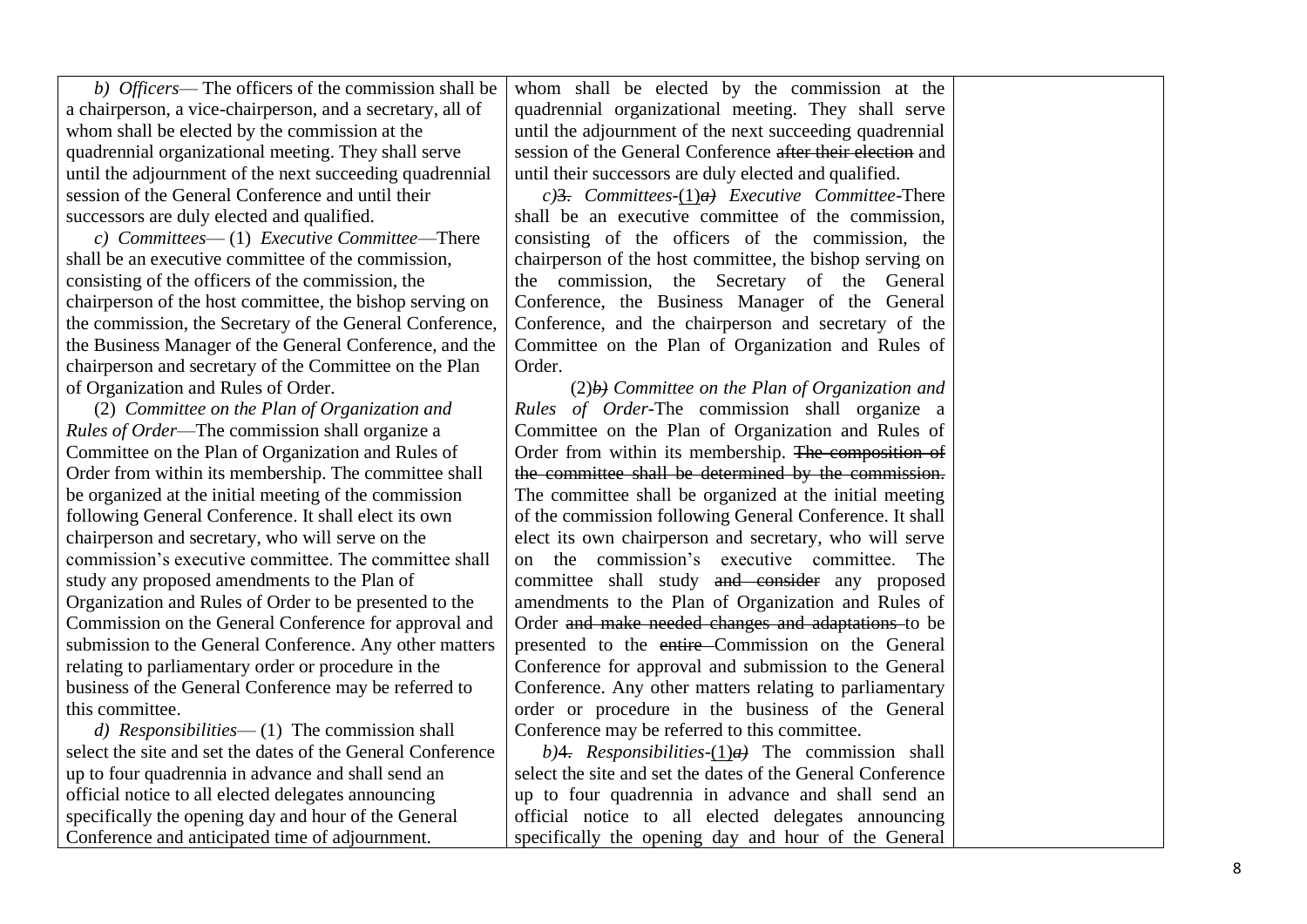| | | |
|---|---|---|
| *b) Officers*— The officers of the commission shall be a chairperson, a vice-chairperson, and a secretary, all of whom shall be elected by the commission at the quadrennial organizational meeting. They shall serve until the adjournment of the next succeeding quadrennial session of the General Conference and until their successors are duly elected and qualified.<br><br>*c) Committees*— (1) *Executive Committee*—There shall be an executive committee of the commission, consisting of the officers of the commission, the chairperson of the host committee, the bishop serving on the commission, the Secretary of the General Conference, the Business Manager of the General Conference, and the chairperson and secretary of the Committee on the Plan of Organization and Rules of Order.<br><br>(2) *Committee on the Plan of Organization and Rules of Order*—The commission shall organize a Committee on the Plan of Organization and Rules of Order from within its membership. The committee shall be organized at the initial meeting of the commission following General Conference. It shall elect its own chairperson and secretary, who will serve on the commission's executive committee. The committee shall study any proposed amendments to the Plan of Organization and Rules of Order to be presented to the Commission on the General Conference for approval and submission to the General Conference. Any other matters relating to parliamentary order or procedure in the business of the General Conference may be referred to this committee.<br><br>*d) Responsibilities*— (1) The commission shall select the site and set the dates of the General Conference up to four quadrennia in advance and shall send an official notice to all elected delegates announcing specifically the opening day and hour of the General Conference and anticipated time of adjournment. | whom shall be elected by the commission at the quadrennial organizational meeting. They shall serve until the adjournment of the next succeeding quadrennial session of the General Conference ~~after their election~~ and until their successors are duly elected and qualified.<br><br>*c)*~~3.~~ *Committees*-<u>(1)</u>~~*a)*~~ *Executive Committee*-There shall be an executive committee of the commission, consisting of the officers of the commission, the chairperson of the host committee, the bishop serving on the commission, the Secretary of the General Conference, the Business Manager of the General Conference, and the chairperson and secretary of the Committee on the Plan of Organization and Rules of Order.<br><br>(2)~~*b)*~~ *Committee on the Plan of Organization and Rules of Order*-The commission shall organize a Committee on the Plan of Organization and Rules of Order from within its membership. ~~The composition of the committee shall be determined by the commission.~~ The committee shall be organized at the initial meeting of the commission following General Conference. It shall elect its own chairperson and secretary, who will serve on the commission's executive committee. The committee shall study ~~and consider~~ any proposed amendments to the Plan of Organization and Rules of Order ~~and make needed changes and adaptations~~ to be presented to the ~~entire~~ Commission on the General Conference for approval and submission to the General Conference. Any other matters relating to parliamentary order or procedure in the business of the General Conference may be referred to this committee.<br><br>*b)*4~~.~~ *Responsibilities*-<u>(1)</u>~~*a)*~~ The commission shall select the site and set the dates of the General Conference up to four quadrennia in advance and shall send an official notice to all elected delegates announcing specifically the opening day and hour of the General | |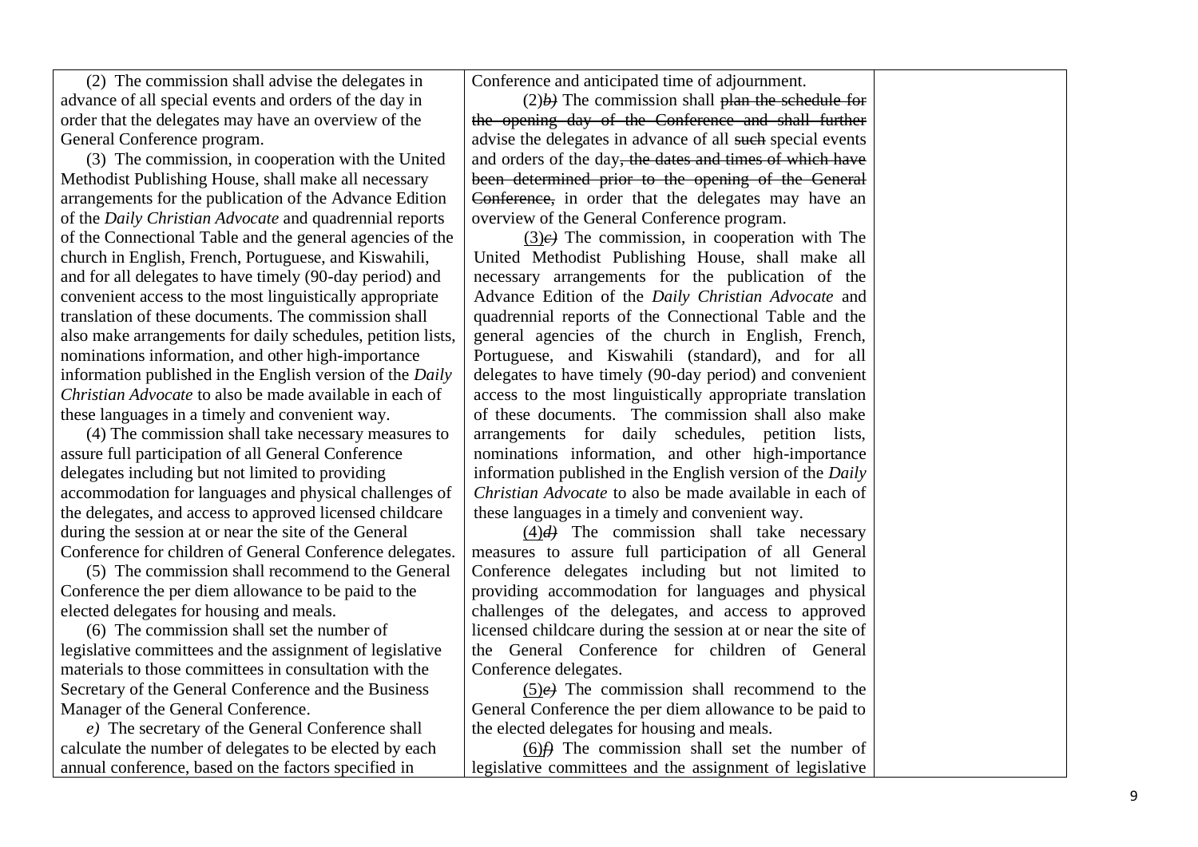| | | |
|---|---|---|
| (2) The commission shall advise the delegates in advance of all special events and orders of the day in order that the delegates may have an overview of the General Conference program.<br><br>(3) The commission, in cooperation with the United Methodist Publishing House, shall make all necessary arrangements for the publication of the Advance Edition of the *Daily Christian Advocate* and quadrennial reports of the Connectional Table and the general agencies of the church in English, French, Portuguese, and Kiswahili, and for all delegates to have timely (90-day period) and convenient access to the most linguistically appropriate translation of these documents. The commission shall also make arrangements for daily schedules, petition lists, nominations information, and other high-importance information published in the English version of the *Daily Christian Advocate* to also be made available in each of these languages in a timely and convenient way.<br><br>(4) The commission shall take necessary measures to assure full participation of all General Conference delegates including but not limited to providing accommodation for languages and physical challenges of the delegates, and access to approved licensed childcare during the session at or near the site of the General Conference for children of General Conference delegates.<br><br>(5) The commission shall recommend to the General Conference the per diem allowance to be paid to the elected delegates for housing and meals.<br><br>(6) The commission shall set the number of legislative committees and the assignment of legislative materials to those committees in consultation with the Secretary of the General Conference and the Business Manager of the General Conference.<br><br>*e)* The secretary of the General Conference shall calculate the number of delegates to be elected by each annual conference, based on the factors specified in | Conference and anticipated time of adjournment.<br><br>(2)~~*b)*~~ The commission shall ~~plan the schedule for the opening day of the Conference and shall further~~ advise the delegates in advance of all ~~such~~ special events and orders of the day~~, the dates and times of which have been determined prior to the opening of the General Conference,~~ in order that the delegates may have an overview of the General Conference program.<br><br>(3)~~*c)*~~ The commission, in cooperation with The United Methodist Publishing House, shall make all necessary arrangements for the publication of the Advance Edition of the *Daily Christian Advocate* and quadrennial reports of the Connectional Table and the general agencies of the church in English, French, Portuguese, and Kiswahili (standard), and for all delegates to have timely (90-day period) and convenient access to the most linguistically appropriate translation of these documents. The commission shall also make arrangements for daily schedules, petition lists, nominations information, and other high-importance information published in the English version of the *Daily Christian Advocate* to also be made available in each of these languages in a timely and convenient way.<br><br>(4)~~*d)*~~ The commission shall take necessary measures to assure full participation of all General Conference delegates including but not limited to providing accommodation for languages and physical challenges of the delegates, and access to approved licensed childcare during the session at or near the site of the General Conference for children of General Conference delegates.<br><br>(5)~~*e)*~~ The commission shall recommend to the General Conference the per diem allowance to be paid to the elected delegates for housing and meals.<br><br>(6)~~*f)*~~ The commission shall set the number of legislative committees and the assignment of legislative | |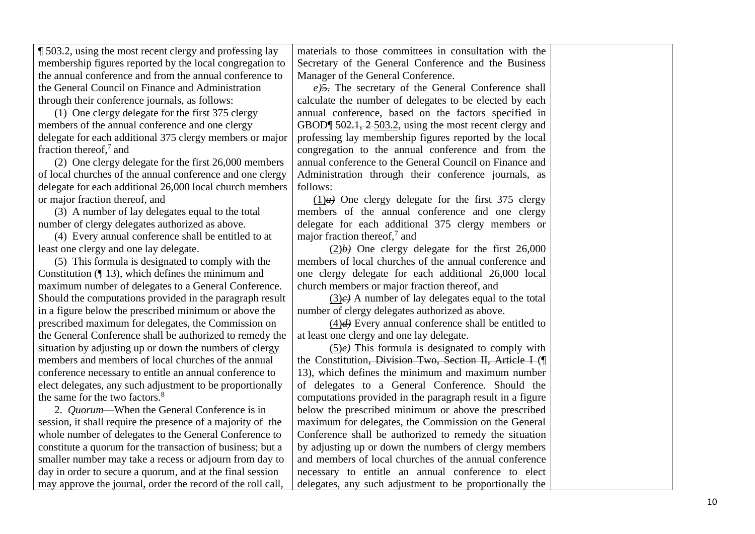| | | |
|---|---|---|
| ¶ 503.2, using the most recent clergy and professing lay membership figures reported by the local congregation to the annual conference and from the annual conference to the General Council on Finance and Administration through their conference journals, as follows:<br>(1) One clergy delegate for the first 375 clergy members of the annual conference and one clergy delegate for each additional 375 clergy members or major fraction thereof,[7] and<br>(2) One clergy delegate for the first 26,000 members of local churches of the annual conference and one clergy delegate for each additional 26,000 local church members or major fraction thereof, and<br>(3) A number of lay delegates equal to the total number of clergy delegates authorized as above.<br>(4) Every annual conference shall be entitled to at least one clergy and one lay delegate.<br>(5) This formula is designated to comply with the Constitution (¶ 13), which defines the minimum and maximum number of delegates to a General Conference. Should the computations provided in the paragraph result in a figure below the prescribed minimum or above the prescribed maximum for delegates, the Commission on the General Conference shall be authorized to remedy the situation by adjusting up or down the numbers of clergy members and members of local churches of the annual conference necessary to entitle an annual conference to elect delegates, any such adjustment to be proportionally the same for the two factors.[8]<br>2. *Quorum*—When the General Conference is in session, it shall require the presence of a majority of the whole number of delegates to the General Conference to constitute a quorum for the transaction of business; but a smaller number may take a recess or adjourn from day to day in order to secure a quorum, and at the final session may approve the journal, order the record of the roll call, | materials to those committees in consultation with the Secretary of the General Conference and the Business Manager of the General Conference.<br>*e)*~~5.~~ The secretary of the General Conference shall calculate the number of delegates to be elected by each annual conference, based on the factors specified in GBOD¶ ~~502.1, 2~~ 503.2, using the most recent clergy and professing lay membership figures reported by the local congregation to the annual conference and from the annual conference to the General Council on Finance and Administration through their conference journals, as follows:<br>(1)~~*a)*~~ One clergy delegate for the first 375 clergy members of the annual conference and one clergy delegate for each additional 375 clergy members or major fraction thereof,[7] and<br>(2)~~*b)*~~ One clergy delegate for the first 26,000 members of local churches of the annual conference and one clergy delegate for each additional 26,000 local church members or major fraction thereof, and<br>(3)~~*c)*~~ A number of lay delegates equal to the total number of clergy delegates authorized as above.<br>(4)~~*d)*~~ Every annual conference shall be entitled to at least one clergy and one lay delegate.<br>(5)~~*e)*~~ This formula is designated to comply with the Constitution~~, Division Two, Section II, Article I~~ (¶ 13), which defines the minimum and maximum number of delegates to a General Conference. Should the computations provided in the paragraph result in a figure below the prescribed minimum or above the prescribed maximum for delegates, the Commission on the General Conference shall be authorized to remedy the situation by adjusting up or down the numbers of clergy members and members of local churches of the annual conference necessary to entitle an annual conference to elect delegates, any such adjustment to be proportionally the | |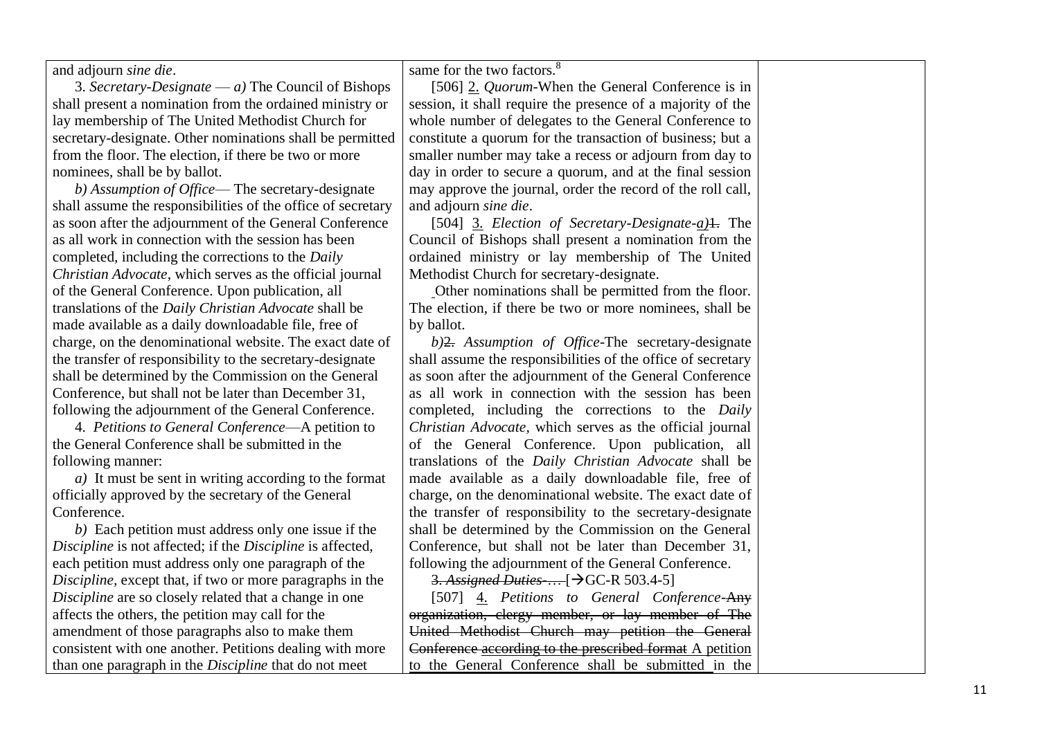| | | |
|---|---|---|
| and adjourn *sine die*.<br><br>3. *Secretary-Designate* — *a)* The Council of Bishops shall present a nomination from the ordained ministry or lay membership of The United Methodist Church for secretary-designate. Other nominations shall be permitted from the floor. The election, if there be two or more nominees, shall be by ballot.<br><br>*b) Assumption of Office*— The secretary-designate shall assume the responsibilities of the office of secretary as soon after the adjournment of the General Conference as all work in connection with the session has been completed, including the corrections to the *Daily Christian Advocate*, which serves as the official journal of the General Conference. Upon publication, all translations of the *Daily Christian Advocate* shall be made available as a daily downloadable file, free of charge, on the denominational website. The exact date of the transfer of responsibility to the secretary-designate shall be determined by the Commission on the General Conference, but shall not be later than December 31, following the adjournment of the General Conference.<br><br>4. *Petitions to General Conference*—A petition to the General Conference shall be submitted in the following manner:<br><br>*a)* It must be sent in writing according to the format officially approved by the secretary of the General Conference.<br><br>*b)* Each petition must address only one issue if the *Discipline* is not affected; if the *Discipline* is affected, each petition must address only one paragraph of the *Discipline*, except that, if two or more paragraphs in the *Discipline* are so closely related that a change in one affects the others, the petition may call for the amendment of those paragraphs also to make them consistent with one another. Petitions dealing with more than one paragraph in the *Discipline* that do not meet | same for the two factors.[8]<br><br>[506] <u>2.</u> *Quorum*-When the General Conference is in session, it shall require the presence of a majority of the whole number of delegates to the General Conference to constitute a quorum for the transaction of business; but a smaller number may take a recess or adjourn from day to day in order to secure a quorum, and at the final session may approve the journal, order the record of the roll call, and adjourn *sine die*.<br><br>[504] <u>3.</u> *Election of Secretary-Designate*-<u>*a)*</u>~~1.~~ The Council of Bishops shall present a nomination from the ordained ministry or lay membership of The United Methodist Church for secretary-designate.<br><br>Other nominations shall be permitted from the floor. The election, if there be two or more nominees, shall be by ballot.<br><br>*b)*~~2.~~ *Assumption of Office*-The secretary-designate shall assume the responsibilities of the office of secretary as soon after the adjournment of the General Conference as all work in connection with the session has been completed, including the corrections to the *Daily Christian Advocate*, which serves as the official journal of the General Conference. Upon publication, all translations of the *Daily Christian Advocate* shall be made available as a daily downloadable file, free of charge, on the denominational website. The exact date of the transfer of responsibility to the secretary-designate shall be determined by the Commission on the General Conference, but shall not be later than December 31, following the adjournment of the General Conference.<br><br>~~3. *Assigned Duties*-…~~ [→GC-R 503.4-5]<br><br>[507] <u>4.</u> *Petitions to General Conference*-~~Any organization, clergy member, or lay member of The United Methodist Church may petition the General Conference according to the prescribed format~~ <u>A petition to the General Conference shall be submitted in the</u> | |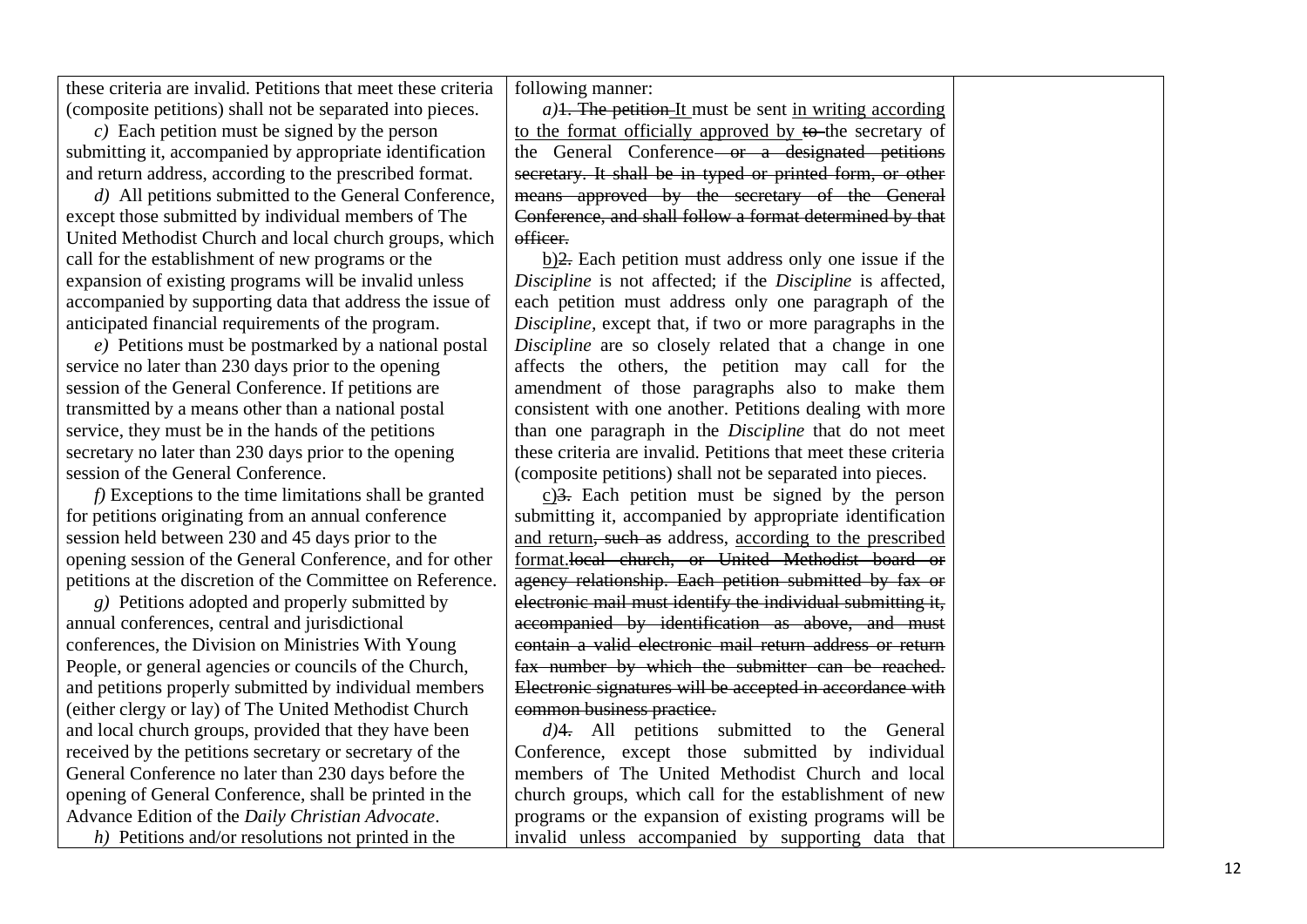| | | |
|---|---|---|
| these criteria are invalid. Petitions that meet these criteria (composite petitions) shall not be separated into pieces.<br>*c)* Each petition must be signed by the person submitting it, accompanied by appropriate identification and return address, according to the prescribed format.<br>*d)* All petitions submitted to the General Conference, except those submitted by individual members of The United Methodist Church and local church groups, which call for the establishment of new programs or the expansion of existing programs will be invalid unless accompanied by supporting data that address the issue of anticipated financial requirements of the program.<br>*e)* Petitions must be postmarked by a national postal service no later than 230 days prior to the opening session of the General Conference. If petitions are transmitted by a means other than a national postal service, they must be in the hands of the petitions secretary no later than 230 days prior to the opening session of the General Conference.<br>*f)* Exceptions to the time limitations shall be granted for petitions originating from an annual conference session held between 230 and 45 days prior to the opening session of the General Conference, and for other petitions at the discretion of the Committee on Reference.<br>*g)* Petitions adopted and properly submitted by annual conferences, central and jurisdictional conferences, the Division on Ministries With Young People, or general agencies or councils of the Church, and petitions properly submitted by individual members (either clergy or lay) of The United Methodist Church and local church groups, provided that they have been received by the petitions secretary or secretary of the General Conference no later than 230 days before the opening of General Conference, shall be printed in the Advance Edition of the *Daily Christian Advocate*.<br>*h)* Petitions and/or resolutions not printed in the | following manner:<br>*a)*~~1. The petition~~ <u>It</u> must be sent <u>in writing according to the format officially approved by</u> ~~to~~ the secretary of the General Conference~~ or a designated petitions secretary. It shall be in typed or printed form, or other means approved by the secretary of the General Conference, and shall follow a format determined by that officer.~~<br><u>b)</u>~~2.~~ Each petition must address only one issue if the *Discipline* is not affected; if the *Discipline* is affected, each petition must address only one paragraph of the *Discipline*, except that, if two or more paragraphs in the *Discipline* are so closely related that a change in one affects the others, the petition may call for the amendment of those paragraphs also to make them consistent with one another. Petitions dealing with more than one paragraph in the *Discipline* that do not meet these criteria are invalid. Petitions that meet these criteria (composite petitions) shall not be separated into pieces.<br><u>c)</u>~~3.~~ Each petition must be signed by the person submitting it, accompanied by appropriate identification <u>and return</u>~~, such as~~ address, <u>according to the prescribed format.</u>~~local church, or United Methodist board or agency relationship. Each petition submitted by fax or electronic mail must identify the individual submitting it, accompanied by identification as above, and must contain a valid electronic mail return address or return fax number by which the submitter can be reached. Electronic signatures will be accepted in accordance with common business practice.~~<br>*d)*~~4.~~ All petitions submitted to the General Conference, except those submitted by individual members of The United Methodist Church and local church groups, which call for the establishment of new programs or the expansion of existing programs will be invalid unless accompanied by supporting data that | |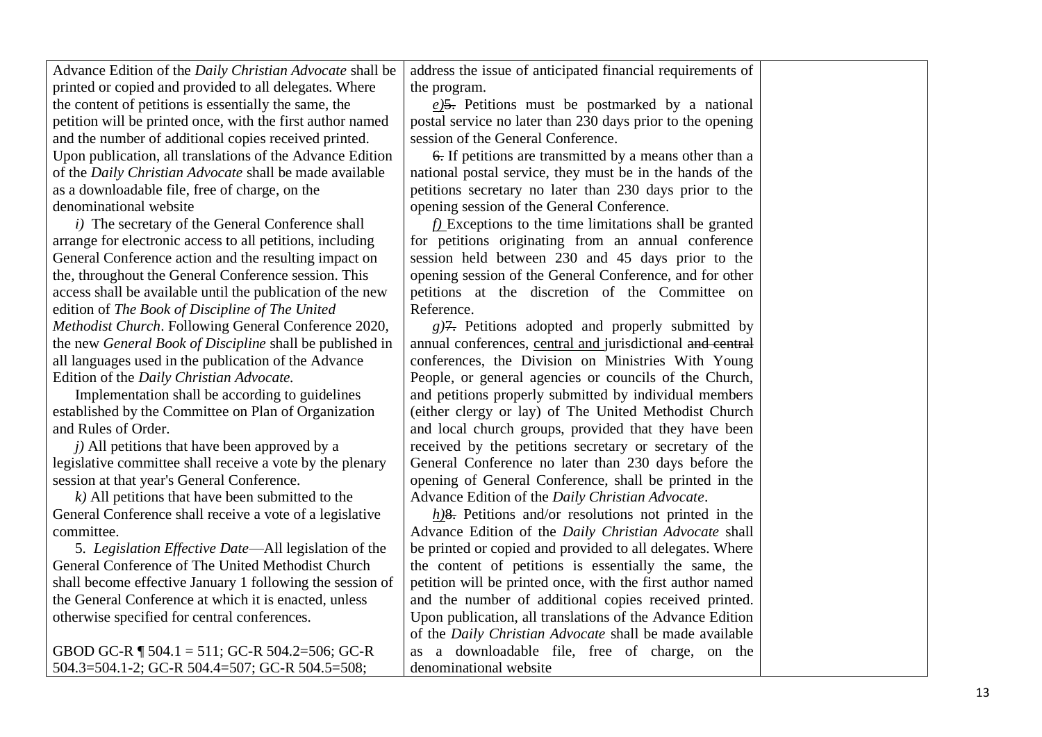| | | |
|---|---|---|
| Advance Edition of the *Daily Christian Advocate* shall be printed or copied and provided to all delegates. Where the content of petitions is essentially the same, the petition will be printed once, with the first author named and the number of additional copies received printed. Upon publication, all translations of the Advance Edition of the *Daily Christian Advocate* shall be made available as a downloadable file, free of charge, on the denominational website<br><br>*i)* The secretary of the General Conference shall arrange for electronic access to all petitions, including General Conference action and the resulting impact on the, throughout the General Conference session. This access shall be available until the publication of the new edition of *The Book of Discipline of The United Methodist Church*. Following General Conference 2020, the new *General Book of Discipline* shall be published in all languages used in the publication of the Advance Edition of the *Daily Christian Advocate.*<br><br>Implementation shall be according to guidelines established by the Committee on Plan of Organization and Rules of Order.<br><br>*j)* All petitions that have been approved by a legislative committee shall receive a vote by the plenary session at that year's General Conference.<br><br>*k)* All petitions that have been submitted to the General Conference shall receive a vote of a legislative committee.<br><br>5. *Legislation Effective Date*—All legislation of the General Conference of The United Methodist Church shall become effective January 1 following the session of the General Conference at which it is enacted, unless otherwise specified for central conferences.<br><br>GBOD GC-R ¶ 504.1 = 511; GC-R 504.2=506; GC-R 504.3=504.1-2; GC-R 504.4=507; GC-R 504.5=508; | address the issue of anticipated financial requirements of the program.<br><br>*e)*~~5.~~ Petitions must be postmarked by a national postal service no later than 230 days prior to the opening session of the General Conference.<br><br>~~6.~~ If petitions are transmitted by a means other than a national postal service, they must be in the hands of the petitions secretary no later than 230 days prior to the opening session of the General Conference.<br><br>*f)* Exceptions to the time limitations shall be granted for petitions originating from an annual conference session held between 230 and 45 days prior to the opening session of the General Conference, and for other petitions at the discretion of the Committee on Reference.<br><br>*g)*~~7.~~ Petitions adopted and properly submitted by annual conferences, <u>central and</u> jurisdictional ~~and central~~ conferences, the Division on Ministries With Young People, or general agencies or councils of the Church, and petitions properly submitted by individual members (either clergy or lay) of The United Methodist Church and local church groups, provided that they have been received by the petitions secretary or secretary of the General Conference no later than 230 days before the opening of General Conference, shall be printed in the Advance Edition of the *Daily Christian Advocate*.<br><br>*h)*~~8.~~ Petitions and/or resolutions not printed in the Advance Edition of the *Daily Christian Advocate* shall be printed or copied and provided to all delegates. Where the content of petitions is essentially the same, the petition will be printed once, with the first author named and the number of additional copies received printed. Upon publication, all translations of the Advance Edition of the *Daily Christian Advocate* shall be made available as a downloadable file, free of charge, on the denominational website | |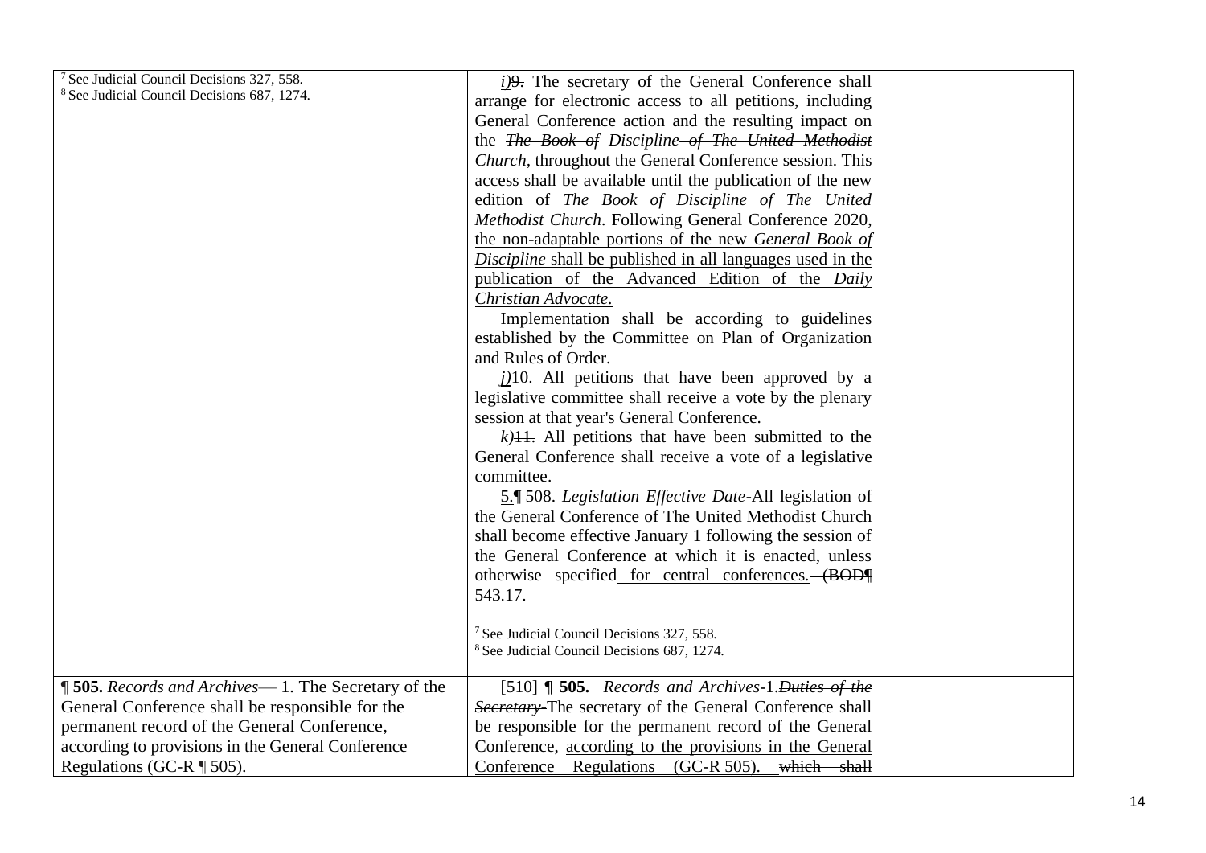| | | |
|---|---|---|
| [7] See Judicial Council Decisions 327, 558.<br>[8] See Judicial Council Decisions 687, 1274. | <u>*i)*</u>~~9.~~ The secretary of the General Conference shall arrange for electronic access to all petitions, including General Conference action and the resulting impact on the ~~*The Book of*~~ *Discipline* ~~*of The United Methodist Church*, throughout the General Conference session~~. This access shall be available until the publication of the new edition of *The Book of Discipline of The United Methodist Church*. <u>Following General Conference 2020, the non-adaptable portions of the new *General Book of Discipline* shall be published in all languages used in the publication of the Advanced Edition of the *Daily Christian Advocate*.</u><br>Implementation shall be according to guidelines established by the Committee on Plan of Organization and Rules of Order.<br><u>*j)*</u>~~10.~~ All petitions that have been approved by a legislative committee shall receive a vote by the plenary session at that year's General Conference.<br><u>*k)*</u>~~11.~~ All petitions that have been submitted to the General Conference shall receive a vote of a legislative committee.<br><u>5.</u>~~¶ 508.~~ *Legislation Effective Date*-All legislation of the General Conference of The United Methodist Church shall become effective January 1 following the session of the General Conference at which it is enacted, unless otherwise specified<u> for central conferences.</u> ~~(BOD¶ 543.17~~.<br><br>[7] See Judicial Council Decisions 327, 558.<br>[8] See Judicial Council Decisions 687, 1274. | |
| **¶ 505.** *Records and Archives*— 1. The Secretary of the General Conference shall be responsible for the permanent record of the General Conference, according to provisions in the General Conference Regulations (GC-R ¶ 505). | [510] **¶ 505.** <u>*Records and Archives*</u>-<u>1.</u>~~*Duties of the Secretary*~~-The secretary of the General Conference shall be responsible for the permanent record of the General Conference, <u>according to the provisions in the General Conference Regulations (GC-R 505).</u> ~~which shall~~ | |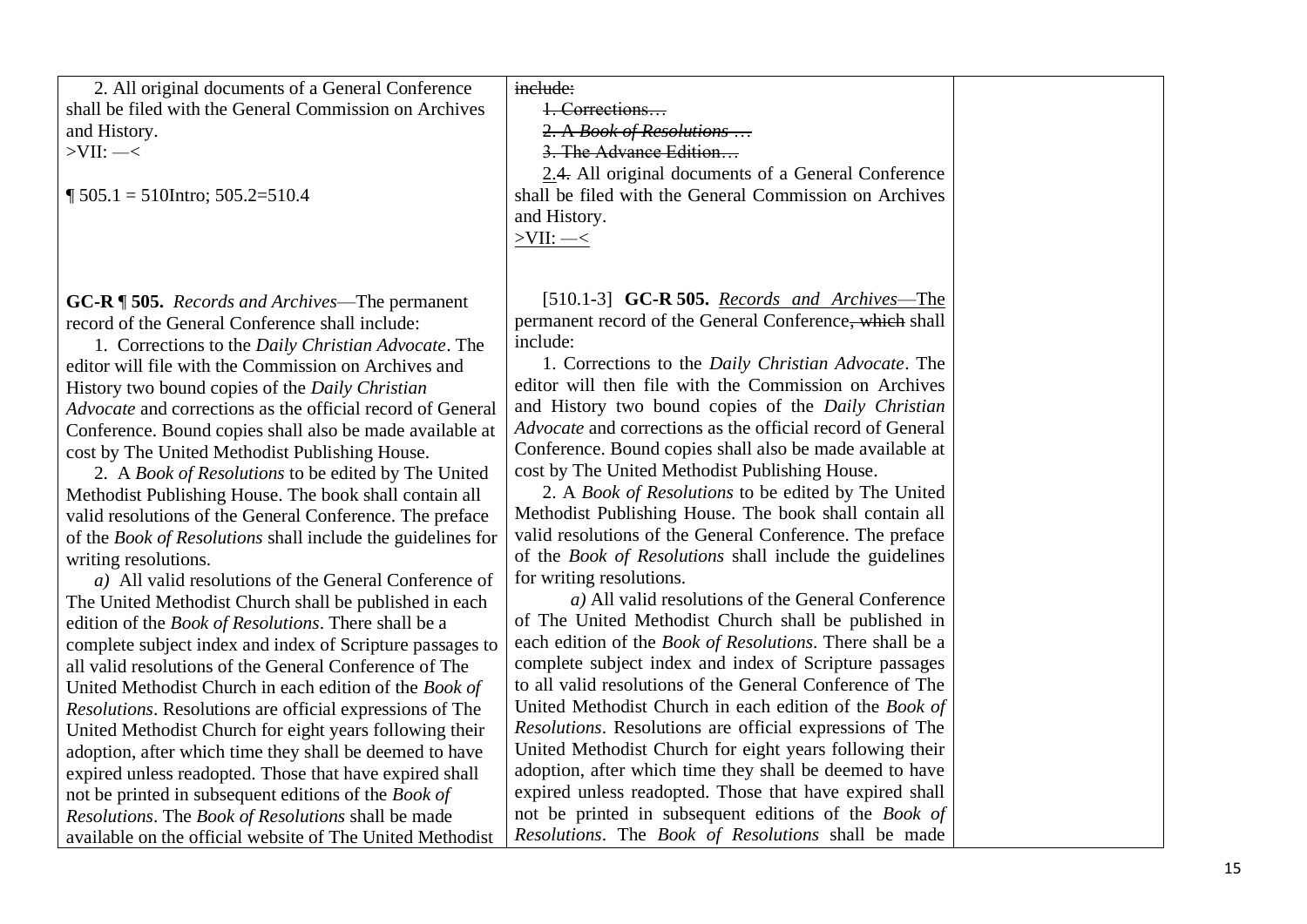| | | |
|---|---|---|
| 2. All original documents of a General Conference shall be filed with the General Commission on Archives and History.<br>>VII: —<<br><br>¶ 505.1 = 510Intro; 505.2=510.4 | ~~include:~~<br>~~1. Corrections…~~<br>~~2. A *Book of Resolutions* …~~<br>~~3. The Advance Edition…~~<br><u>2.</u>~~4.~~ All original documents of a General Conference shall be filed with the General Commission on Archives and History.<br><u>>VII: —<</u> | |
| **GC-R ¶ 505.** *Records and Archives*—The permanent record of the General Conference shall include:<br>1. Corrections to the *Daily Christian Advocate*. The editor will file with the Commission on Archives and History two bound copies of the *Daily Christian Advocate* and corrections as the official record of General Conference. Bound copies shall also be made available at cost by The United Methodist Publishing House.<br>2. A *Book of Resolutions* to be edited by The United Methodist Publishing House. The book shall contain all valid resolutions of the General Conference. The preface of the *Book of Resolutions* shall include the guidelines for writing resolutions.<br>*a)* All valid resolutions of the General Conference of The United Methodist Church shall be published in each edition of the *Book of Resolutions*. There shall be a complete subject index and index of Scripture passages to all valid resolutions of the General Conference of The United Methodist Church in each edition of the *Book of Resolutions*. Resolutions are official expressions of The United Methodist Church for eight years following their adoption, after which time they shall be deemed to have expired unless readopted. Those that have expired shall not be printed in subsequent editions of the *Book of Resolutions*. The *Book of Resolutions* shall be made available on the official website of The United Methodist | [510.1-3] **GC-R 505.** <u>*Records and Archives*—</u>The permanent record of the General Conference~~, which~~ shall include:<br>1. Corrections to the *Daily Christian Advocate*. The editor will then file with the Commission on Archives and History two bound copies of the *Daily Christian Advocate* and corrections as the official record of General Conference. Bound copies shall also be made available at cost by The United Methodist Publishing House.<br>2. A *Book of Resolutions* to be edited by The United Methodist Publishing House. The book shall contain all valid resolutions of the General Conference. The preface of the *Book of Resolutions* shall include the guidelines for writing resolutions.<br>*a)* All valid resolutions of the General Conference of The United Methodist Church shall be published in each edition of the *Book of Resolutions*. There shall be a complete subject index and index of Scripture passages to all valid resolutions of the General Conference of The United Methodist Church in each edition of the *Book of Resolutions*. Resolutions are official expressions of The United Methodist Church for eight years following their adoption, after which time they shall be deemed to have expired unless readopted. Those that have expired shall not be printed in subsequent editions of the *Book of Resolutions*. The *Book of Resolutions* shall be made | |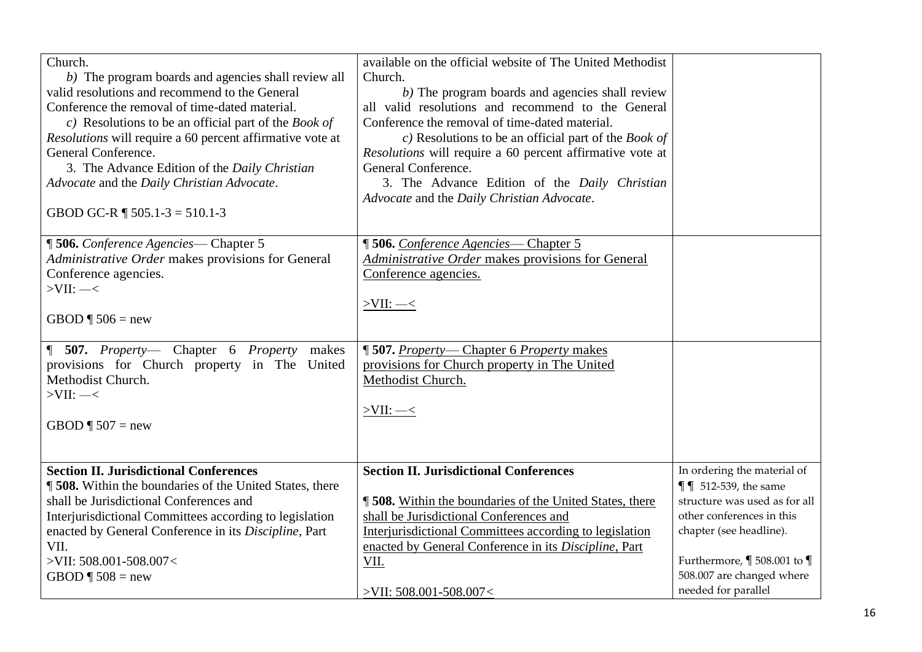| | | |
|---|---|---|
| Church.<br>*b)* The program boards and agencies shall review all valid resolutions and recommend to the General Conference the removal of time-dated material.<br>*c)* Resolutions to be an official part of the *Book of Resolutions* will require a 60 percent affirmative vote at General Conference.<br>3. The Advance Edition of the *Daily Christian Advocate* and the *Daily Christian Advocate*.<br><br>GBOD GC-R ¶ 505.1-3 = 510.1-3 | available on the official website of The United Methodist Church.<br>*b)* The program boards and agencies shall review all valid resolutions and recommend to the General Conference the removal of time-dated material.<br>*c)* Resolutions to be an official part of the *Book of Resolutions* will require a 60 percent affirmative vote at General Conference.<br>3. The Advance Edition of the *Daily Christian Advocate* and the *Daily Christian Advocate*. | |
| **¶ 506.** *Conference Agencies*— Chapter 5 *Administrative Order* makes provisions for General Conference agencies.<br>>VII: —<<br><br>GBOD ¶ 506 = new | **¶ 506.** <u>*Conference Agencies*— Chapter 5 *Administrative Order* makes provisions for General Conference agencies.</u><br><br><u>>VII: —<</u> | |
| ¶ **507.** *Property*— Chapter 6 *Property* makes provisions for Church property in The United Methodist Church.<br>>VII: —<<br><br>GBOD ¶ 507 = new | **¶ 507.** <u>*Property*— Chapter 6 *Property* makes provisions for Church property in The United Methodist Church.</u><br><br><u>>VII: —<</u> | |
| **Section II. Jurisdictional Conferences**<br>**¶ 508.** Within the boundaries of the United States, there shall be Jurisdictional Conferences and Interjurisdictional Committees according to legislation enacted by General Conference in its *Discipline*, Part VII.<br>>VII: 508.001-508.007<<br>GBOD ¶ 508 = new | **Section II. Jurisdictional Conferences**<br><br>**¶ 508.** <u>Within the boundaries of the United States, there shall be Jurisdictional Conferences and Interjurisdictional Committees according to legislation enacted by General Conference in its *Discipline*, Part VII.</u><br><br><u>>VII: 508.001-508.007<</u> | In ordering the material of ¶ ¶ 512-539, the same structure was used as for all other conferences in this chapter (see headline).<br><br>Furthermore, ¶ 508.001 to ¶ 508.007 are changed where needed for parallel |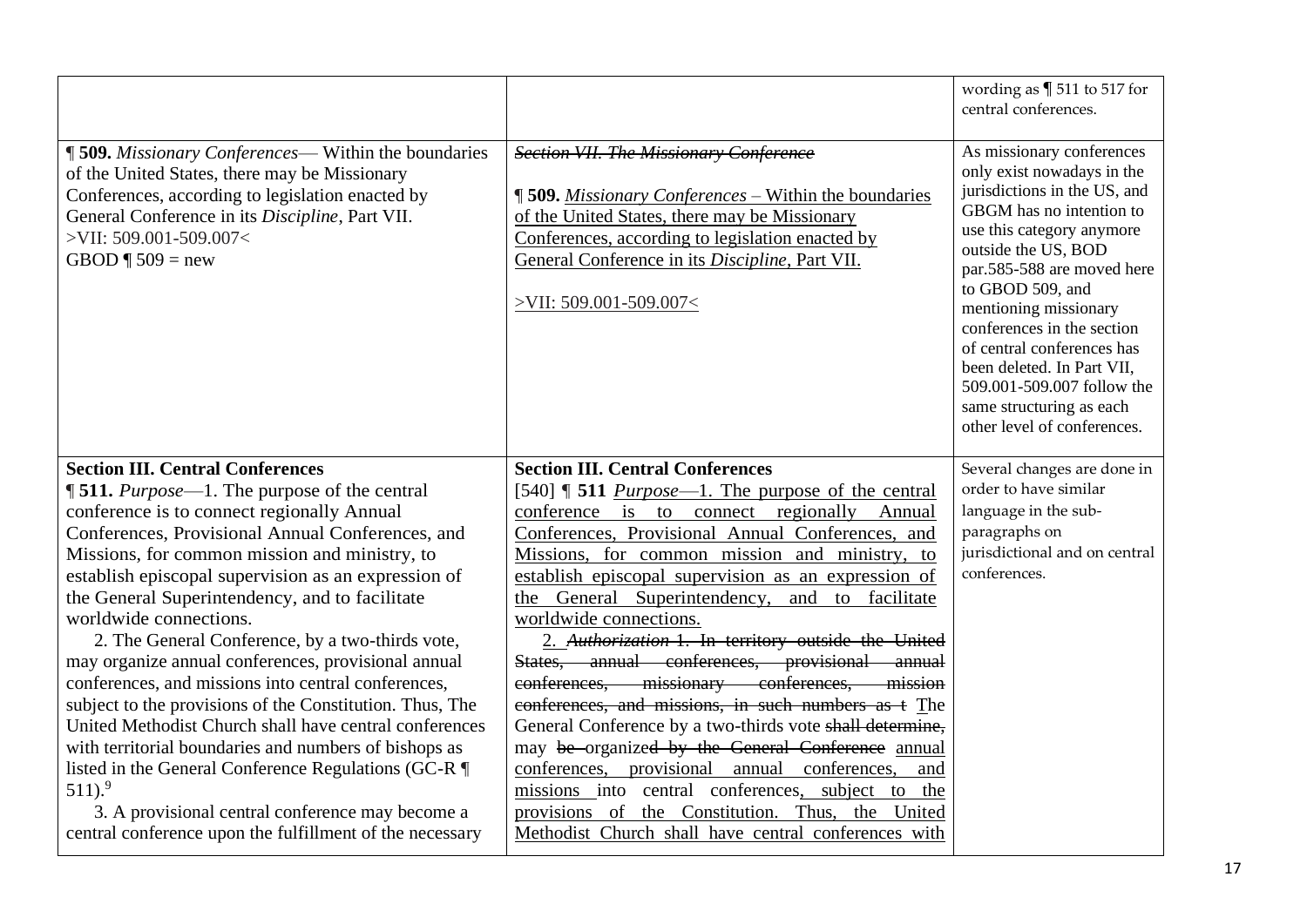| | | |
|---|---|---|
| | | wording as ¶ 511 to 517 for central conferences. |
| **¶ 509.** *Missionary Conferences*— Within the boundaries of the United States, there may be Missionary Conferences, according to legislation enacted by General Conference in its *Discipline,* Part VII. >VII: 509.001-509.007< GBOD ¶ 509 = new | ~~*Section VII. The Missionary Conference*~~ **¶ 509.** *Missionary Conferences* – Within the boundaries of the United States, there may be Missionary Conferences, according to legislation enacted by General Conference in its *Discipline,* Part VII. >VII: 509.001-509.007< | As missionary conferences only exist nowadays in the jurisdictions in the US, and GBGM has no intention to use this category anymore outside the US, BOD par.585-588 are moved here to GBOD 509, and mentioning missionary conferences in the section of central conferences has been deleted. In Part VII, 509.001-509.007 follow the same structuring as each other level of conferences. |
| **Section III. Central Conferences** **¶ 511.** *Purpose*—1. The purpose of the central conference is to connect regionally Annual Conferences, Provisional Annual Conferences, and Missions, for common mission and ministry, to establish episcopal supervision as an expression of the General Superintendency, and to facilitate worldwide connections. 2. The General Conference, by a two-thirds vote, may organize annual conferences, provisional annual conferences, and missions into central conferences, subject to the provisions of the Constitution. Thus, The United Methodist Church shall have central conferences with territorial boundaries and numbers of bishops as listed in the General Conference Regulations (GC-R ¶ 511).[9] 3. A provisional central conference may become a central conference upon the fulfillment of the necessary | **Section III. Central Conferences** [540] **¶ 511** *Purpose*—1. The purpose of the central conference is to connect regionally Annual Conferences, Provisional Annual Conferences, and Missions, for common mission and ministry, to establish episcopal supervision as an expression of the General Superintendency, and to facilitate worldwide connections. 2. ~~*Authorization* 1. In territory outside the United States, annual conferences, provisional annual conferences, missionary conferences, mission conferences, and missions, in such numbers as t~~ The General Conference by a two-thirds vote ~~shall determine,~~ may ~~be~~ organize~~d by the General Conference~~ annual conferences, provisional annual conferences, and missions into central conferences, subject to the provisions of the Constitution. Thus, the United Methodist Church shall have central conferences with | Several changes are done in order to have similar language in the sub-paragraphs on jurisdictional and on central conferences. |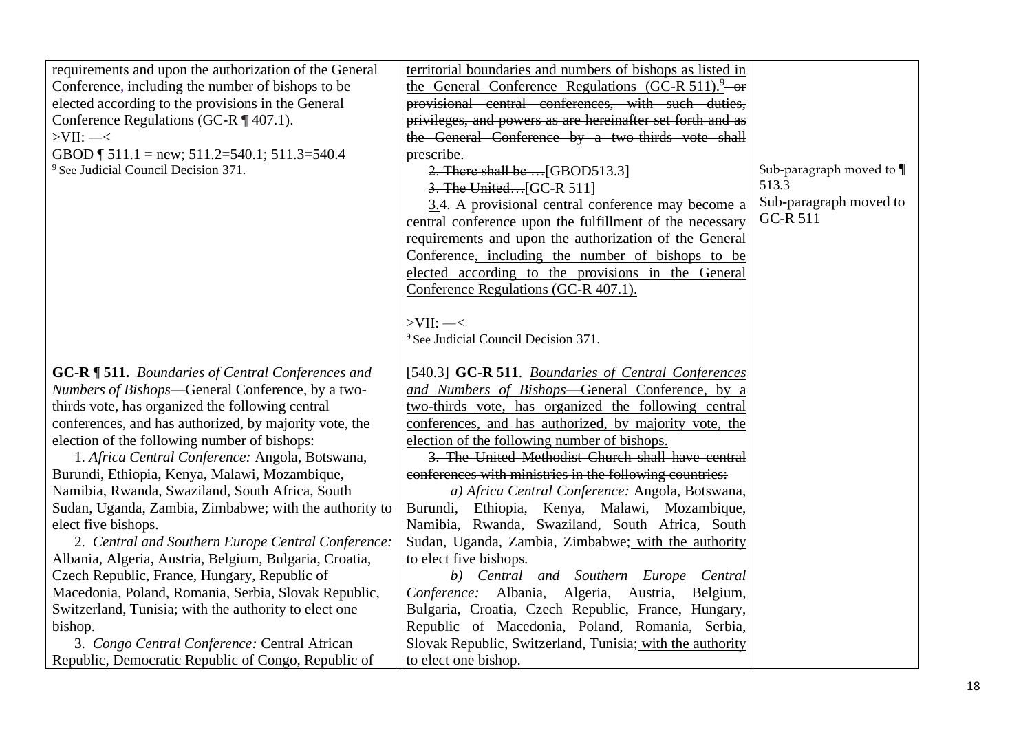| | | |
|---|---|---|
| requirements and upon the authorization of the General Conference, including the number of bishops to be elected according to the provisions in the General Conference Regulations (GC-R ¶ 407.1).<br>>VII: —<<br>GBOD ¶ 511.1 = new; 511.2=540.1; 511.3=540.4<br>[9] See Judicial Council Decision 371. | territorial boundaries and numbers of bishops as listed in the General Conference Regulations (GC-R 511).[9] ~~or provisional central conferences, with such duties, privileges, and powers as are hereinafter set forth and as the General Conference by a two-thirds vote shall prescribe.~~<br>~~2. There shall be …~~[GBOD513.3]<br>~~3. The United…~~[GC-R 511]<br>3.~~4.~~ A provisional central conference may become a central conference upon the fulfillment of the necessary requirements and upon the authorization of the General Conference, including the number of bishops to be elected according to the provisions in the General Conference Regulations (GC-R 407.1).<br><br>>VII: —<<br>[9] See Judicial Council Decision 371. | Sub-paragraph moved to ¶ 513.3<br>Sub-paragraph moved to GC-R 511 |
| **GC-R ¶ 511.** *Boundaries of Central Conferences and Numbers of Bishops*—General Conference, by a two-thirds vote, has organized the following central conferences, and has authorized, by majority vote, the election of the following number of bishops:<br>1. *Africa Central Conference:* Angola, Botswana, Burundi, Ethiopia, Kenya, Malawi, Mozambique, Namibia, Rwanda, Swaziland, South Africa, South Sudan, Uganda, Zambia, Zimbabwe; with the authority to elect five bishops.<br>2. *Central and Southern Europe Central Conference:* Albania, Algeria, Austria, Belgium, Bulgaria, Croatia, Czech Republic, France, Hungary, Republic of Macedonia, Poland, Romania, Serbia, Slovak Republic, Switzerland, Tunisia; with the authority to elect one bishop.<br>3. *Congo Central Conference:* Central African Republic, Democratic Republic of Congo, Republic of | [540.3] **GC-R 511**. *Boundaries of Central Conferences and Numbers of Bishops*—General Conference, by a two-thirds vote, has organized the following central conferences, and has authorized, by majority vote, the election of the following number of bishops.<br>~~3. The United Methodist Church shall have central conferences with ministries in the following countries:~~<br>*a) Africa Central Conference:* Angola, Botswana, Burundi, Ethiopia, Kenya, Malawi, Mozambique, Namibia, Rwanda, Swaziland, South Africa, South Sudan, Uganda, Zambia, Zimbabwe; with the authority to elect five bishops.<br>*b) Central and Southern Europe Central Conference:* Albania, Algeria, Austria, Belgium, Bulgaria, Croatia, Czech Republic, France, Hungary, Republic of Macedonia, Poland, Romania, Serbia, Slovak Republic, Switzerland, Tunisia; with the authority to elect one bishop. | |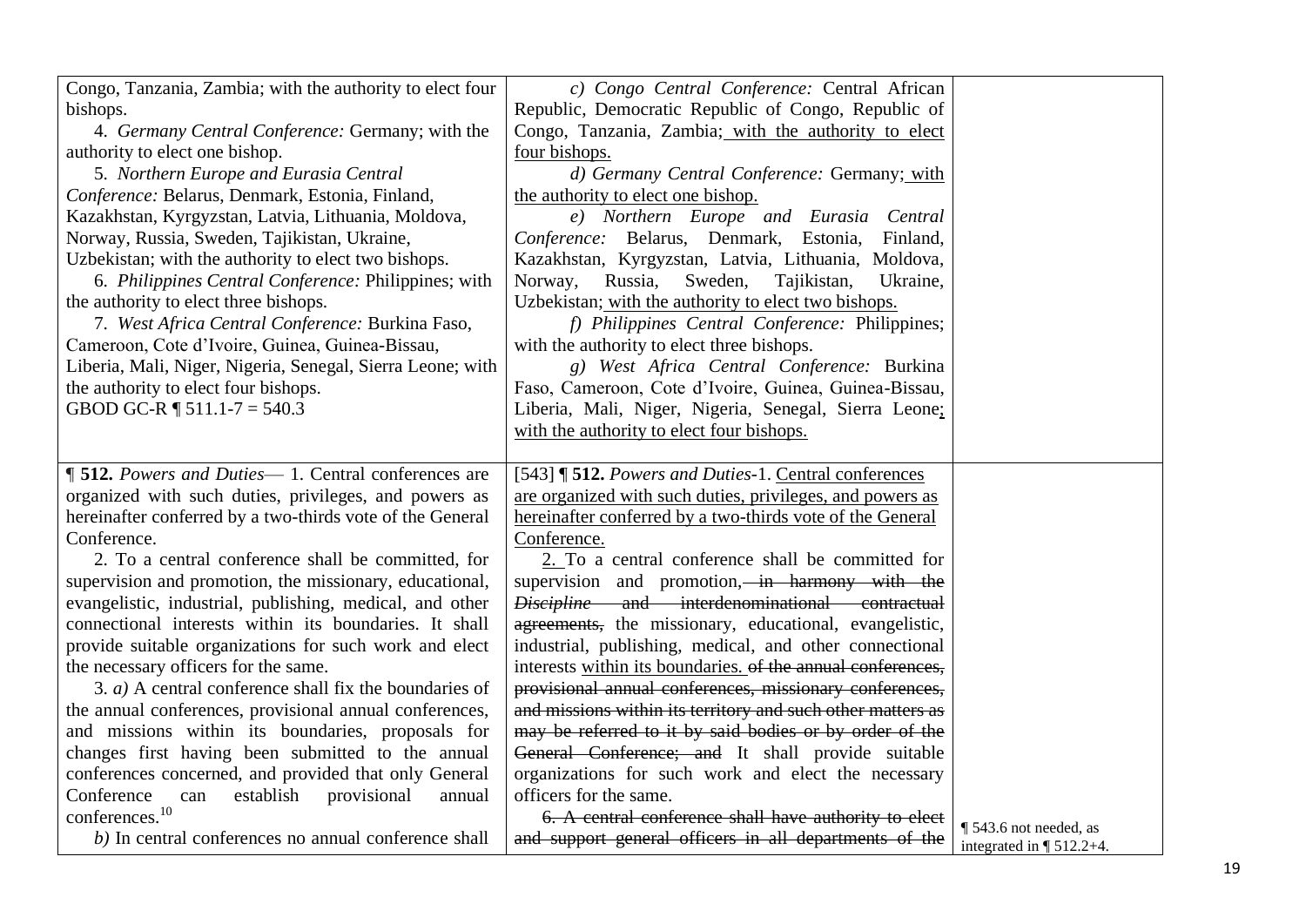| | | |
|---|---|---|
| Congo, Tanzania, Zambia; with the authority to elect four bishops.<br>4. *Germany Central Conference:* Germany; with the authority to elect one bishop.<br>5. *Northern Europe and Eurasia Central Conference:* Belarus, Denmark, Estonia, Finland, Kazakhstan, Kyrgyzstan, Latvia, Lithuania, Moldova, Norway, Russia, Sweden, Tajikistan, Ukraine, Uzbekistan; with the authority to elect two bishops.<br>6. *Philippines Central Conference:* Philippines; with the authority to elect three bishops.<br>7. *West Africa Central Conference:* Burkina Faso, Cameroon, Cote d'Ivoire, Guinea, Guinea-Bissau, Liberia, Mali, Niger, Nigeria, Senegal, Sierra Leone; with the authority to elect four bishops.<br>GBOD GC-R ¶ 511.1-7 = 540.3 | *c) Congo Central Conference:* Central African Republic, Democratic Republic of Congo, Republic of Congo, Tanzania, Zambia; with the authority to elect four bishops.<br>*d) Germany Central Conference:* Germany; with the authority to elect one bishop.<br>*e) Northern Europe and Eurasia Central Conference:* Belarus, Denmark, Estonia, Finland, Kazakhstan, Kyrgyzstan, Latvia, Lithuania, Moldova, Norway, Russia, Sweden, Tajikistan, Ukraine, Uzbekistan; with the authority to elect two bishops.<br>*f) Philippines Central Conference:* Philippines; with the authority to elect three bishops.<br>*g) West Africa Central Conference:* Burkina Faso, Cameroon, Cote d'Ivoire, Guinea, Guinea-Bissau, Liberia, Mali, Niger, Nigeria, Senegal, Sierra Leone; with the authority to elect four bishops. | |
| **¶ 512.** *Powers and Duties*— 1. Central conferences are organized with such duties, privileges, and powers as hereinafter conferred by a two-thirds vote of the General Conference.<br>2. To a central conference shall be committed, for supervision and promotion, the missionary, educational, evangelistic, industrial, publishing, medical, and other connectional interests within its boundaries. It shall provide suitable organizations for such work and elect the necessary officers for the same.<br>3. *a)* A central conference shall fix the boundaries of the annual conferences, provisional annual conferences, and missions within its boundaries, proposals for changes first having been submitted to the annual conferences concerned, and provided that only General Conference can establish provisional annual conferences.[10]<br>*b)* In central conferences no annual conference shall | [543] **¶ 512.** *Powers and Duties*-1. Central conferences are organized with such duties, privileges, and powers as hereinafter conferred by a two-thirds vote of the General Conference.<br>2. To a central conference shall be committed for supervision and promotion, ~~in harmony with the *Discipline* and interdenominational contractual agreements,~~ the missionary, educational, evangelistic, industrial, publishing, medical, and other connectional interests within its boundaries. ~~of the annual conferences, provisional annual conferences, missionary conferences, and missions within its territory and such other matters as may be referred to it by said bodies or by order of the General Conference; and~~ It shall provide suitable organizations for such work and elect the necessary officers for the same.<br>~~6. A central conference shall have authority to elect and support general officers in all departments of the~~ | ¶ 543.6 not needed, as integrated in ¶ 512.2+4. |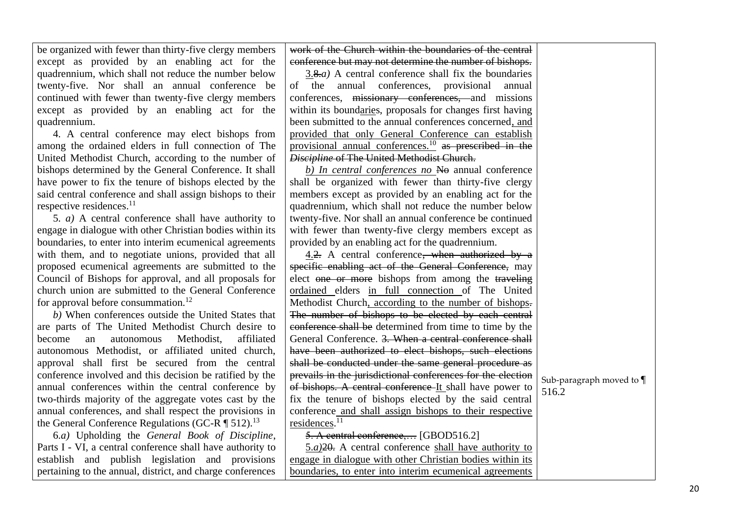| | | |
|---|---|---|
| be organized with fewer than thirty-five clergy members except as provided by an enabling act for the quadrennium, which shall not reduce the number below twenty-five. Nor shall an annual conference be continued with fewer than twenty-five clergy members except as provided by an enabling act for the quadrennium.<br><br>4. A central conference may elect bishops from among the ordained elders in full connection of The United Methodist Church, according to the number of bishops determined by the General Conference. It shall have power to fix the tenure of bishops elected by the said central conference and shall assign bishops to their respective residences.[11]<br><br>5. *a)* A central conference shall have authority to engage in dialogue with other Christian bodies within its boundaries, to enter into interim ecumenical agreements with them, and to negotiate unions, provided that all proposed ecumenical agreements are submitted to the Council of Bishops for approval, and all proposals for church union are submitted to the General Conference for approval before consummation.[12]<br><br>*b)* When conferences outside the United States that are parts of The United Methodist Church desire to become an autonomous Methodist, affiliated autonomous Methodist, or affiliated united church, approval shall first be secured from the central conference involved and this decision be ratified by the annual conferences within the central conference by two-thirds majority of the aggregate votes cast by the annual conferences, and shall respect the provisions in the General Conference Regulations (GC-R ¶ 512).[13]<br><br>6.*a)* Upholding the *General Book of Discipline*, Parts I - VI, a central conference shall have authority to establish and publish legislation and provisions pertaining to the annual, district, and charge conferences | ~~work of the Church within the boundaries of the central conference but may not determine the number of bishops.~~<br><br>3.~~8.~~*a)* A central conference shall fix the boundaries of the annual conferences, provisional annual conferences, ~~missionary conferences,~~ and missions within its boundaries, proposals for changes first having been submitted to the annual conferences concerned, and provided that only General Conference can establish provisional annual conferences.[10] ~~as prescribed in the *Discipline* of The United Methodist Church.~~<br><br>*b) In central conferences no* ~~No~~ annual conference shall be organized with fewer than thirty-five clergy members except as provided by an enabling act for the quadrennium, which shall not reduce the number below twenty-five. Nor shall an annual conference be continued with fewer than twenty-five clergy members except as provided by an enabling act for the quadrennium.<br><br>4.~~2.~~ A central conference~~, when authorized by a specific enabling act of the General Conference,~~ may elect ~~one or more~~ bishops from among the ~~traveling~~ ordained elders in full connection of The United Methodist Church, according to the number of bishops~~. The number of bishops to be elected by each central conference shall be~~ determined from time to time by the General Conference. ~~3. When a central conference shall have been authorized to elect bishops, such elections shall be conducted under the same general procedure as prevails in the jurisdictional conferences for the election of bishops. A central conference~~ It shall have power to fix the tenure of bishops elected by the said central conference and shall assign bishops to their respective residences.[11]<br><br>~~5. A central conference,…~~ [GBOD516.2]<br><br>5.*a)*~~20.~~ A central conference shall have authority to engage in dialogue with other Christian bodies within its boundaries, to enter into interim ecumenical agreements | Sub-paragraph moved to ¶ 516.2 |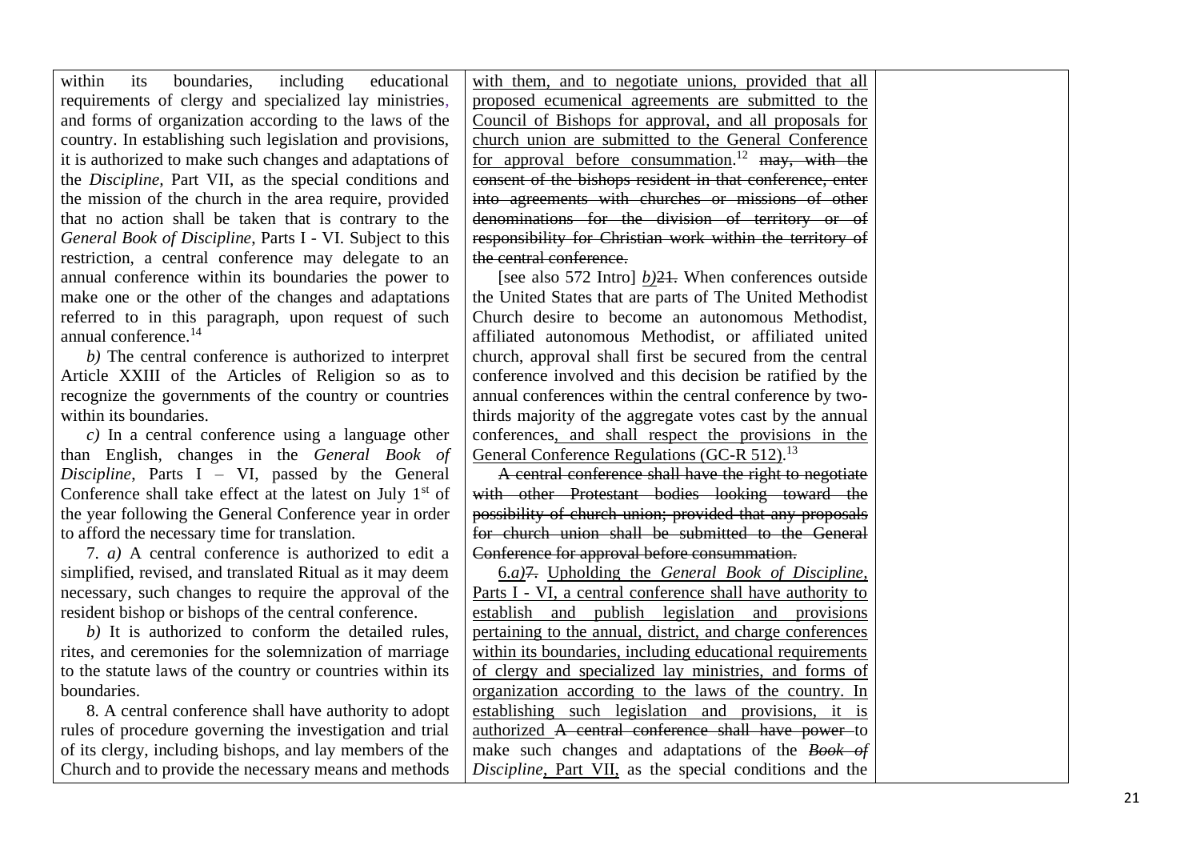| | | |
|---|---|---|
| within its boundaries, including educational requirements of clergy and specialized lay ministries, and forms of organization according to the laws of the country. In establishing such legislation and provisions, it is authorized to make such changes and adaptations of the *Discipline,* Part VII, as the special conditions and the mission of the church in the area require, provided that no action shall be taken that is contrary to the *General Book of Discipline*, Parts I - VI. Subject to this restriction, a central conference may delegate to an annual conference within its boundaries the power to make one or the other of the changes and adaptations referred to in this paragraph, upon request of such annual conference.[14]<br><br>*b)* The central conference is authorized to interpret Article XXIII of the Articles of Religion so as to recognize the governments of the country or countries within its boundaries.<br><br>*c)* In a central conference using a language other than English, changes in the *General Book of Discipline*, Parts I – VI, passed by the General Conference shall take effect at the latest on July 1st of the year following the General Conference year in order to afford the necessary time for translation.<br><br>7. *a)* A central conference is authorized to edit a simplified, revised, and translated Ritual as it may deem necessary, such changes to require the approval of the resident bishop or bishops of the central conference.<br><br>*b)* It is authorized to conform the detailed rules, rites, and ceremonies for the solemnization of marriage to the statute laws of the country or countries within its boundaries.<br><br>8. A central conference shall have authority to adopt rules of procedure governing the investigation and trial of its clergy, including bishops, and lay members of the Church and to provide the necessary means and methods | <u>with them, and to negotiate unions, provided that all proposed ecumenical agreements are submitted to the Council of Bishops for approval, and all proposals for church union are submitted to the General Conference for approval before consummation.</u>[12] ~~may, with the consent of the bishops resident in that conference, enter into agreements with churches or missions of other denominations for the division of territory or of responsibility for Christian work within the territory of the central conference.~~<br><br>[see also 572 Intro] <u>*b)*</u>~~21.~~ When conferences outside the United States that are parts of The United Methodist Church desire to become an autonomous Methodist, affiliated autonomous Methodist, or affiliated united church, approval shall first be secured from the central conference involved and this decision be ratified by the annual conferences within the central conference by two-thirds majority of the aggregate votes cast by the annual conferences<u>, and shall respect the provisions in the General Conference Regulations (GC-R 512)</u>.[13]<br><br>~~A central conference shall have the right to negotiate with other Protestant bodies looking toward the possibility of church union; provided that any proposals for church union shall be submitted to the General Conference for approval before consummation.~~<br><br><u>6.*a)*</u>~~7.~~ <u>Upholding the *General Book of Discipline*, Parts I - VI, a central conference shall have authority to establish and publish legislation and provisions pertaining to the annual, district, and charge conferences within its boundaries, including educational requirements of clergy and specialized lay ministries, and forms of organization according to the laws of the country. In establishing such legislation and provisions, it is authorized</u> ~~A central conference shall have power~~ to make such changes and adaptations of the ~~*Book of*~~ *Discipline*<u>, Part VII,</u> as the special conditions and the | |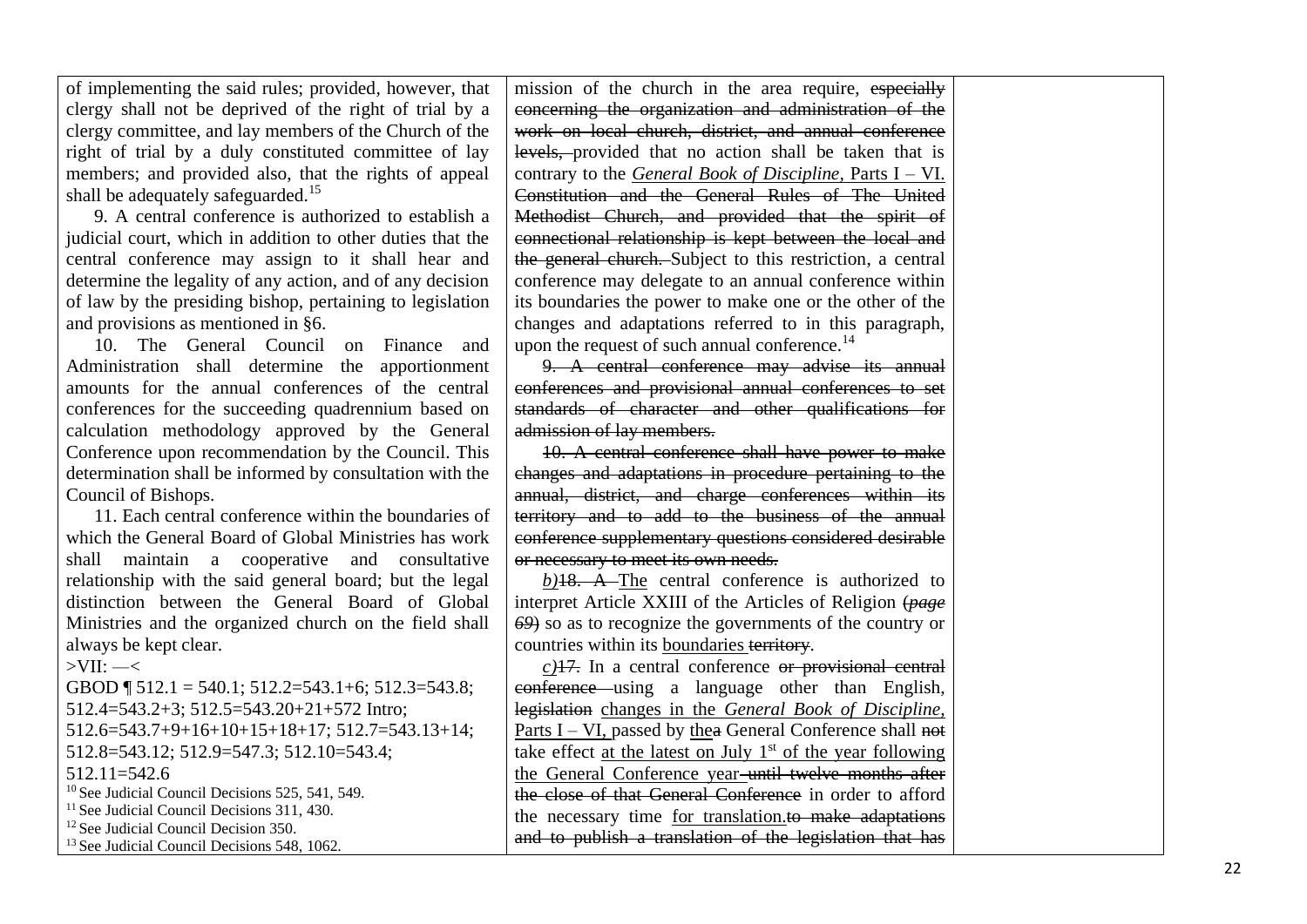| | | |
|---|---|---|
| of implementing the said rules; provided, however, that clergy shall not be deprived of the right of trial by a clergy committee, and lay members of the Church of the right of trial by a duly constituted committee of lay members; and provided also, that the rights of appeal shall be adequately safeguarded.[15]<br><br>9. A central conference is authorized to establish a judicial court, which in addition to other duties that the central conference may assign to it shall hear and determine the legality of any action, and of any decision of law by the presiding bishop, pertaining to legislation and provisions as mentioned in §6.<br><br>10. The General Council on Finance and Administration shall determine the apportionment amounts for the annual conferences of the central conferences for the succeeding quadrennium based on calculation methodology approved by the General Conference upon recommendation by the Council. This determination shall be informed by consultation with the Council of Bishops.<br><br>11. Each central conference within the boundaries of which the General Board of Global Ministries has work shall maintain a cooperative and consultative relationship with the said general board; but the legal distinction between the General Board of Global Ministries and the organized church on the field shall always be kept clear.<br><br>>VII: —<<br>GBOD ¶ 512.1 = 540.1; 512.2=543.1+6; 512.3=543.8; 512.4=543.2+3; 512.5=543.20+21+572 Intro; 512.6=543.7+9+16+10+15+18+17; 512.7=543.13+14; 512.8=543.12; 512.9=547.3; 512.10=543.4; 512.11=542.6<br><br>[10] See Judicial Council Decisions 525, 541, 549.<br>[11] See Judicial Council Decisions 311, 430.<br>[12] See Judicial Council Decision 350.<br>[13] See Judicial Council Decisions 548, 1062. | mission of the church in the area require, ~~especially concerning the organization and administration of the work on local church, district, and annual conference levels,~~ provided that no action shall be taken that is contrary to the <u>*General Book of Discipline*, Parts I – VI.</u> ~~Constitution and the General Rules of The United Methodist Church, and provided that the spirit of connectional relationship is kept between the local and the general church.~~ Subject to this restriction, a central conference may delegate to an annual conference within its boundaries the power to make one or the other of the changes and adaptations referred to in this paragraph, upon the request of such annual conference.[14]<br><br>~~9. A central conference may advise its annual conferences and provisional annual conferences to set standards of character and other qualifications for admission of lay members.~~<br><br>~~10. A central conference shall have power to make changes and adaptations in procedure pertaining to the annual, district, and charge conferences within its territory and to add to the business of the annual conference supplementary questions considered desirable or necessary to meet its own needs.~~<br><br><u>*b)*</u>~~18. A~~ <u>The</u> central conference is authorized to interpret Article XXIII of the Articles of Religion ~~(*page 69*)~~ so as to recognize the governments of the country or countries within its <u>boundaries</u> ~~territory~~.<br><br><u>*c)*</u>~~17.~~ In a central conference ~~or provisional central conference~~ using a language other than English, ~~legislation~~ <u>changes in the *General Book of Discipline*, Parts I – VI,</u> passed by <u>the</u>~~a~~ General Conference shall ~~not~~ take effect <u>at the latest on July 1st of the year following the General Conference year</u> ~~until twelve months after the close of that General Conference~~ in order to afford the necessary time <u>for translation.</u>~~to make adaptations and to publish a translation of the legislation that has~~ | |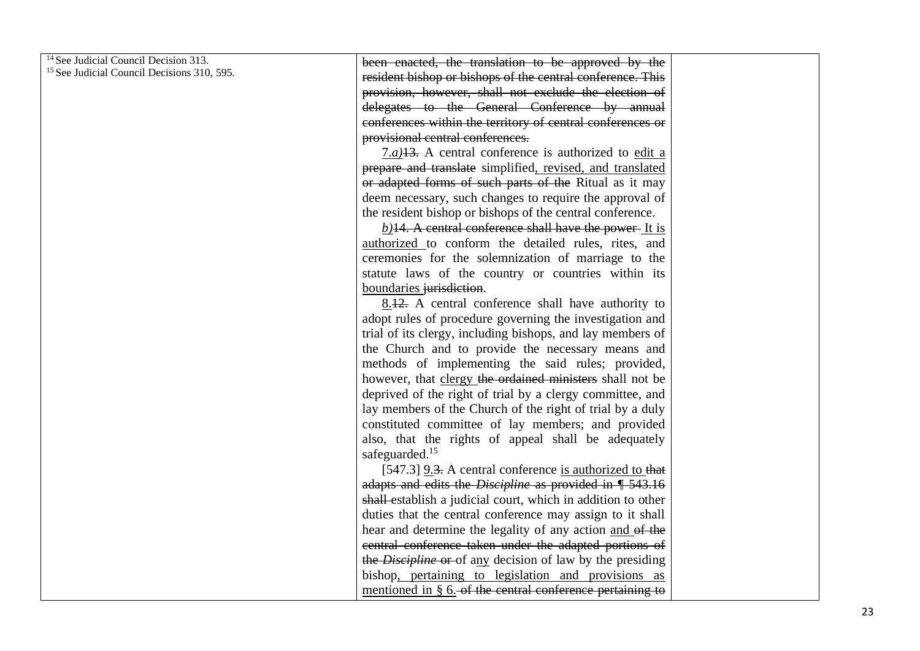| [14] See Judicial Council Decision 313.<br>[15] See Judicial Council Decisions 310, 595. | ~~been enacted, the translation to be approved by the resident bishop or bishops of the central conference. This provision, however, shall not exclude the election of delegates to the General Conference by annual conferences within the territory of central conferences or provisional central conferences.~~<br><br>7.*a)*~~13.~~ A central conference is authorized to edit a ~~prepare and translate~~ simplified, revised, and translated ~~or adapted forms of such parts of the~~ Ritual as it may deem necessary, such changes to require the approval of the resident bishop or bishops of the central conference.<br><br>*b)*~~14. A central conference shall have the power~~ It is authorized to conform the detailed rules, rites, and ceremonies for the solemnization of marriage to the statute laws of the country or countries within its boundaries ~~jurisdiction~~.<br><br>8.~~12.~~ A central conference shall have authority to adopt rules of procedure governing the investigation and trial of its clergy, including bishops, and lay members of the Church and to provide the necessary means and methods of implementing the said rules; provided, however, that clergy ~~the ordained ministers~~ shall not be deprived of the right of trial by a clergy committee, and lay members of the Church of the right of trial by a duly constituted committee of lay members; and provided also, that the rights of appeal shall be adequately safeguarded.[15]<br><br>[547.3] 9.~~3.~~ A central conference is authorized to ~~that adapts and edits the *Discipline* as provided in ¶ 543.16 shall~~ establish a judicial court, which in addition to other duties that the central conference may assign to it shall hear and determine the legality of any action and ~~of the central conference taken under the adapted portions of the *Discipline* or~~ of any decision of law by the presiding bishop, pertaining to legislation and provisions as mentioned in § 6. ~~of the central conference pertaining to~~ | |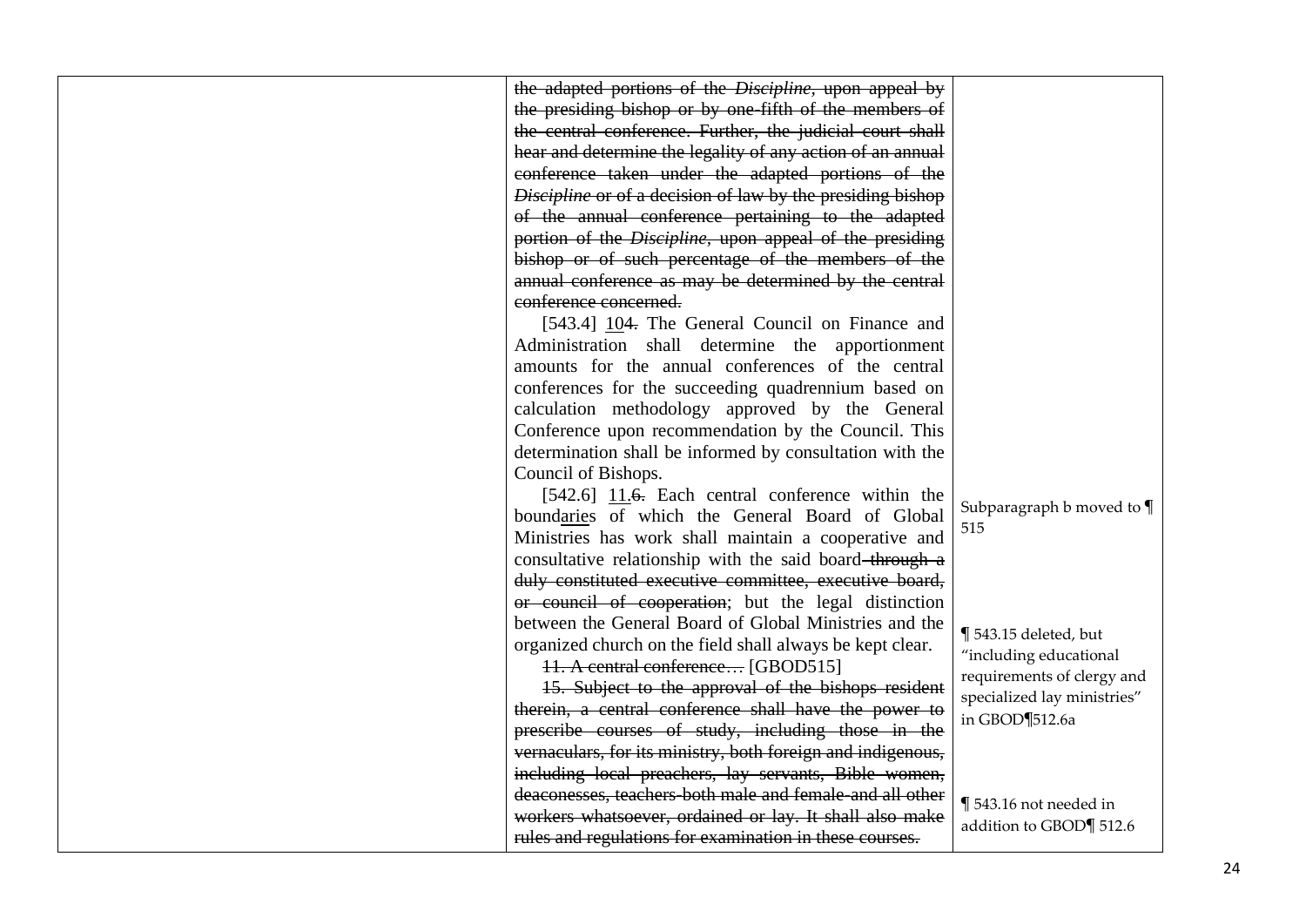|  |  |  |
|---|---|---|
|  | ~~the adapted portions of the *Discipline*, upon appeal by the presiding bishop or by one-fifth of the members of the central conference. Further, the judicial court shall hear and determine the legality of any action of an annual conference taken under the adapted portions of the *Discipline* or of a decision of law by the presiding bishop of the annual conference pertaining to the adapted portion of the *Discipline*, upon appeal of the presiding bishop or of such percentage of the members of the annual conference as may be determined by the central conference concerned.~~<br><br>[543.4] <u>10</u>~~4.~~ The General Council on Finance and Administration shall determine the apportionment amounts for the annual conferences of the central conferences for the succeeding quadrennium based on calculation methodology approved by the General Conference upon recommendation by the Council. This determination shall be informed by consultation with the Council of Bishops.<br><br>[542.6] <u>11.</u>~~6.~~ Each central conference within the bound<u>aries</u> of which the General Board of Global Ministries has work shall maintain a cooperative and consultative relationship with the said board ~~through a duly constituted executive committee, executive board, or council of cooperation~~; but the legal distinction between the General Board of Global Ministries and the organized church on the field shall always be kept clear.<br><br>~~11. A central conference… [GBOD515]~~<br><br>~~15. Subject to the approval of the bishops resident therein, a central conference shall have the power to prescribe courses of study, including those in the vernaculars, for its ministry, both foreign and indigenous, including local preachers, lay servants, Bible women, deaconesses, teachers-both male and female-and all other workers whatsoever, ordained or lay. It shall also make rules and regulations for examination in these courses.~~ | Subparagraph b moved to ¶ 515<br><br>¶ 543.15 deleted, but "including educational requirements of clergy and specialized lay ministries" in GBOD¶512.6a<br><br>¶ 543.16 not needed in addition to GBOD¶ 512.6 |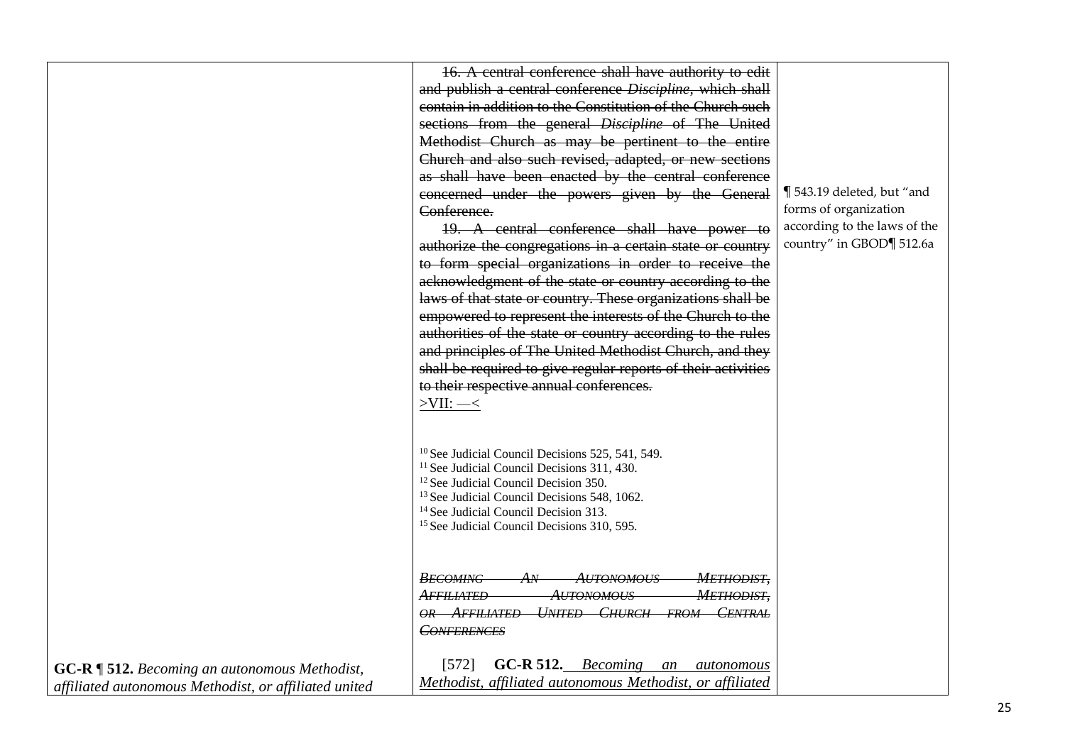| | | |
|---|---|---|
| | ~~16. A central conference shall have authority to edit and publish a central conference *Discipline*, which shall contain in addition to the Constitution of the Church such sections from the general *Discipline* of The United Methodist Church as may be pertinent to the entire Church and also such revised, adapted, or new sections as shall have been enacted by the central conference concerned under the powers given by the General Conference.~~<br><br>~~19. A central conference shall have power to authorize the congregations in a certain state or country to form special organizations in order to receive the acknowledgment of the state or country according to the laws of that state or country. These organizations shall be empowered to represent the interests of the Church to the authorities of the state or country according to the rules and principles of The United Methodist Church, and they shall be required to give regular reports of their activities to their respective annual conferences.~~<br><ins>>VII: —<</ins><br><br>[10] See Judicial Council Decisions 525, 541, 549.<br>[11] See Judicial Council Decisions 311, 430.<br>[12] See Judicial Council Decision 350.<br>[13] See Judicial Council Decisions 548, 1062.<br>[14] See Judicial Council Decision 313.<br>[15] See Judicial Council Decisions 310, 595.<br><br>~~*BECOMING AN AUTONOMOUS METHODIST, AFFILIATED AUTONOMOUS METHODIST, OR AFFILIATED UNITED CHURCH FROM CENTRAL CONFERENCES*~~ | ¶ 543.19 deleted, but "and forms of organization according to the laws of the country" in GBOD¶ 512.6a |
| **GC-R ¶ 512.** *Becoming an autonomous Methodist, affiliated autonomous Methodist, or affiliated united* | [572] **GC-R 512.** <ins>*Becoming an autonomous Methodist, affiliated autonomous Methodist, or affiliated*</ins> | |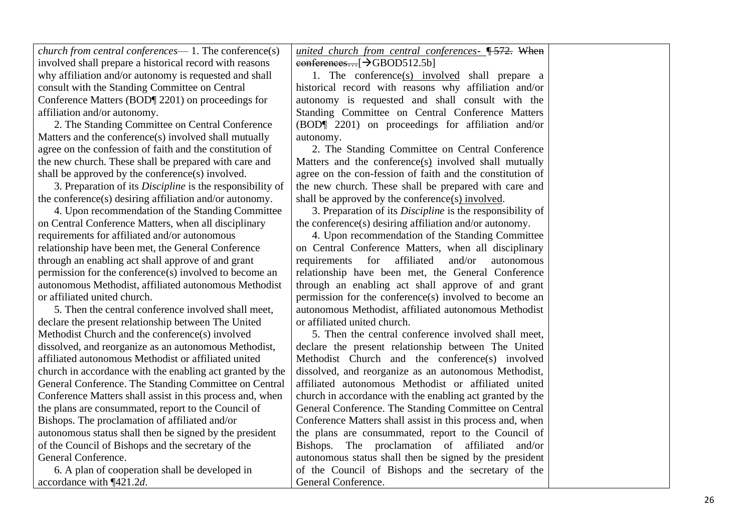| | | |
|---|---|---|
| *church from central conferences*— 1. The conference(s) involved shall prepare a historical record with reasons why affiliation and/or autonomy is requested and shall consult with the Standing Committee on Central Conference Matters (BOD¶ 2201) on proceedings for affiliation and/or autonomy.<br>2. The Standing Committee on Central Conference Matters and the conference(s) involved shall mutually agree on the confession of faith and the constitution of the new church. These shall be prepared with care and shall be approved by the conference(s) involved.<br>3. Preparation of its *Discipline* is the responsibility of the conference(s) desiring affiliation and/or autonomy.<br>4. Upon recommendation of the Standing Committee on Central Conference Matters, when all disciplinary requirements for affiliated and/or autonomous relationship have been met, the General Conference through an enabling act shall approve of and grant permission for the conference(s) involved to become an autonomous Methodist, affiliated autonomous Methodist or affiliated united church.<br>5. Then the central conference involved shall meet, declare the present relationship between The United Methodist Church and the conference(s) involved dissolved, and reorganize as an autonomous Methodist, affiliated autonomous Methodist or affiliated united church in accordance with the enabling act granted by the General Conference. The Standing Committee on Central Conference Matters shall assist in this process and, when the plans are consummated, report to the Council of Bishops. The proclamation of affiliated and/or autonomous status shall then be signed by the president of the Council of Bishops and the secretary of the General Conference.<br>6. A plan of cooperation shall be developed in accordance with ¶421.2*d*. | <u>*united church from central conferences-*</u> ~~¶ 572. When conferences…~~[→GBOD512.5b]<br>1. The conference<u>(s) involved</u> shall prepare a historical record with reasons why affiliation and/or autonomy is requested and shall consult with the Standing Committee on Central Conference Matters (BOD¶ 2201) on proceedings for affiliation and/or autonomy.<br>2. The Standing Committee on Central Conference Matters and the conference<u>(s)</u> involved shall mutually agree on the con-fession of faith and the constitution of the new church. These shall be prepared with care and shall be approved by the conference<u>(s) involved</u>.<br>3. Preparation of its *Discipline* is the responsibility of the conference(s) desiring affiliation and/or autonomy.<br>4. Upon recommendation of the Standing Committee on Central Conference Matters, when all disciplinary requirements for affiliated and/or autonomous relationship have been met, the General Conference through an enabling act shall approve of and grant permission for the conference(s) involved to become an autonomous Methodist, affiliated autonomous Methodist or affiliated united church.<br>5. Then the central conference involved shall meet, declare the present relationship between The United Methodist Church and the conference(s) involved dissolved, and reorganize as an autonomous Methodist, affiliated autonomous Methodist or affiliated united church in accordance with the enabling act granted by the General Conference. The Standing Committee on Central Conference Matters shall assist in this process and, when the plans are consummated, report to the Council of Bishops. The proclamation of affiliated and/or autonomous status shall then be signed by the president of the Council of Bishops and the secretary of the General Conference. | |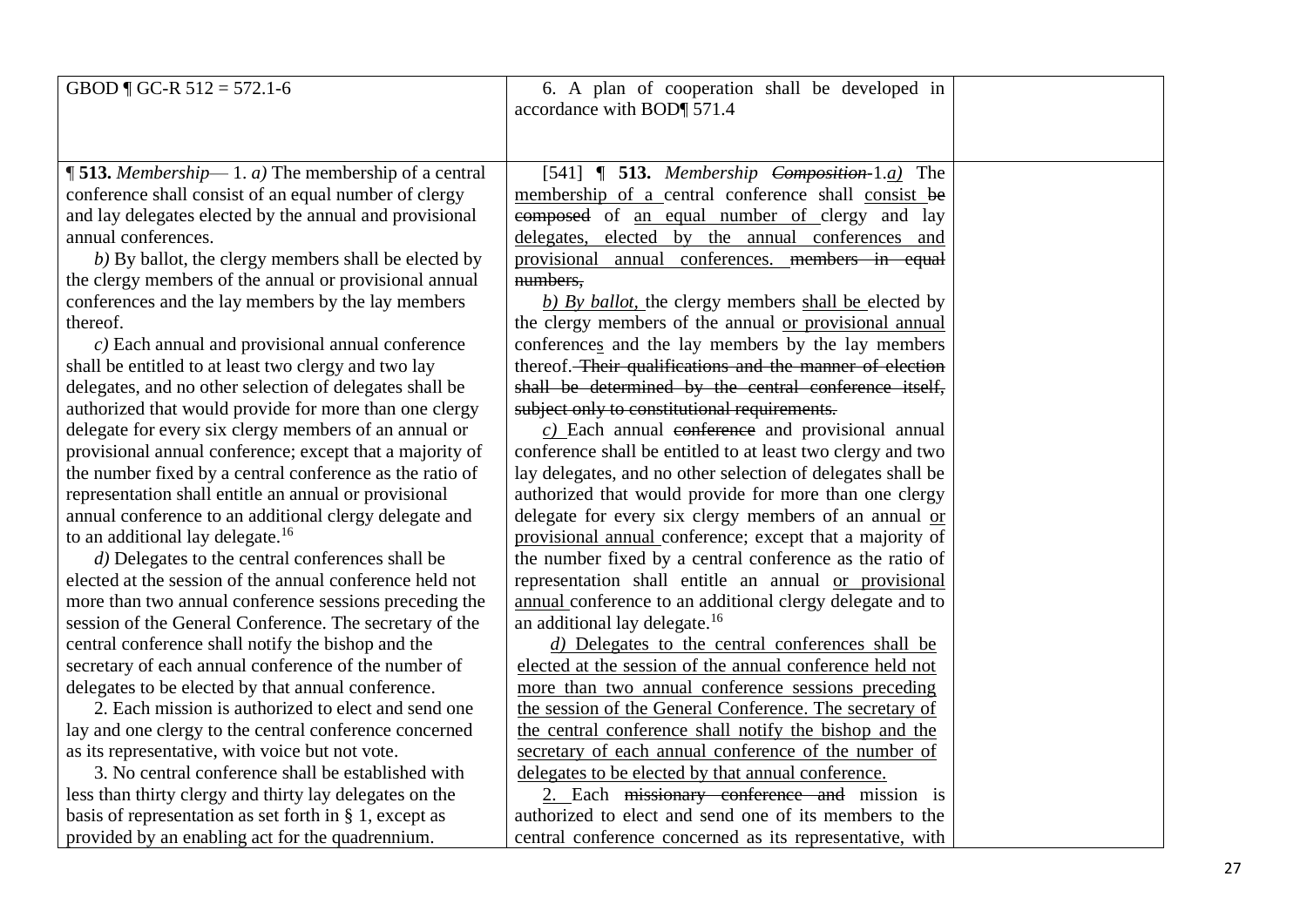| | | |
|---|---|---|
| GBOD ¶ GC-R 512 = 572.1-6 | 6. A plan of cooperation shall be developed in accordance with BOD¶ 571.4 | |
| **¶ 513.** *Membership*— 1. *a)* The membership of a central conference shall consist of an equal number of clergy and lay delegates elected by the annual and provisional annual conferences.<br>*b)* By ballot, the clergy members shall be elected by the clergy members of the annual or provisional annual conferences and the lay members by the lay members thereof.<br>*c)* Each annual and provisional annual conference shall be entitled to at least two clergy and two lay delegates, and no other selection of delegates shall be authorized that would provide for more than one clergy delegate for every six clergy members of an annual or provisional annual conference; except that a majority of the number fixed by a central conference as the ratio of representation shall entitle an annual or provisional annual conference to an additional clergy delegate and to an additional lay delegate.[16]<br>*d)* Delegates to the central conferences shall be elected at the session of the annual conference held not more than two annual conference sessions preceding the session of the General Conference. The secretary of the central conference shall notify the bishop and the secretary of each annual conference of the number of delegates to be elected by that annual conference.<br>2. Each mission is authorized to elect and send one lay and one clergy to the central conference concerned as its representative, with voice but not vote.<br>3. No central conference shall be established with less than thirty clergy and thirty lay delegates on the basis of representation as set forth in § 1, except as provided by an enabling act for the quadrennium. | [541] ¶ **513.** *Membership* ~~*Composition*~~-1.<u>*a)*</u> The <u>membership of a </u>central conference shall <u>consist </u>~~be composed~~ of <u>an equal number of </u>clergy and lay <u>delegates, elected by the annual conferences and provisional annual conferences. </u>~~members in equal numbers,~~<br><u>*b) By ballot,*</u> the clergy members <u>shall be </u>elected by the clergy members of the annual <u>or provisional annual</u> conference<u>s</u> and the lay members by the lay members thereof.~~ Their qualifications and the manner of election shall be determined by the central conference itself, subject only to constitutional requirements.~~<br><u>*c)*</u> Each annual ~~conference~~ and provisional annual conference shall be entitled to at least two clergy and two lay delegates, and no other selection of delegates shall be authorized that would provide for more than one clergy delegate for every six clergy members of an annual <u>or provisional annual </u>conference; except that a majority of the number fixed by a central conference as the ratio of representation shall entitle an annual <u>or provisional annual </u>conference to an additional clergy delegate and to an additional lay delegate.[16]<br><u>*d)* Delegates to the central conferences shall be elected at the session of the annual conference held not more than two annual conference sessions preceding the session of the General Conference. The secretary of the central conference shall notify the bishop and the secretary of each annual conference of the number of delegates to be elected by that annual conference.</u><br><u>2. </u>Each ~~missionary conference and~~ mission is authorized to elect and send one of its members to the central conference concerned as its representative, with | |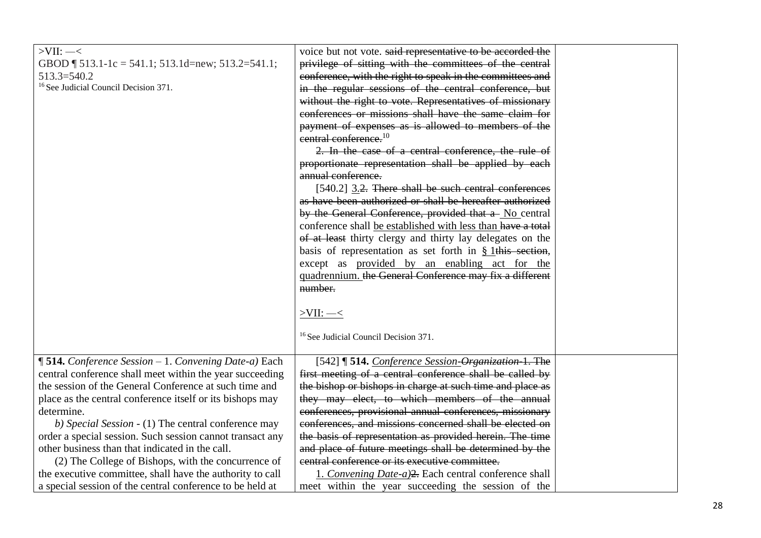| | | |
|---|---|---|
| >VII: —<<br>GBOD ¶ 513.1-1c = 541.1; 513.1d=new; 513.2=541.1; 513.3=540.2<br>[16] See Judicial Council Decision 371. | voice but not vote. ~~said representative to be accorded the privilege of sitting with the committees of the central conference, with the right to speak in the committees and in the regular sessions of the central conference, but without the right to vote. Representatives of missionary conferences or missions shall have the same claim for payment of expenses as is allowed to members of the central conference.~~[10]<br>~~2. In the case of a central conference, the rule of proportionate representation shall be applied by each annual conference.~~<br>[540.2] <u>3.</u>~~2.~~ ~~There shall be such central conferences as have been authorized or shall be hereafter authorized by the General Conference, provided that a~~ <u>No</u> central conference shall <u>be established with less than</u> ~~have a total of at least~~ thirty clergy and thirty lay delegates on the basis of representation as set forth in <u>§ 1</u>~~this section~~, except as <u>provided by an enabling act for the quadrennium.</u> ~~the General Conference may fix a different number.~~<br><br><u>>VII: —<</u><br><br>[16] See Judicial Council Decision 371. | |
| **¶ 514.** *Conference Session* – 1. *Convening Date-a)* Each central conference shall meet within the year succeeding the session of the General Conference at such time and place as the central conference itself or its bishops may determine.<br>*b) Special Session* - (1) The central conference may order a special session. Such session cannot transact any other business than that indicated in the call.<br>(2) The College of Bishops, with the concurrence of the executive committee, shall have the authority to call a special session of the central conference to be held at | [542] **¶ 514.** <u>*Conference Session*</u>-~~*Organization*~~-~~1. The first meeting of a central conference shall be called by the bishop or bishops in charge at such time and place as they may elect, to which members of the annual conferences, provisional annual conferences, missionary conferences, and missions concerned shall be elected on the basis of representation as provided herein. The time and place of future meetings shall be determined by the central conference or its executive committee.~~<br><u>1. *Convening Date-a)*</u>~~2.~~ Each central conference shall meet within the year succeeding the session of the | |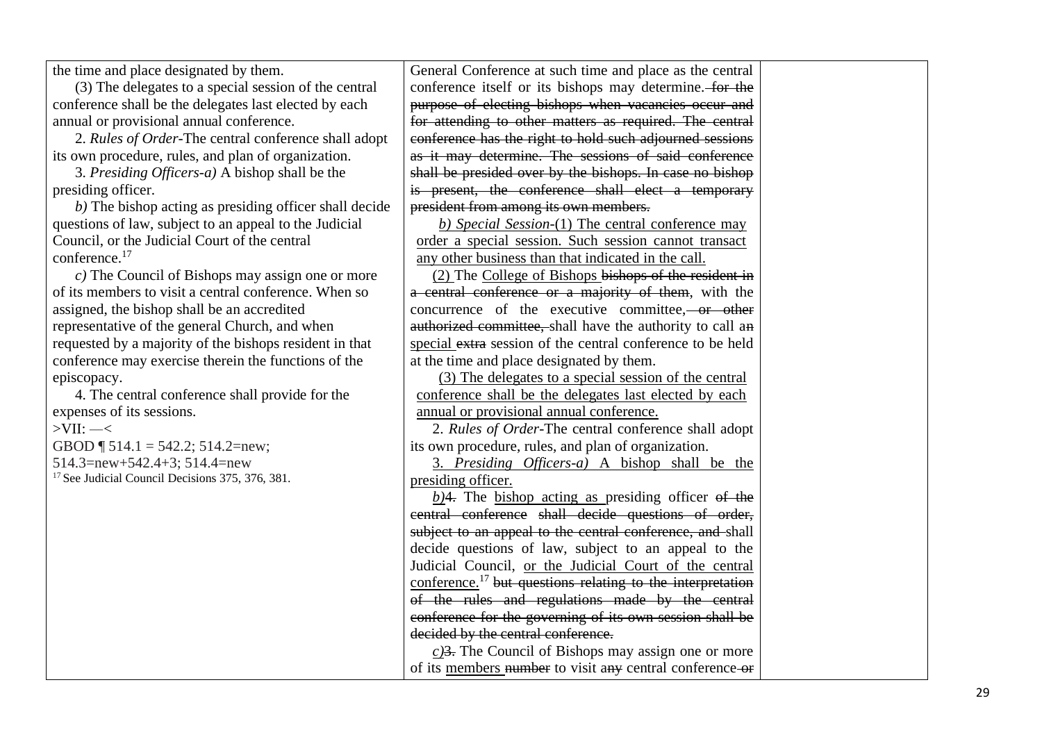| | | |
|---|---|---|
| the time and place designated by them.<br>(3) The delegates to a special session of the central conference shall be the delegates last elected by each annual or provisional annual conference.<br>2. *Rules of Order*-The central conference shall adopt its own procedure, rules, and plan of organization.<br>3. *Presiding Officers-a)* A bishop shall be the presiding officer.<br>*b)* The bishop acting as presiding officer shall decide questions of law, subject to an appeal to the Judicial Council, or the Judicial Court of the central conference.[17]<br>*c)* The Council of Bishops may assign one or more of its members to visit a central conference. When so assigned, the bishop shall be an accredited representative of the general Church, and when requested by a majority of the bishops resident in that conference may exercise therein the functions of the episcopacy.<br>4. The central conference shall provide for the expenses of its sessions.<br>>VII: —<<br>GBOD ¶ 514.1 = 542.2; 514.2=new; 514.3=new+542.4+3; 514.4=new<br>[17] See Judicial Council Decisions 375, 376, 381. | General Conference at such time and place as the central conference itself or its bishops may determine. ~~for the purpose of electing bishops when vacancies occur and for attending to other matters as required. The central conference has the right to hold such adjourned sessions as it may determine. The sessions of said conference shall be presided over by the bishops. In case no bishop is present, the conference shall elect a temporary president from among its own members.~~<br><u>*b) Special Session*-(1) The central conference may order a special session. Such session cannot transact any other business than that indicated in the call.</u><br><u>(2)</u> The <u>College of Bishops</u> ~~bishops of the resident in a central conference or a majority of them~~, with the concurrence of the executive committee, ~~or other authorized committee,~~ shall have the authority to call a~~n~~ <u>special</u> ~~extra~~ session of the central conference to be held at the time and place designated by them.<br><u>(3) The delegates to a special session of the central conference shall be the delegates last elected by each annual or provisional annual conference.</u><br>2. *Rules of Order*-The central conference shall adopt its own procedure, rules, and plan of organization.<br><u>3. *Presiding Officers-a)* A bishop shall be the presiding officer.</u><br><u>*b)*</u>~~4.~~ The <u>bishop acting as</u> presiding officer ~~of the central conference~~ ~~shall decide questions of order, subject to an appeal to the central conference, and~~ shall decide questions of law, subject to an appeal to the Judicial Council, <u>or the Judicial Court of the central conference.</u>[17] ~~but questions relating to the interpretation of the rules and regulations made by the central conference for the governing of its own session shall be decided by the central conference.~~<br><u>*c)*</u>~~3.~~ The Council of Bishops may assign one or more of its <u>members</u> ~~number~~ to visit a~~ny~~ central conference ~~or~~ | |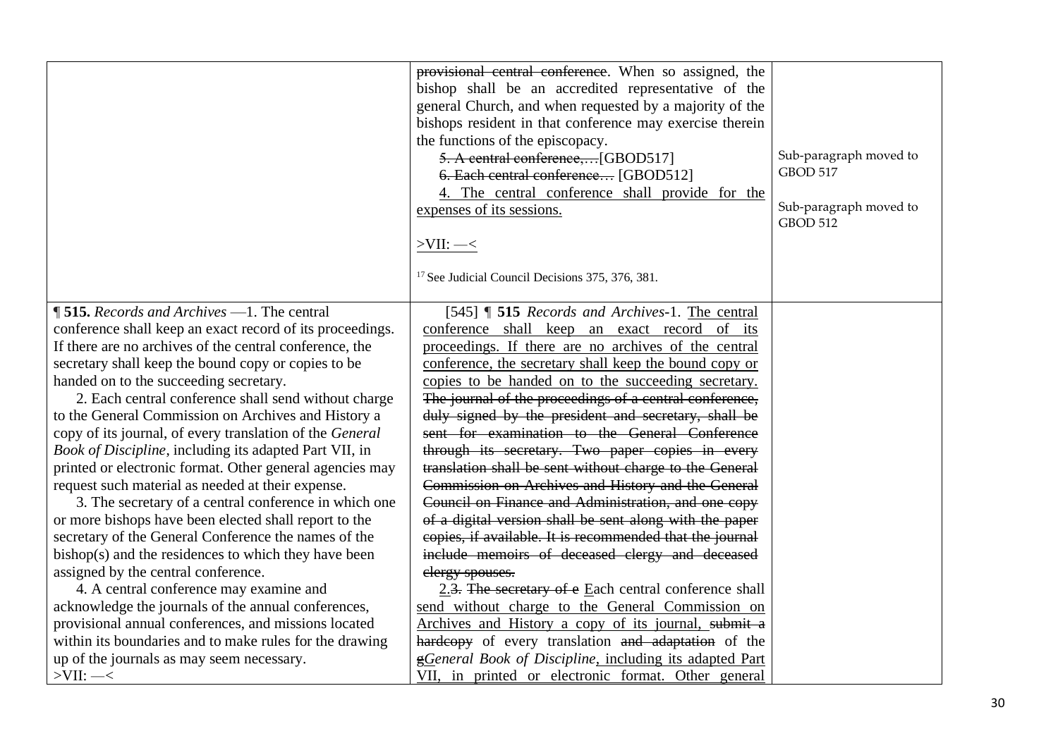| | | |
|---|---|---|
| | ~~provisional central conference~~. When so assigned, the bishop shall be an accredited representative of the general Church, and when requested by a majority of the bishops resident in that conference may exercise therein the functions of the episcopacy.<br>~~5. A central conference,…~~[GBOD517]<br>~~6. Each central conference…~~ [GBOD512]<br><u>4. The central conference shall provide for the expenses of its sessions.</u><br><br><u>>VII: —<</u><br><br>[17] See Judicial Council Decisions 375, 376, 381. | Sub-paragraph moved to GBOD 517<br><br>Sub-paragraph moved to GBOD 512 |
| **¶ 515.** *Records and Archives* —1. The central conference shall keep an exact record of its proceedings. If there are no archives of the central conference, the secretary shall keep the bound copy or copies to be handed on to the succeeding secretary.<br>2. Each central conference shall send without charge to the General Commission on Archives and History a copy of its journal, of every translation of the *General Book of Discipline*, including its adapted Part VII, in printed or electronic format. Other general agencies may request such material as needed at their expense.<br>3. The secretary of a central conference in which one or more bishops have been elected shall report to the secretary of the General Conference the names of the bishop(s) and the residences to which they have been assigned by the central conference.<br>4. A central conference may examine and acknowledge the journals of the annual conferences, provisional annual conferences, and missions located within its boundaries and to make rules for the drawing up of the journals as may seem necessary.<br>>VII: —< | [545] ¶ **515** *Records and Archives*-1. <u>The central conference shall keep an exact record of its proceedings. If there are no archives of the central conference, the secretary shall keep the bound copy or copies to be handed on to the succeeding secretary.</u> ~~The journal of the proceedings of a central conference, duly signed by the president and secretary, shall be sent for examination to the General Conference through its secretary. Two paper copies in every translation shall be sent without charge to the General Commission on Archives and History and the General Council on Finance and Administration, and one copy of a digital version shall be sent along with the paper copies, if available. It is recommended that the journal include memoirs of deceased clergy and deceased clergy spouses.~~<br><u>2.</u>~~3.~~ ~~The secretary of e~~ <u>E</u>ach central conference shall <u>send without charge to the General Commission on Archives and History a copy of its journal,</u> ~~submit a hardcopy~~ of every translation ~~and adaptation~~ of the ~~g~~<u>*G*</u>*eneral Book of Discipline*<u>, including its adapted Part VII, in printed or electronic format. Other general</u> | |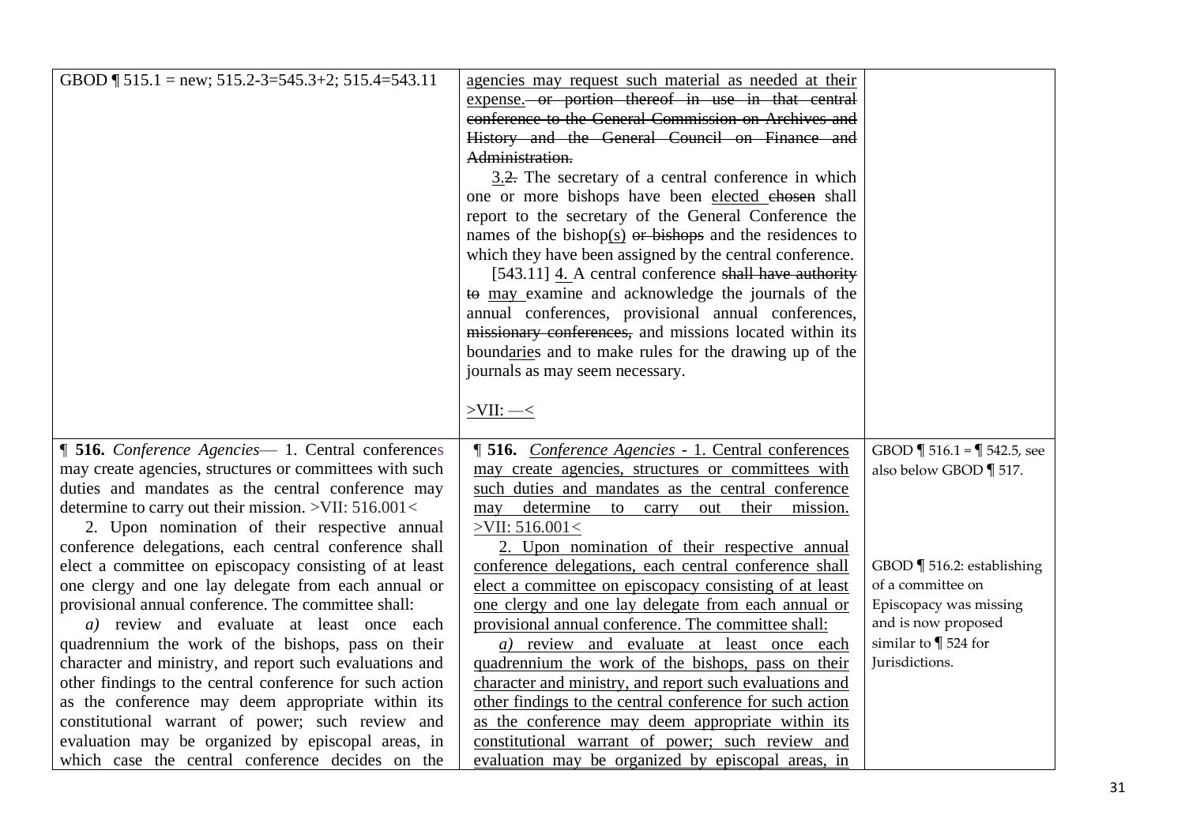| | | |
|---|---|---|
| GBOD ¶ 515.1 = new; 515.2-3=545.3+2; 515.4=543.11 | <u>agencies may request such material as needed at their expense.</u> ~~or portion thereof in use in that central conference to the General Commission on Archives and History and the General Council on Finance and Administration.~~<br><br><u>3.</u>~~2.~~ The secretary of a central conference in which one or more bishops have been <u>elected</u> ~~chosen~~ shall report to the secretary of the General Conference the names of the bishop<u>(s)</u> ~~or bishops~~ and the residences to which they have been assigned by the central conference.<br><br>[543.11] <u>4.</u> A central conference ~~shall have authority to~~ <u>may</u> examine and acknowledge the journals of the annual conferences, provisional annual conferences, ~~missionary conferences,~~ and missions located within its bound<u>aries</u> and to make rules for the drawing up of the journals as may seem necessary.<br><br><u>>VII: —<</u> | |
| **¶ 516.** *Conference Agencies*— 1. Central conferences may create agencies, structures or committees with such duties and mandates as the central conference may determine to carry out their mission. >VII: 516.001<<br><br>2. Upon nomination of their respective annual conference delegations, each central conference shall elect a committee on episcopacy consisting of at least one clergy and one lay delegate from each annual or provisional annual conference. The committee shall:<br><br>*a)* review and evaluate at least once each quadrennium the work of the bishops, pass on their character and ministry, and report such evaluations and other findings to the central conference for such action as the conference may deem appropriate within its constitutional warrant of power; such review and evaluation may be organized by episcopal areas, in which case the central conference decides on the | <u>**¶ 516.** *Conference Agencies* - 1. Central conferences may create agencies, structures or committees with such duties and mandates as the central conference may determine to carry out their mission. >VII: 516.001<</u><br><br><u>2. Upon nomination of their respective annual conference delegations, each central conference shall elect a committee on episcopacy consisting of at least one clergy and one lay delegate from each annual or provisional annual conference. The committee shall:</u><br><br><u>*a)* review and evaluate at least once each quadrennium the work of the bishops, pass on their character and ministry, and report such evaluations and other findings to the central conference for such action as the conference may deem appropriate within its constitutional warrant of power; such review and evaluation may be organized by episcopal areas, in</u> | GBOD ¶ 516.1 = ¶ 542.5, see also below GBOD ¶ 517.<br><br>GBOD ¶ 516.2: establishing of a committee on Episcopacy was missing and is now proposed similar to ¶ 524 for Jurisdictions. |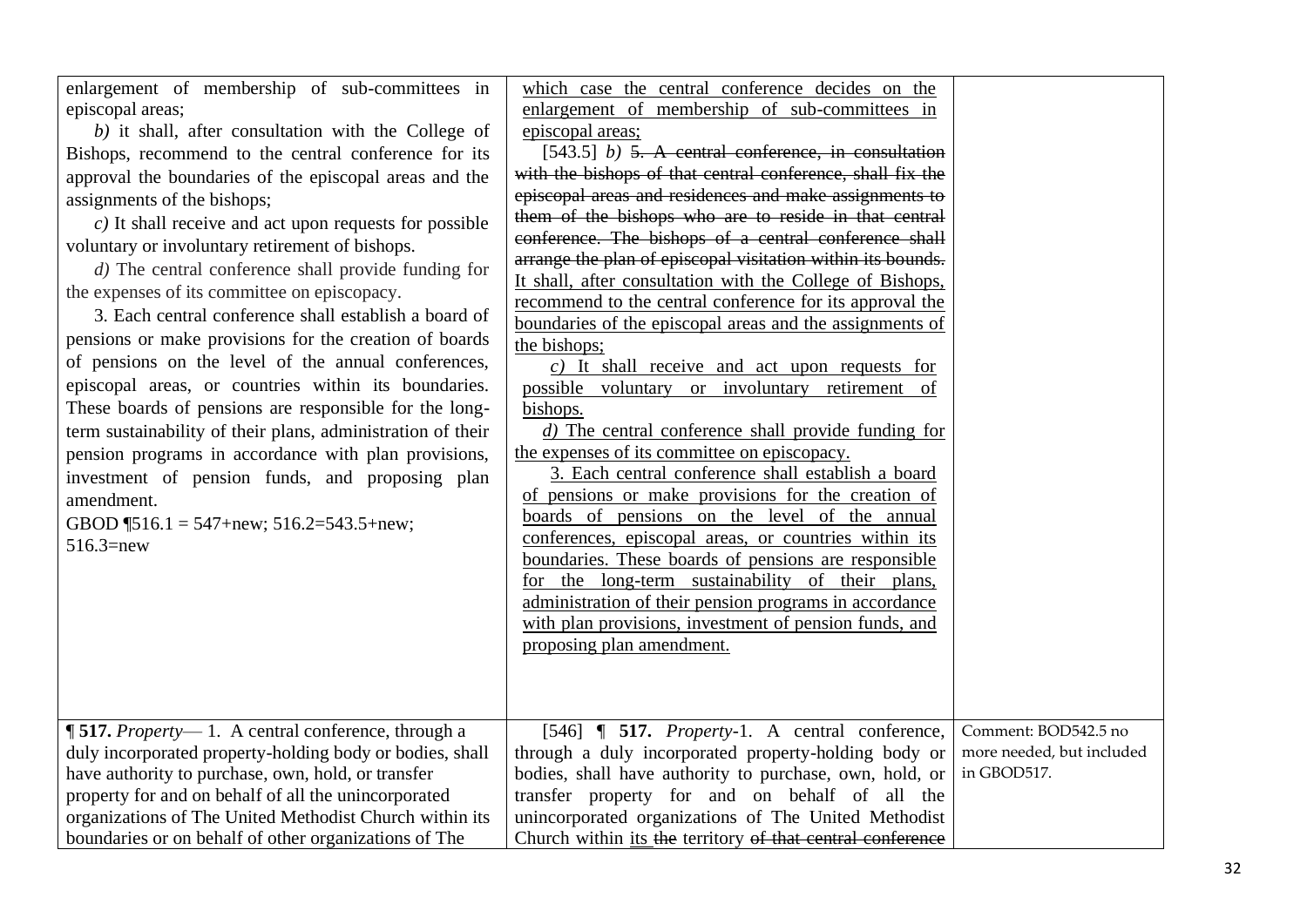| | | |
|---|---|---|
| enlargement of membership of sub-committees in episcopal areas;<br>*b)* it shall, after consultation with the College of Bishops, recommend to the central conference for its approval the boundaries of the episcopal areas and the assignments of the bishops;<br>*c)* It shall receive and act upon requests for possible voluntary or involuntary retirement of bishops.<br>*d)* The central conference shall provide funding for the expenses of its committee on episcopacy.<br>3. Each central conference shall establish a board of pensions or make provisions for the creation of boards of pensions on the level of the annual conferences, episcopal areas, or countries within its boundaries. These boards of pensions are responsible for the long-term sustainability of their plans, administration of their pension programs in accordance with plan provisions, investment of pension funds, and proposing plan amendment.<br>GBOD ¶516.1 = 547+new; 516.2=543.5+new; 516.3=new | <u>which case the central conference decides on the enlargement of membership of sub-committees in episcopal areas;</u><br>[543.5] *b)* ~~5. A central conference, in consultation with the bishops of that central conference, shall fix the episcopal areas and residences and make assignments to them of the bishops who are to reside in that central conference. The bishops of a central conference shall arrange the plan of episcopal visitation within its bounds.~~ <u>It shall, after consultation with the College of Bishops, recommend to the central conference for its approval the boundaries of the episcopal areas and the assignments of the bishops;</u><br><u>*c)* It shall receive and act upon requests for possible voluntary or involuntary retirement of bishops.</u><br><u>*d)* The central conference shall provide funding for the expenses of its committee on episcopacy.</u><br><u>3. Each central conference shall establish a board of pensions or make provisions for the creation of boards of pensions on the level of the annual conferences, episcopal areas, or countries within its boundaries. These boards of pensions are responsible for the long-term sustainability of their plans, administration of their pension programs in accordance with plan provisions, investment of pension funds, and proposing plan amendment.</u> | |
| **¶ 517.** *Property*— 1. A central conference, through a duly incorporated property-holding body or bodies, shall have authority to purchase, own, hold, or transfer property for and on behalf of all the unincorporated organizations of The United Methodist Church within its boundaries or on behalf of other organizations of The | [546] ¶ **517.** *Property*-1. A central conference, through a duly incorporated property-holding body or bodies, shall have authority to purchase, own, hold, or transfer property for and on behalf of all the unincorporated organizations of The United Methodist Church within <u>its</u> ~~the~~ territory ~~of that central conference~~ | Comment: BOD542.5 no more needed, but included in GBOD517. |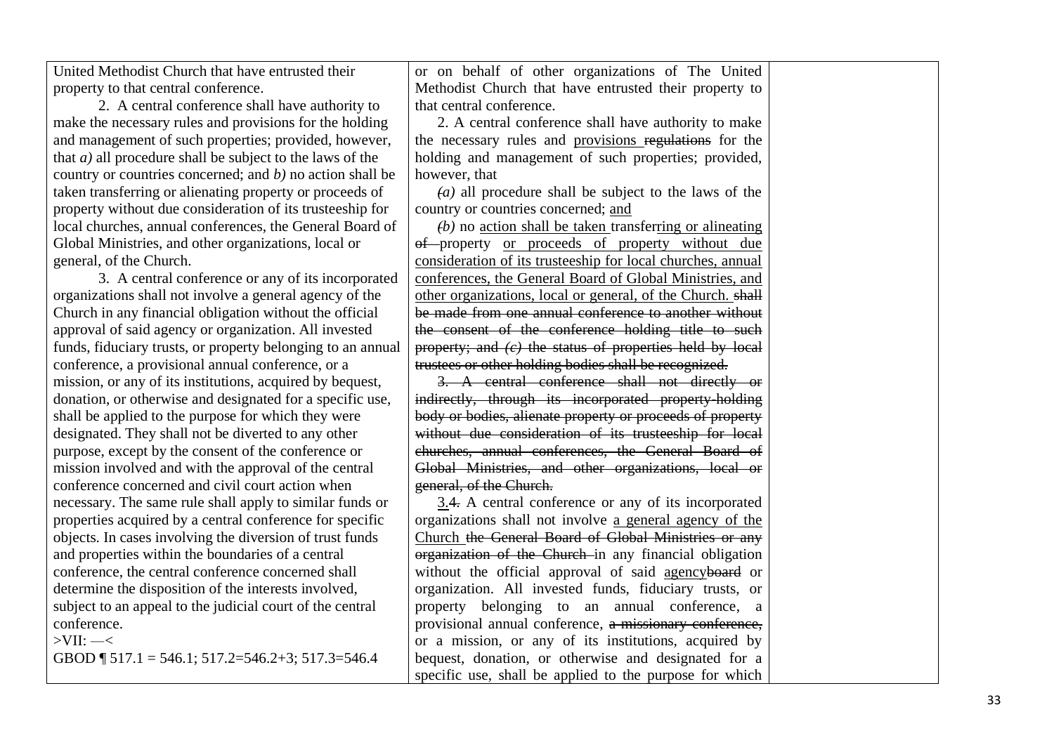| | | |
|---|---|---|
| United Methodist Church that have entrusted their property to that central conference.<br><br>2. A central conference shall have authority to make the necessary rules and provisions for the holding and management of such properties; provided, however, that *a)* all procedure shall be subject to the laws of the country or countries concerned; and *b)* no action shall be taken transferring or alienating property or proceeds of property without due consideration of its trusteeship for local churches, annual conferences, the General Board of Global Ministries, and other organizations, local or general, of the Church.<br><br>3. A central conference or any of its incorporated organizations shall not involve a general agency of the Church in any financial obligation without the official approval of said agency or organization. All invested funds, fiduciary trusts, or property belonging to an annual conference, a provisional annual conference, or a mission, or any of its institutions, acquired by bequest, donation, or otherwise and designated for a specific use, shall be applied to the purpose for which they were designated. They shall not be diverted to any other purpose, except by the consent of the conference or mission involved and with the approval of the central conference concerned and civil court action when necessary. The same rule shall apply to similar funds or properties acquired by a central conference for specific objects. In cases involving the diversion of trust funds and properties within the boundaries of a central conference, the central conference concerned shall determine the disposition of the interests involved, subject to an appeal to the judicial court of the central conference.<br><br>>VII: —<<br>GBOD ¶ 517.1 = 546.1; 517.2=546.2+3; 517.3=546.4 | or on behalf of other organizations of The United Methodist Church that have entrusted their property to that central conference.<br><br>2. A central conference shall have authority to make the necessary rules and <u>provisions</u> ~~regulations~~ for the holding and management of such properties; provided, however, that<br><br>~~*(a)*~~ all procedure shall be subject to the laws of the country or countries concerned; <u>and</u><br><br>~~*(b)*~~ no <u>action shall be taken</u> transfer<u>ring or alineating</u> ~~of~~ property <u>or proceeds of property without due consideration of its trusteeship for local churches, annual conferences, the General Board of Global Ministries, and other organizations, local or general, of the Church.</u> ~~shall be made from one annual conference to another without the consent of the conference holding title to such property; and *(c)* the status of properties held by local trustees or other holding bodies shall be recognized.~~<br><br>~~3. A central conference shall not directly or indirectly, through its incorporated property-holding body or bodies, alienate property or proceeds of property without due consideration of its trusteeship for local churches, annual conferences, the General Board of Global Ministries, and other organizations, local or general, of the Church.~~<br><br><u>3.</u>~~4.~~ A central conference or any of its incorporated organizations shall not involve <u>a general agency of the Church</u> ~~the General Board of Global Ministries or any organization of the Church~~ in any financial obligation without the official approval of said <u>agency</u>~~board~~ or organization. All invested funds, fiduciary trusts, or property belonging to an annual conference, a provisional annual conference, ~~a missionary conference,~~ or a mission, or any of its institutions, acquired by bequest, donation, or otherwise and designated for a specific use, shall be applied to the purpose for which | |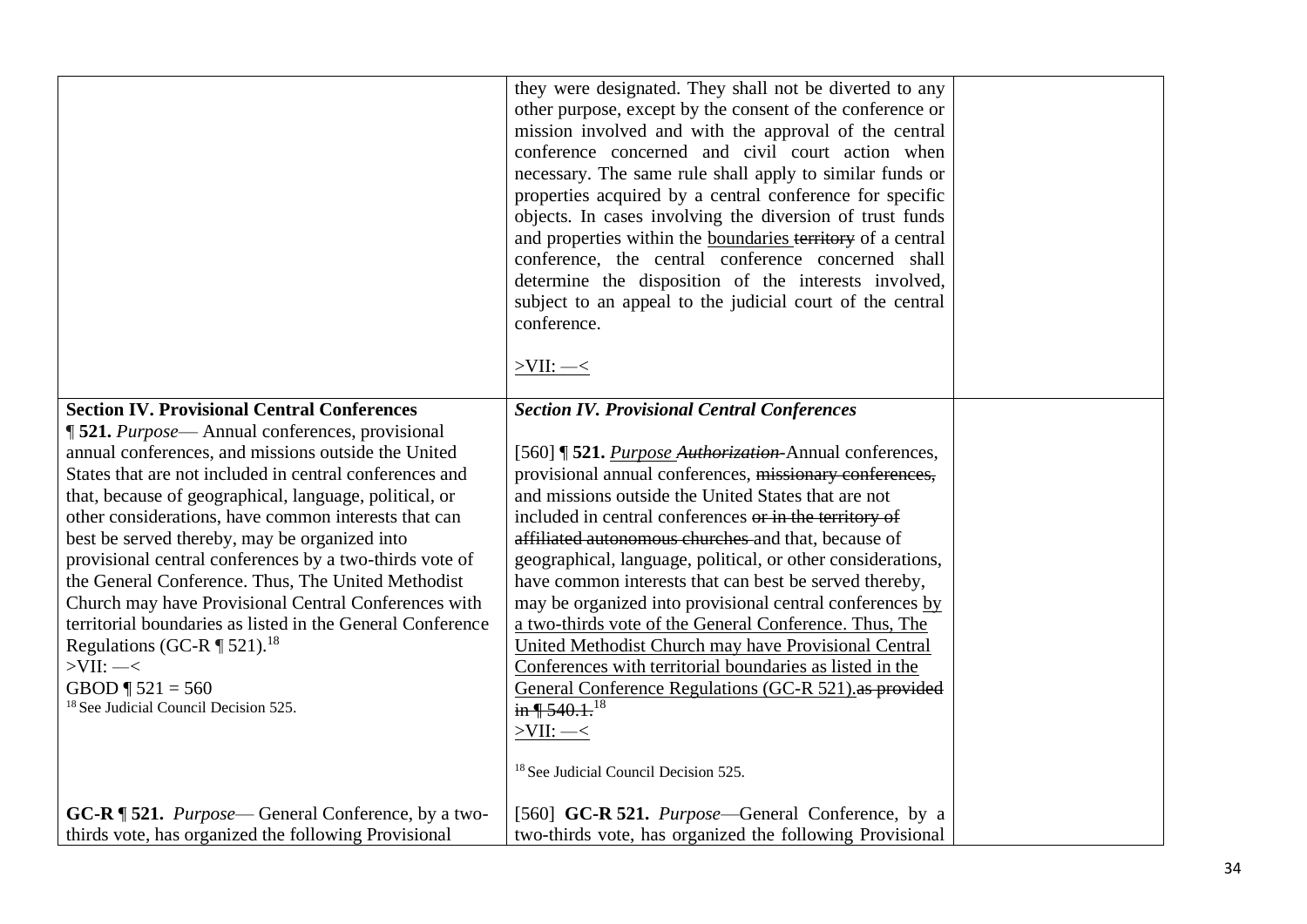| | | |
|---|---|---|
| | they were designated. They shall not be diverted to any other purpose, except by the consent of the conference or mission involved and with the approval of the central conference concerned and civil court action when necessary. The same rule shall apply to similar funds or properties acquired by a central conference for specific objects. In cases involving the diversion of trust funds and properties within the <u>boundaries</u> ~~territory~~ of a central conference, the central conference concerned shall determine the disposition of the interests involved, subject to an appeal to the judicial court of the central conference.<br><br><u>>VII: —<</u> | |
| **Section IV. Provisional Central Conferences**<br>**¶ 521.** *Purpose*— Annual conferences, provisional annual conferences, and missions outside the United States that are not included in central conferences and that, because of geographical, language, political, or other considerations, have common interests that can best be served thereby, may be organized into provisional central conferences by a two-thirds vote of the General Conference. Thus, The United Methodist Church may have Provisional Central Conferences with territorial boundaries as listed in the General Conference Regulations (GC-R ¶ 521).[18]<br>>VII: —<<br>GBOD ¶ 521 = 560<br>[18] See Judicial Council Decision 525. | ***Section IV. Provisional Central Conferences***<br><br>[560] **¶ 521.** <u>*Purpose*</u> ~~*Authorization*~~ Annual conferences, provisional annual conferences, ~~missionary conferences,~~ and missions outside the United States that are not included in central conferences ~~or in the territory of affiliated autonomous churches~~ and that, because of geographical, language, political, or other considerations, have common interests that can best be served thereby, may be organized into provisional central conferences <u>by a two-thirds vote of the General Conference. Thus, The United Methodist Church may have Provisional Central Conferences with territorial boundaries as listed in the General Conference Regulations (GC-R 521).</u>~~as provided in ¶ 540.1.~~[18]<br><u>>VII: —<</u><br><br>[18] See Judicial Council Decision 525. | |
| **GC-R ¶ 521.** *Purpose*— General Conference, by a two-thirds vote, has organized the following Provisional | [560] **GC-R 521.** *Purpose*—General Conference, by a two-thirds vote, has organized the following Provisional | |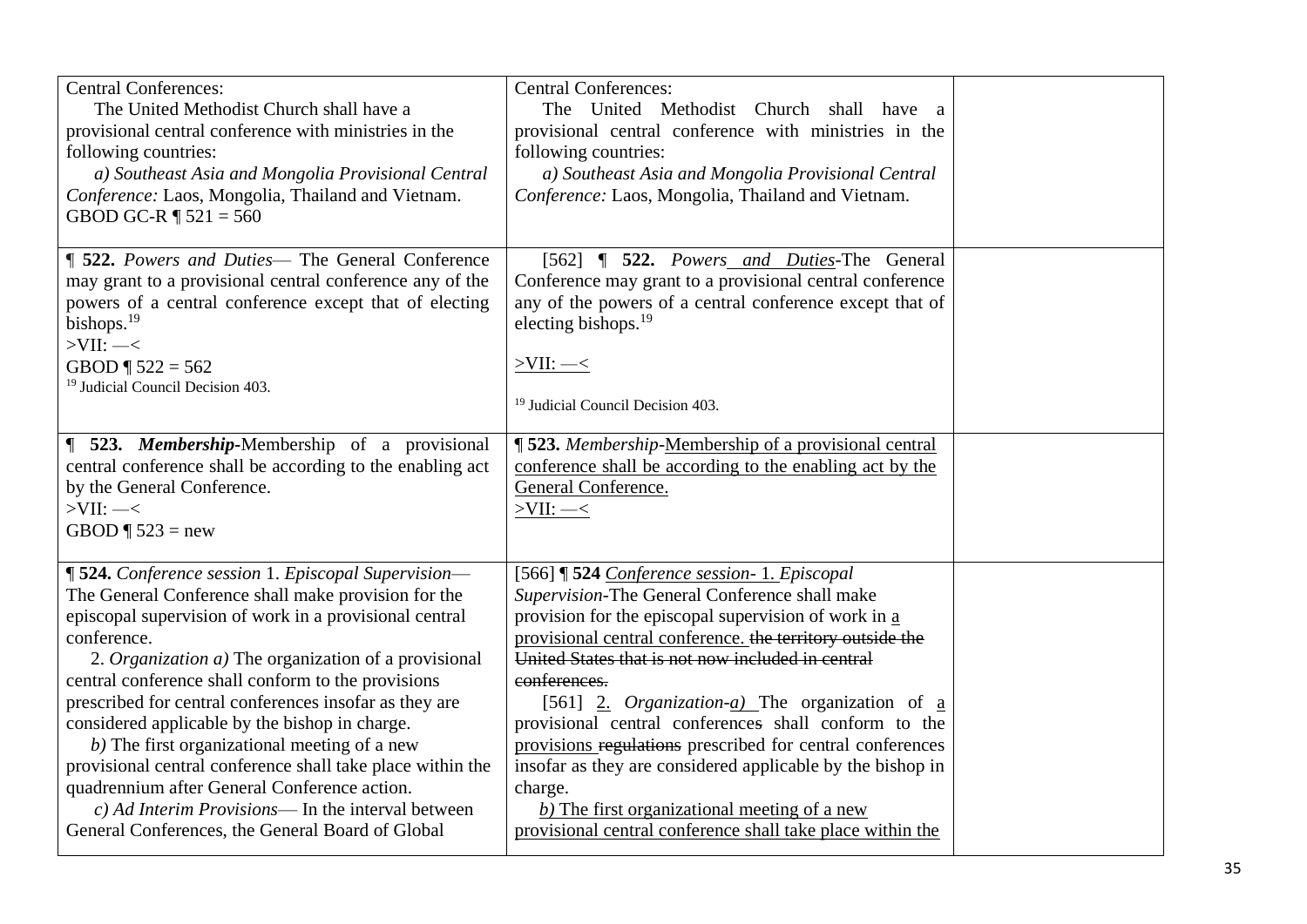| | | |
|---|---|---|
| Central Conferences:<br>The United Methodist Church shall have a provisional central conference with ministries in the following countries:<br>*a) Southeast Asia and Mongolia Provisional Central Conference:* Laos, Mongolia, Thailand and Vietnam.<br>GBOD GC-R ¶ 521 = 560 | Central Conferences:<br>The United Methodist Church shall have a provisional central conference with ministries in the following countries:<br>*a) Southeast Asia and Mongolia Provisional Central Conference:* Laos, Mongolia, Thailand and Vietnam. | |
| **¶ 522.** *Powers and Duties*— The General Conference may grant to a provisional central conference any of the powers of a central conference except that of electing bishops.[19]<br>>VII: —<<br>GBOD ¶ 522 = 562<br>[19] Judicial Council Decision 403. | [562] **¶ 522.** *Powers and Duties*-The General Conference may grant to a provisional central conference any of the powers of a central conference except that of electing bishops.[19]<br>>VII: —<<br>[19] Judicial Council Decision 403. | |
| **¶ 523.** ***Membership***-Membership of a provisional central conference shall be according to the enabling act by the General Conference.<br>>VII: —<<br>GBOD ¶ 523 = new | **¶ 523.** *Membership*-Membership of a provisional central conference shall be according to the enabling act by the General Conference.<br>>VII: —< | |
| **¶ 524.** *Conference session* 1. *Episcopal Supervision*— The General Conference shall make provision for the episcopal supervision of work in a provisional central conference.<br>2. *Organization a)* The organization of a provisional central conference shall conform to the provisions prescribed for central conferences insofar as they are considered applicable by the bishop in charge.<br>*b)* The first organizational meeting of a new provisional central conference shall take place within the quadrennium after General Conference action.<br>*c) Ad Interim Provisions*— In the interval between General Conferences, the General Board of Global | [566] **¶ 524** *Conference session*- 1. *Episcopal Supervision*-The General Conference shall make provision for the episcopal supervision of work in a provisional central conference. ~~the territory outside the United States that is not now included in central conferences.~~<br>[561] 2. *Organization-a)* The organization of a provisional central conference~~s~~ shall conform to the provisions ~~regulations~~ prescribed for central conferences insofar as they are considered applicable by the bishop in charge.<br>*b)* The first organizational meeting of a new provisional central conference shall take place within the | |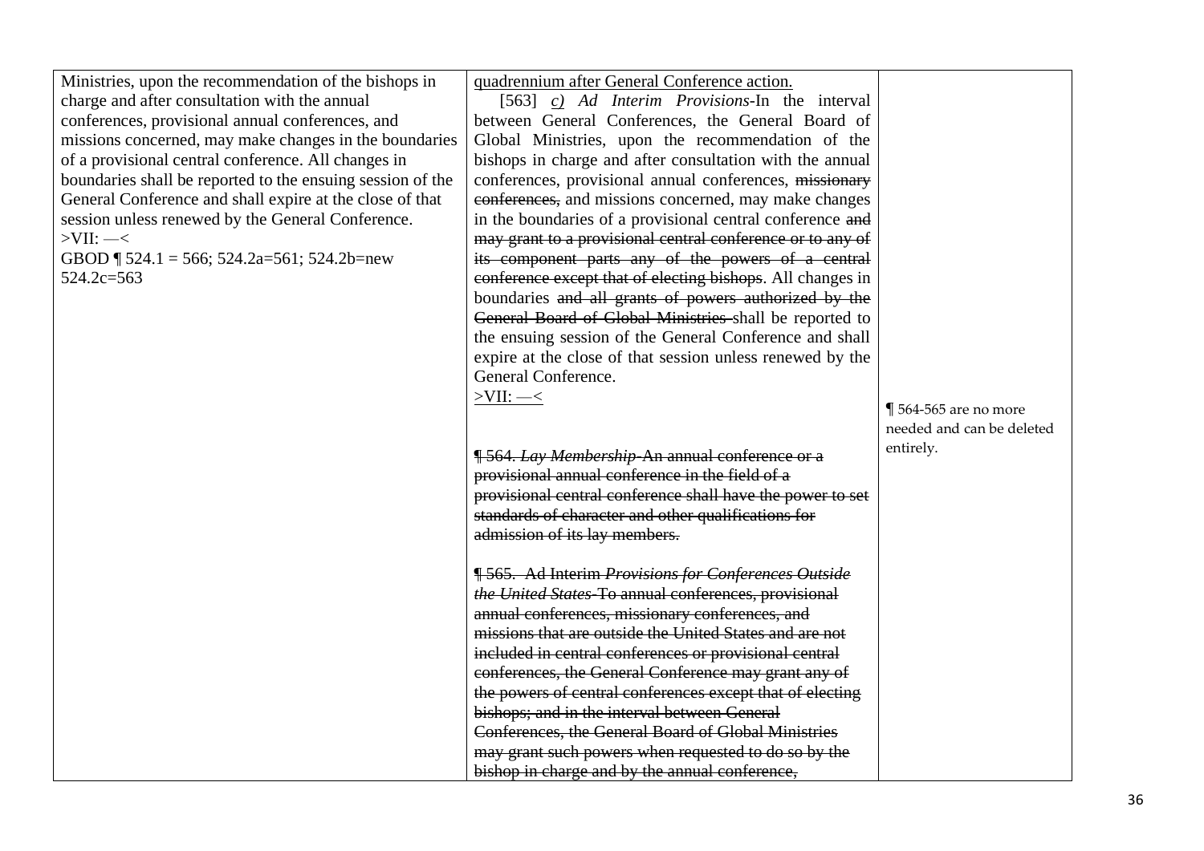| | | |
|---|---|---|
| Ministries, upon the recommendation of the bishops in charge and after consultation with the annual conferences, provisional annual conferences, and missions concerned, may make changes in the boundaries of a provisional central conference. All changes in boundaries shall be reported to the ensuing session of the General Conference and shall expire at the close of that session unless renewed by the General Conference.<br>>VII: —<<br>GBOD ¶ 524.1 = 566; 524.2a=561; 524.2b=new 524.2c=563 | <u>quadrennium after General Conference action.</u><br>[563] <u>*c)*</u> *Ad Interim Provisions*-In the interval between General Conferences, the General Board of Global Ministries, upon the recommendation of the bishops in charge and after consultation with the annual conferences, provisional annual conferences, ~~missionary conferences,~~ and missions concerned, may make changes in the boundaries of a provisional central conference ~~and may grant to a provisional central conference or to any of its component parts any of the powers of a central conference except that of electing bishops~~. All changes in boundaries ~~and all grants of powers authorized by the General Board of Global Ministries~~ shall be reported to the ensuing session of the General Conference and shall expire at the close of that session unless renewed by the General Conference.<br><u>>VII: —<</u><br><br>~~¶ 564. *Lay Membership*-An annual conference or a provisional annual conference in the field of a provisional central conference shall have the power to set standards of character and other qualifications for admission of its lay members.~~<br><br>~~¶ 565. Ad Interim *Provisions for Conferences Outside the United States*-To annual conferences, provisional annual conferences, missionary conferences, and missions that are outside the United States and are not included in central conferences or provisional central conferences, the General Conference may grant any of the powers of central conferences except that of electing bishops; and in the interval between General Conferences, the General Board of Global Ministries may grant such powers when requested to do so by the bishop in charge and by the annual conference,~~ | ¶ 564-565 are no more needed and can be deleted entirely. |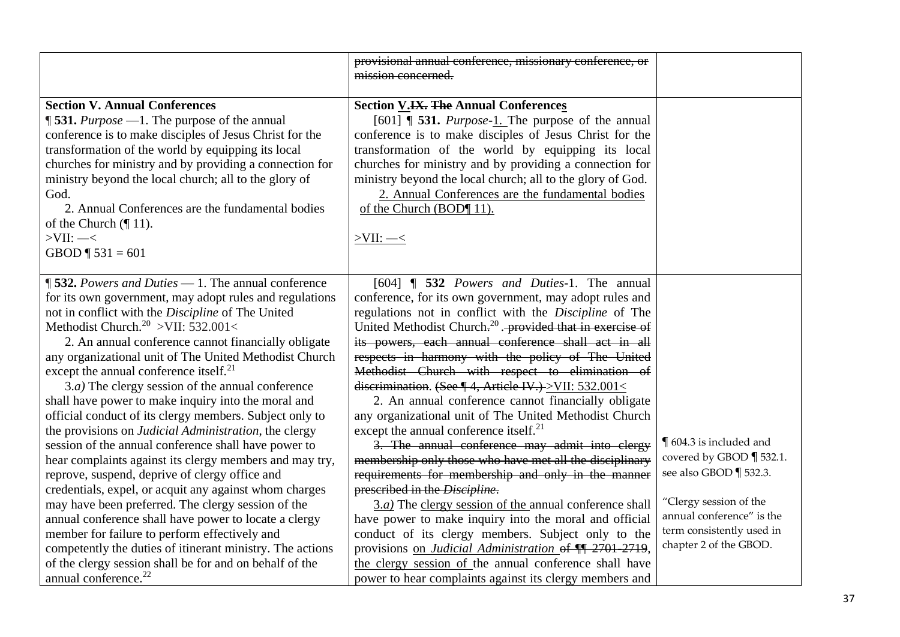| | | |
|---|---|---|
| | ~~provisional annual conference, missionary conference, or mission concerned.~~ | |
| **Section V. Annual Conferences**<br>**¶ 531.** *Purpose* —1. The purpose of the annual conference is to make disciples of Jesus Christ for the transformation of the world by equipping its local churches for ministry and by providing a connection for ministry beyond the local church; all to the glory of God.<br>2. Annual Conferences are the fundamental bodies of the Church (¶ 11).<br>>VII: —<<br>GBOD ¶ 531 = 601 | **Section <u>V.</u>~~IX.~~ ~~The~~ Annual Conference<u>s</u>**<br>[601] **¶ 531.** *Purpose*-<u>1.</u> The purpose of the annual conference is to make disciples of Jesus Christ for the transformation of the world by equipping its local churches for ministry and by providing a connection for ministry beyond the local church; all to the glory of God.<br><u>2. Annual Conferences are the fundamental bodies of the Church (BOD¶ 11).</u><br><u>>VII: —<</u> | |
| **¶ 532.** *Powers and Duties* — 1. The annual conference for its own government, may adopt rules and regulations not in conflict with the *Discipline* of The United Methodist Church.[20] >VII: 532.001<<br>2. An annual conference cannot financially obligate any organizational unit of The United Methodist Church except the annual conference itself.[21]<br>3.*a)* The clergy session of the annual conference shall have power to make inquiry into the moral and official conduct of its clergy members. Subject only to the provisions on *Judicial Administration*, the clergy session of the annual conference shall have power to hear complaints against its clergy members and may try, reprove, suspend, deprive of clergy office and credentials, expel, or acquit any against whom charges may have been preferred. The clergy session of the annual conference shall have power to locate a clergy member for failure to perform effectively and competently the duties of itinerant ministry. The actions of the clergy session shall be for and on behalf of the annual conference.[22] | [604] **¶ 532** *Powers and Duties*-1. The annual conference, for its own government, may adopt rules and regulations not in conflict with the *Discipline* of The United Methodist Church~~.~~[20] . ~~provided that in exercise of its powers, each annual conference shall act in all respects in harmony with the policy of The United Methodist Church with respect to elimination of discrimination. (See ¶ 4, Article IV.)~~ <u>>VII: 532.001<</u><br>2. An annual conference cannot financially obligate any organizational unit of The United Methodist Church except the annual conference itself.[21]<br>~~3. The annual conference may admit into clergy membership only those who have met all the disciplinary requirements for membership and only in the manner prescribed in the *Discipline*.~~<br><u>3.*a)*</u> The <u>clergy session of the</u> annual conference shall have power to make inquiry into the moral and official conduct of its clergy members. Subject only to the provisions <u>on *Judicial Administration*</u> ~~of ¶¶ 2701-2719~~, <u>the clergy session of</u> the annual conference shall have power to hear complaints against its clergy members and | ¶ 604.3 is included and covered by GBOD ¶ 532.1. see also GBOD ¶ 532.3.<br><br>"Clergy session of the annual conference" is the term consistently used in chapter 2 of the GBOD. |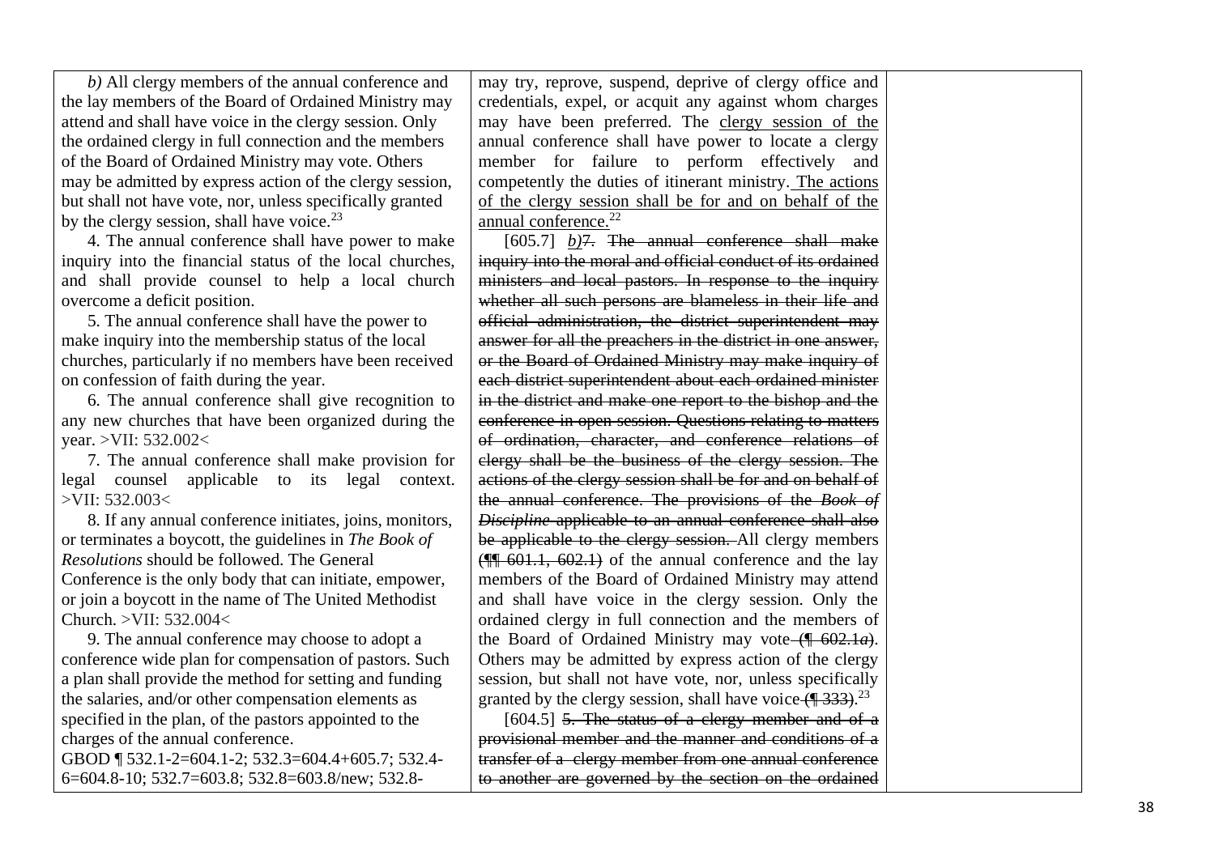| | | |
|---|---|---|
| *b)* All clergy members of the annual conference and the lay members of the Board of Ordained Ministry may attend and shall have voice in the clergy session. Only the ordained clergy in full connection and the members of the Board of Ordained Ministry may vote. Others may be admitted by express action of the clergy session, but shall not have vote, nor, unless specifically granted by the clergy session, shall have voice.[23]<br><br>4. The annual conference shall have power to make inquiry into the financial status of the local churches, and shall provide counsel to help a local church overcome a deficit position.<br><br>5. The annual conference shall have the power to make inquiry into the membership status of the local churches, particularly if no members have been received on confession of faith during the year.<br><br>6. The annual conference shall give recognition to any new churches that have been organized during the year. >VII: 532.002<<br><br>7. The annual conference shall make provision for legal counsel applicable to its legal context. >VII: 532.003<<br><br>8. If any annual conference initiates, joins, monitors, or terminates a boycott, the guidelines in *The Book of Resolutions* should be followed. The General Conference is the only body that can initiate, empower, or join a boycott in the name of The United Methodist Church. >VII: 532.004<<br><br>9. The annual conference may choose to adopt a conference wide plan for compensation of pastors. Such a plan shall provide the method for setting and funding the salaries, and/or other compensation elements as specified in the plan, of the pastors appointed to the charges of the annual conference.<br>GBOD ¶ 532.1-2=604.1-2; 532.3=604.4+605.7; 532.4-6=604.8-10; 532.7=603.8; 532.8=603.8/new; 532.8- | may try, reprove, suspend, deprive of clergy office and credentials, expel, or acquit any against whom charges may have been preferred. The <u>clergy session of the</u> annual conference shall have power to locate a clergy member for failure to perform effectively and competently the duties of itinerant ministry.<u> The actions of the clergy session shall be for and on behalf of the annual conference.</u>[22]<br><br>[605.7] <u>*b)*</u>~~7.~~ ~~The annual conference shall make inquiry into the moral and official conduct of its ordained ministers and local pastors. In response to the inquiry whether all such persons are blameless in their life and official administration, the district superintendent may answer for all the preachers in the district in one answer, or the Board of Ordained Ministry may make inquiry of each district superintendent about each ordained minister in the district and make one report to the bishop and the conference in open session. Questions relating to matters of ordination, character, and conference relations of clergy shall be the business of the clergy session. The actions of the clergy session shall be for and on behalf of the annual conference. The provisions of the *Book of Discipline* applicable to an annual conference shall also be applicable to the clergy session.~~ All clergy members ~~(¶¶ 601.1, 602.1)~~ of the annual conference and the lay members of the Board of Ordained Ministry may attend and shall have voice in the clergy session. Only the ordained clergy in full connection and the members of the Board of Ordained Ministry may vote ~~(¶ 602.1*a*)~~. Others may be admitted by express action of the clergy session, but shall not have vote, nor, unless specifically granted by the clergy session, shall have voice ~~(¶ 333)~~.[23]<br><br>[604.5] ~~5. The status of a clergy member and of a provisional member and the manner and conditions of a transfer of a clergy member from one annual conference to another are governed by the section on the ordained~~ | |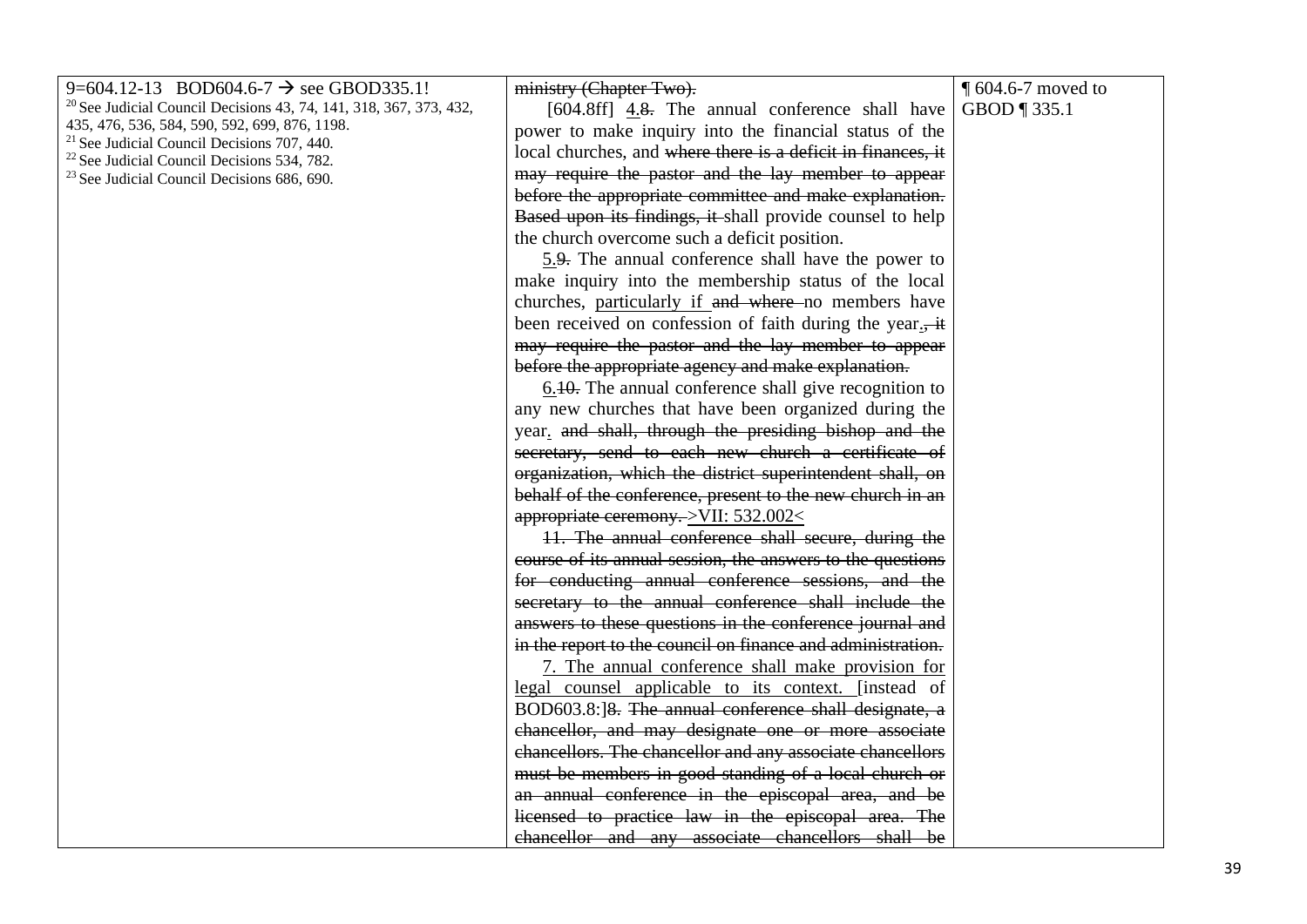| 9=604.12-13 BOD604.6-7 → see GBOD335.1!<br>[20] See Judicial Council Decisions 43, 74, 141, 318, 367, 373, 432, 435, 476, 536, 584, 590, 592, 699, 876, 1198.<br>[21] See Judicial Council Decisions 707, 440.<br>[22] See Judicial Council Decisions 534, 782.<br>[23] See Judicial Council Decisions 686, 690. | ~~ministry (Chapter Two).~~<br>[604.8ff] <u>4.</u>~~8.~~ The annual conference shall have power to make inquiry into the financial status of the local churches, and ~~where there is a deficit in finances, it may require the pastor and the lay member to appear before the appropriate committee and make explanation. Based upon its findings, it~~ shall provide counsel to help the church overcome such a deficit position.<br><u>5.</u>~~9.~~ The annual conference shall have the power to make inquiry into the membership status of the local churches, <u>particularly if</u> ~~and where~~ no members have been received on confession of faith during the year<u>.</u>~~, it may require the pastor and the lay member to appear before the appropriate agency and make explanation.~~<br><u>6.</u>~~10.~~ The annual conference shall give recognition to any new churches that have been organized during the year<u>.</u> ~~and shall, through the presiding bishop and the secretary, send to each new church a certificate of organization, which the district superintendent shall, on behalf of the conference, present to the new church in an appropriate ceremony.~~ <u>>VII: 532.002<</u><br>~~11. The annual conference shall secure, during the course of its annual session, the answers to the questions for conducting annual conference sessions, and the secretary to the annual conference shall include the answers to these questions in the conference journal and in the report to the council on finance and administration.~~<br><u>7. The annual conference shall make provision for legal counsel applicable to its context.</u> [instead of BOD603.8:]~~8. The annual conference shall designate, a chancellor, and may designate one or more associate chancellors. The chancellor and any associate chancellors must be members in good standing of a local church or an annual conference in the episcopal area, and be licensed to practice law in the episcopal area. The chancellor and any associate chancellors shall be~~ | ¶ 604.6-7 moved to GBOD ¶ 335.1 |
|---|---|---|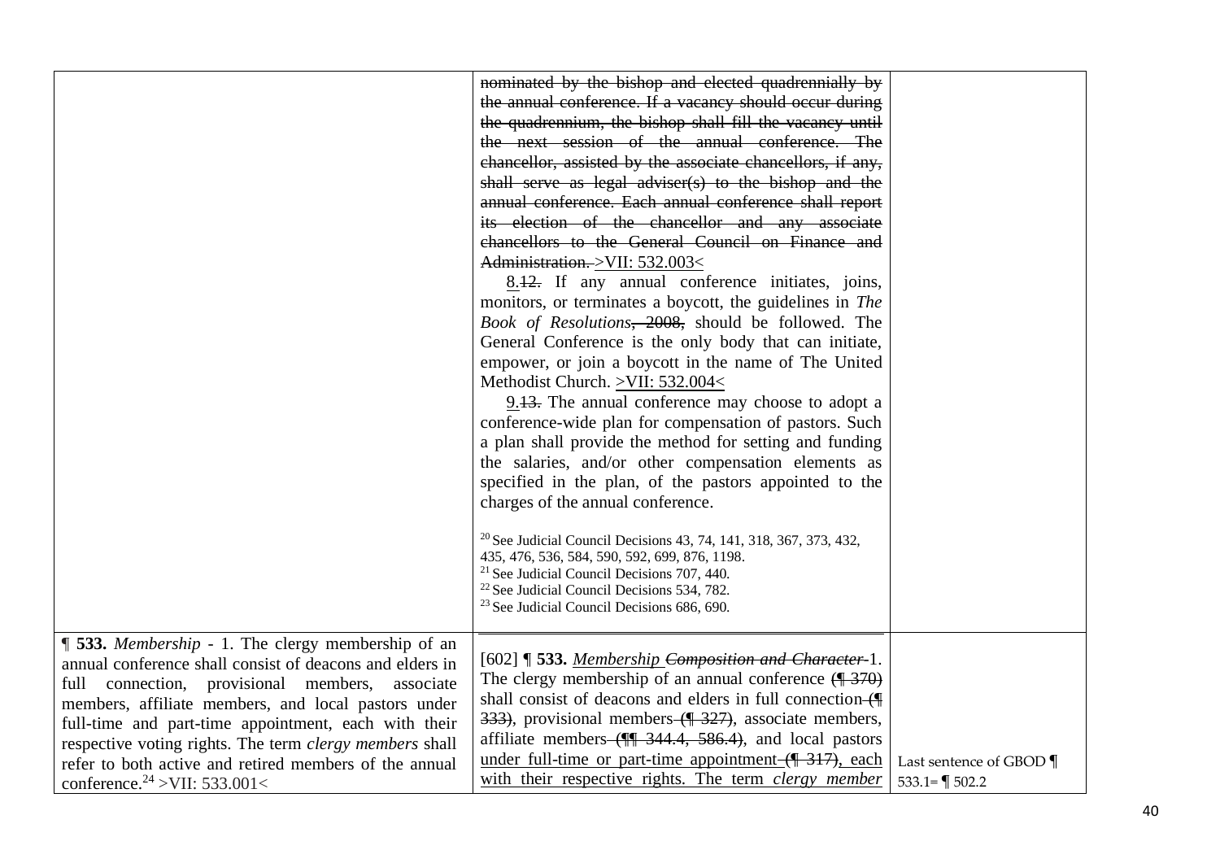| | | |
|---|---|---|
| | ~~nominated by the bishop and elected quadrennially by the annual conference. If a vacancy should occur during the quadrennium, the bishop shall fill the vacancy until the next session of the annual conference. The chancellor, assisted by the associate chancellors, if any, shall serve as legal adviser(s) to the bishop and the annual conference. Each annual conference shall report its election of the chancellor and any associate chancellors to the General Council on Finance and Administration.~~ >VII: 532.003< <br><br>8.~~12.~~ If any annual conference initiates, joins, monitors, or terminates a boycott, the guidelines in *The Book of Resolutions*~~, 2008,~~ should be followed. The General Conference is the only body that can initiate, empower, or join a boycott in the name of The United Methodist Church. >VII: 532.004< <br><br>9.~~13.~~ The annual conference may choose to adopt a conference-wide plan for compensation of pastors. Such a plan shall provide the method for setting and funding the salaries, and/or other compensation elements as specified in the plan, of the pastors appointed to the charges of the annual conference.<br><br>[20] See Judicial Council Decisions 43, 74, 141, 318, 367, 373, 432, 435, 476, 536, 584, 590, 592, 699, 876, 1198.<br>[21] See Judicial Council Decisions 707, 440.<br>[22] See Judicial Council Decisions 534, 782.<br>[23] See Judicial Council Decisions 686, 690. | |
| **¶ 533.** *Membership* - 1. The clergy membership of an annual conference shall consist of deacons and elders in full connection, provisional members, associate members, affiliate members, and local pastors under full-time and part-time appointment, each with their respective voting rights. The term *clergy members* shall refer to both active and retired members of the annual conference.[24] >VII: 533.001< | [602] **¶ 533.** *Membership* ~~*Composition and Character*~~ 1. The clergy membership of an annual conference ~~(¶ 370)~~ shall consist of deacons and elders in full connection ~~(¶ 333)~~, provisional members ~~(¶ 327)~~, associate members, affiliate members ~~(¶¶ 344.4, 586.4)~~, and local pastors under full-time or part-time appointment ~~(¶ 317)~~, each with their respective rights. The term *clergy member* | Last sentence of GBOD ¶ 533.1= ¶ 502.2 |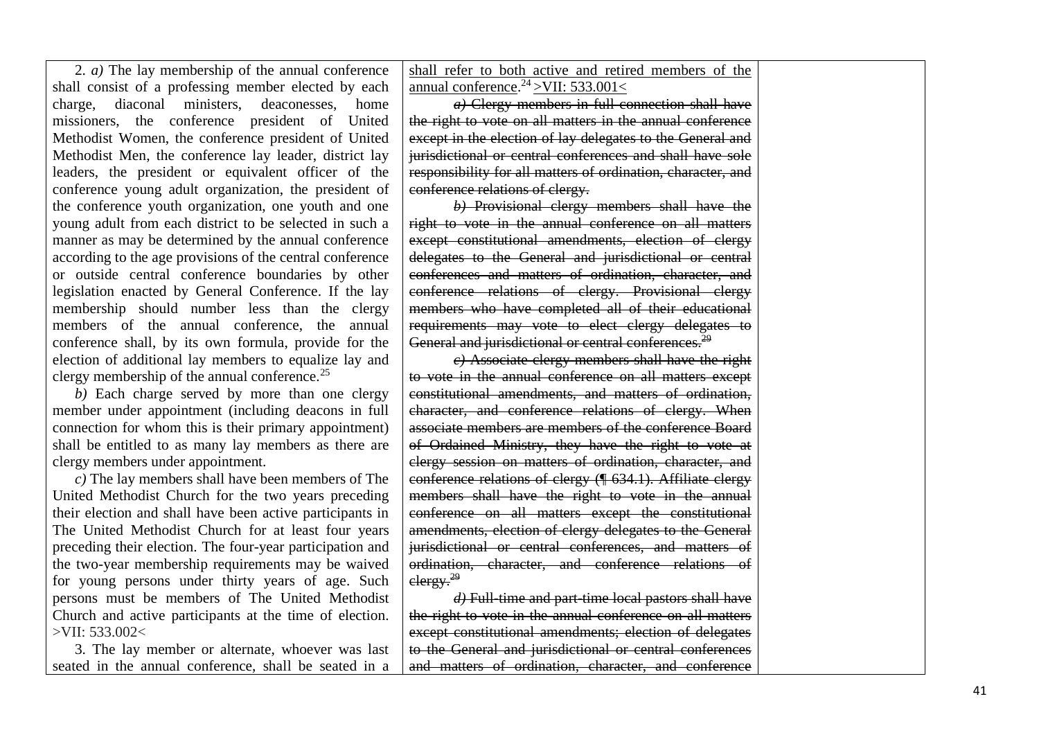| | | |
|---|---|---|
| 2. *a)* The lay membership of the annual conference shall consist of a professing member elected by each charge, diaconal ministers, deaconesses, home missioners, the conference president of United Methodist Women, the conference president of United Methodist Men, the conference lay leader, district lay leaders, the president or equivalent officer of the conference young adult organization, the president of the conference youth organization, one youth and one young adult from each district to be selected in such a manner as may be determined by the annual conference according to the age provisions of the central conference or outside central conference boundaries by other legislation enacted by General Conference. If the lay membership should number less than the clergy members of the annual conference, the annual conference shall, by its own formula, provide for the election of additional lay members to equalize lay and clergy membership of the annual conference.[25]<br><br>*b)* Each charge served by more than one clergy member under appointment (including deacons in full connection for whom this is their primary appointment) shall be entitled to as many lay members as there are clergy members under appointment.<br><br>*c)* The lay members shall have been members of The United Methodist Church for the two years preceding their election and shall have been active participants in The United Methodist Church for at least four years preceding their election. The four-year participation and the two-year membership requirements may be waived for young persons under thirty years of age. Such persons must be members of The United Methodist Church and active participants at the time of election. >VII: 533.002<<br><br>3. The lay member or alternate, whoever was last seated in the annual conference, shall be seated in a | <u>shall refer to both active and retired members of the annual conference.</u>[24] <u>>VII: 533.001<</u><br><br>~~*a)* Clergy members in full connection shall have the right to vote on all matters in the annual conference except in the election of lay delegates to the General and jurisdictional or central conferences and shall have sole responsibility for all matters of ordination, character, and conference relations of clergy.~~<br><br>~~*b)* Provisional clergy members shall have the right to vote in the annual conference on all matters except constitutional amendments, election of clergy delegates to the General and jurisdictional or central conferences and matters of ordination, character, and conference relations of clergy. Provisional clergy members who have completed all of their educational requirements may vote to elect clergy delegates to General and jurisdictional or central conferences.~~[29]<br><br>~~*c)* Associate clergy members shall have the right to vote in the annual conference on all matters except constitutional amendments, and matters of ordination, character, and conference relations of clergy. When associate members are members of the conference Board of Ordained Ministry, they have the right to vote at clergy session on matters of ordination, character, and conference relations of clergy (¶ 634.1). Affiliate clergy members shall have the right to vote in the annual conference on all matters except the constitutional amendments, election of clergy delegates to the General jurisdictional or central conferences, and matters of ordination, character, and conference relations of clergy.~~[29]<br><br>~~*d)* Full-time and part-time local pastors shall have the right to vote in the annual conference on all matters except constitutional amendments; election of delegates to the General and jurisdictional or central conferences and matters of ordination, character, and conference~~ | |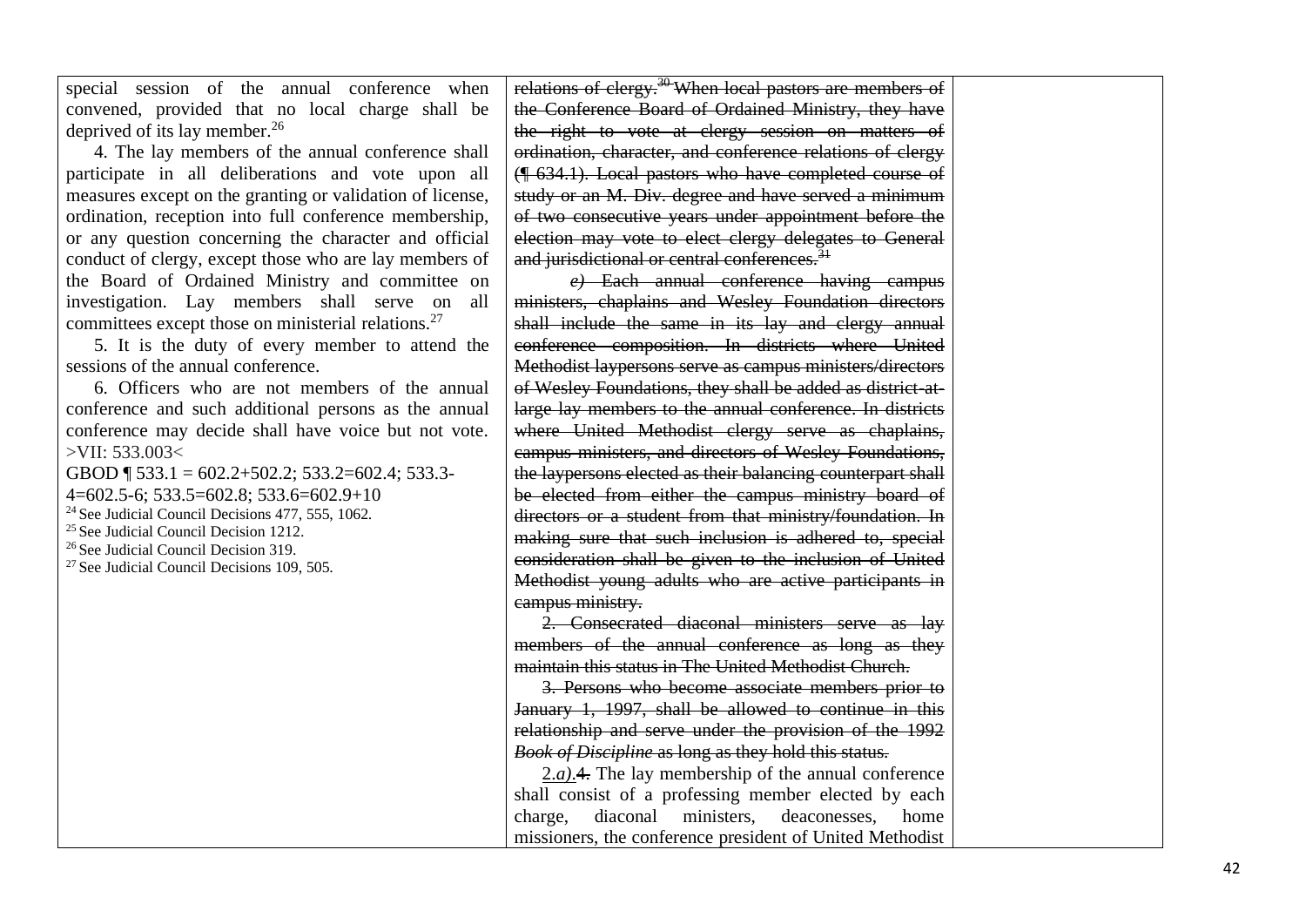| | | |
|---|---|---|
| special session of the annual conference when convened, provided that no local charge shall be deprived of its lay member.[26]<br><br>4. The lay members of the annual conference shall participate in all deliberations and vote upon all measures except on the granting or validation of license, ordination, reception into full conference membership, or any question concerning the character and official conduct of clergy, except those who are lay members of the Board of Ordained Ministry and committee on investigation. Lay members shall serve on all committees except those on ministerial relations.[27]<br><br>5. It is the duty of every member to attend the sessions of the annual conference.<br><br>6. Officers who are not members of the annual conference and such additional persons as the annual conference may decide shall have voice but not vote. >VII: 533.003<<br><br>GBOD ¶ 533.1 = 602.2+502.2; 533.2=602.4; 533.3-4=602.5-6; 533.5=602.8; 533.6=602.9+10<br><br>[24] See Judicial Council Decisions 477, 555, 1062.<br>[25] See Judicial Council Decision 1212.<br>[26] See Judicial Council Decision 319.<br>[27] See Judicial Council Decisions 109, 505. | ~~relations of clergy.[30] When local pastors are members of the Conference Board of Ordained Ministry, they have the right to vote at clergy session on matters of ordination, character, and conference relations of clergy (¶ 634.1). Local pastors who have completed course of study or an M. Div. degree and have served a minimum of two consecutive years under appointment before the election may vote to elect clergy delegates to General and jurisdictional or central conferences.[31]~~<br><br>~~*e)* Each annual conference having campus ministers, chaplains and Wesley Foundation directors shall include the same in its lay and clergy annual conference composition. In districts where United Methodist laypersons serve as campus ministers/directors of Wesley Foundations, they shall be added as district-at-large lay members to the annual conference. In districts where United Methodist clergy serve as chaplains, campus ministers, and directors of Wesley Foundations, the laypersons elected as their balancing counterpart shall be elected from either the campus ministry board of directors or a student from that ministry/foundation. In making sure that such inclusion is adhered to, special consideration shall be given to the inclusion of United Methodist young adults who are active participants in campus ministry.~~<br><br>~~2. Consecrated diaconal ministers serve as lay members of the annual conference as long as they maintain this status in The United Methodist Church.~~<br><br>~~3. Persons who become associate members prior to January 1, 1997, shall be allowed to continue in this relationship and serve under the provision of the 1992 *Book of Discipline* as long as they hold this status.~~<br><br><u>2.*a)*.</u>~~4.~~ The lay membership of the annual conference shall consist of a professing member elected by each charge, diaconal ministers, deaconesses, home missioners, the conference president of United Methodist | |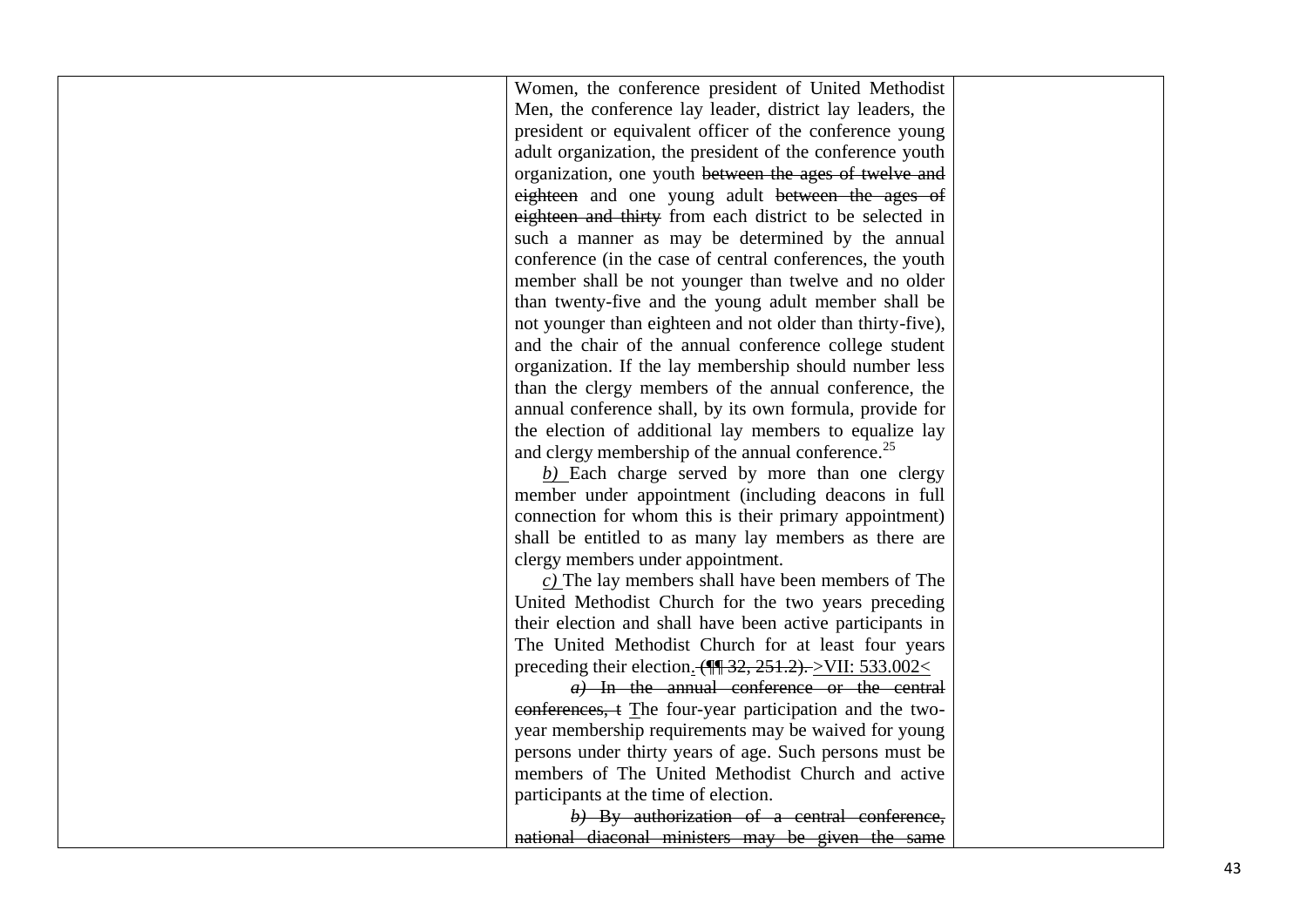| | | |
|---|---|---|
| | Women, the conference president of United Methodist Men, the conference lay leader, district lay leaders, the president or equivalent officer of the conference young adult organization, the president of the conference youth organization, one youth ~~between the ages of twelve and eighteen~~ and one young adult ~~between the ages of eighteen and thirty~~ from each district to be selected in such a manner as may be determined by the annual conference (in the case of central conferences, the youth member shall be not younger than twelve and no older than twenty-five and the young adult member shall be not younger than eighteen and not older than thirty-five), and the chair of the annual conference college student organization. If the lay membership should number less than the clergy members of the annual conference, the annual conference shall, by its own formula, provide for the election of additional lay members to equalize lay and clergy membership of the annual conference.[25]<br><br><u>*b)*</u> Each charge served by more than one clergy member under appointment (including deacons in full connection for whom this is their primary appointment) shall be entitled to as many lay members as there are clergy members under appointment.<br><br><u>*c)*</u> The lay members shall have been members of The United Methodist Church for the two years preceding their election and shall have been active participants in The United Methodist Church for at least four years preceding their election<u>.</u> ~~(¶¶ 32, 251.2).~~ <u>>VII: 533.002<</u><br><br>~~*a)* In the annual conference or the central conferences, t~~ <u>T</u>he four-year participation and the two-year membership requirements may be waived for young persons under thirty years of age. Such persons must be members of The United Methodist Church and active participants at the time of election.<br><br>~~*b)* By authorization of a central conference, national diaconal ministers may be given the same~~ | |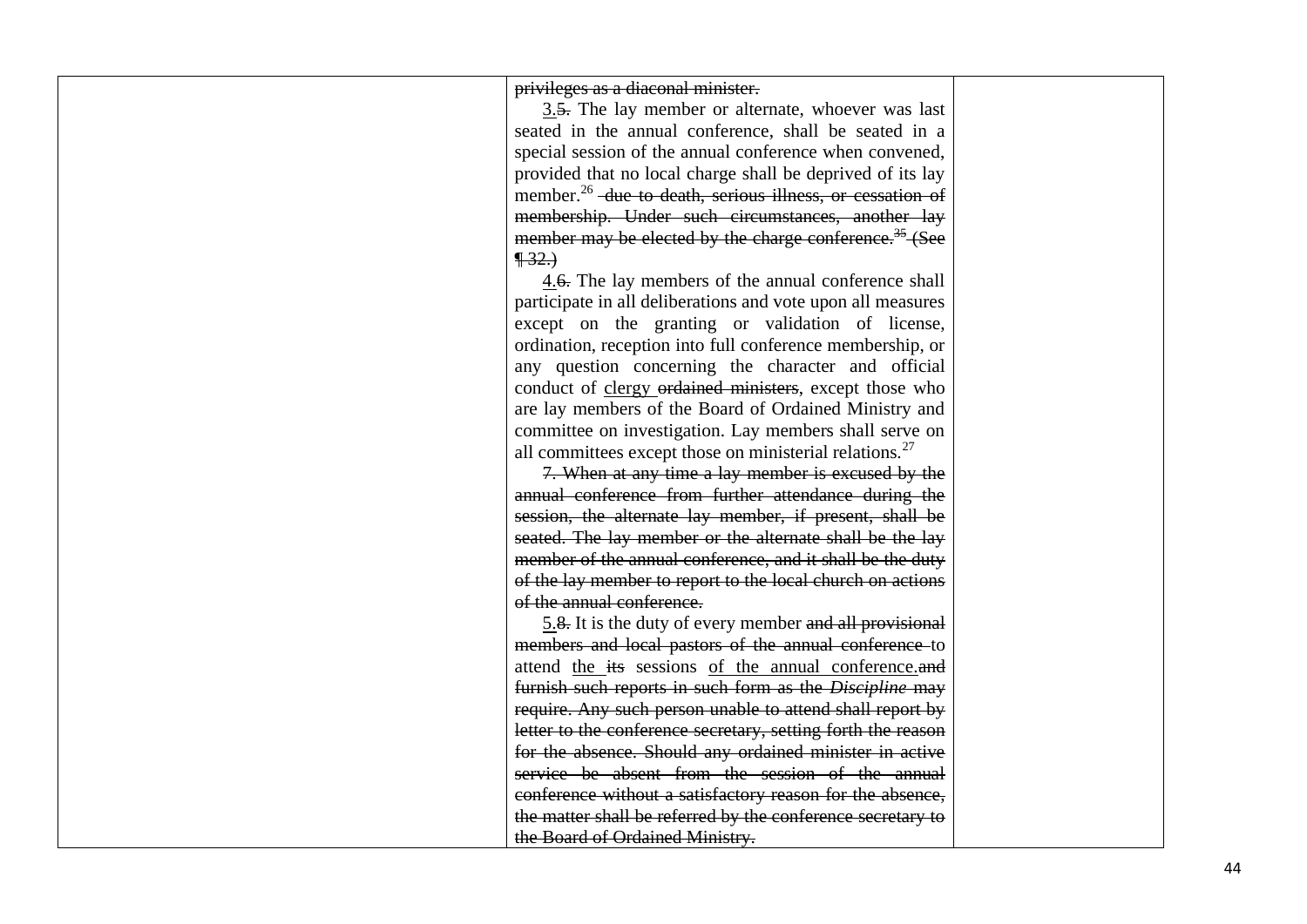| | ~~privileges as a diaconal minister.~~<br><br>3.~~5.~~ The lay member or alternate, whoever was last seated in the annual conference, shall be seated in a special session of the annual conference when convened, provided that no local charge shall be deprived of its lay member.[26] ~~due to death, serious illness, or cessation of membership. Under such circumstances, another lay member may be elected by the charge conference.[35] (See ¶ 32.)~~<br><br>4.~~6.~~ The lay members of the annual conference shall participate in all deliberations and vote upon all measures except on the granting or validation of license, ordination, reception into full conference membership, or any question concerning the character and official conduct of clergy ~~ordained ministers~~, except those who are lay members of the Board of Ordained Ministry and committee on investigation. Lay members shall serve on all committees except those on ministerial relations.[27]<br><br>~~7. When at any time a lay member is excused by the annual conference from further attendance during the session, the alternate lay member, if present, shall be seated. The lay member or the alternate shall be the lay member of the annual conference, and it shall be the duty of the lay member to report to the local church on actions of the annual conference.~~<br><br>5.~~8.~~ It is the duty of every member ~~and all provisional members and local pastors of the annual conference~~ to attend the ~~its~~ sessions of the annual conference.~~and furnish such reports in such form as the *Discipline* may require. Any such person unable to attend shall report by letter to the conference secretary, setting forth the reason for the absence. Should any ordained minister in active service be absent from the session of the annual conference without a satisfactory reason for the absence, the matter shall be referred by the conference secretary to the Board of Ordained Ministry.~~ | |
|---|---|---|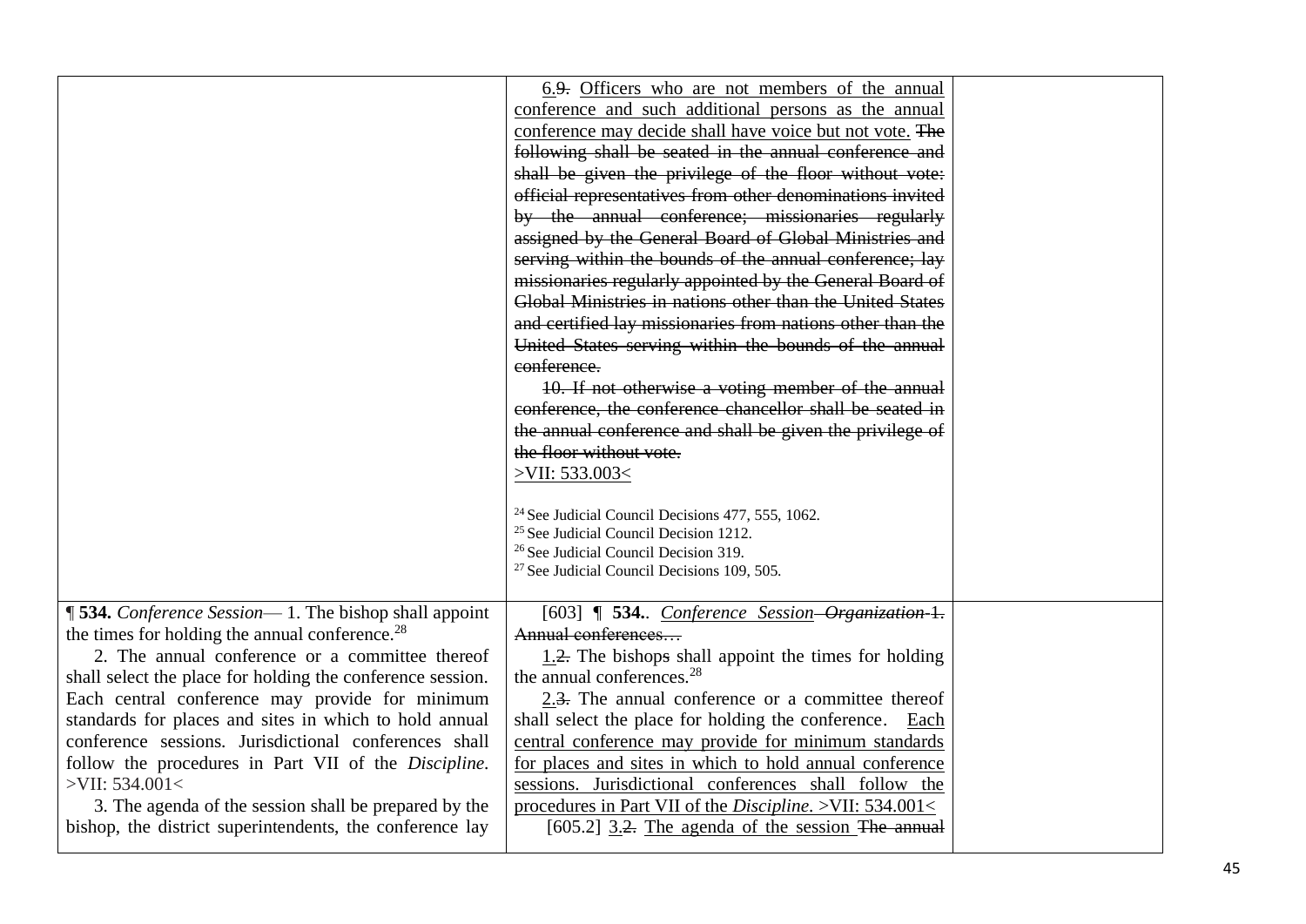| | | |
|---|---|---|
| | 6.9. Officers who are not members of the annual conference and such additional persons as the annual conference may decide shall have voice but not vote. ~~The following shall be seated in the annual conference and shall be given the privilege of the floor without vote: official representatives from other denominations invited by the annual conference; missionaries regularly assigned by the General Board of Global Ministries and serving within the bounds of the annual conference; lay missionaries regularly appointed by the General Board of Global Ministries in nations other than the United States and certified lay missionaries from nations other than the United States serving within the bounds of the annual conference.~~<br><br>~~10. If not otherwise a voting member of the annual conference, the conference chancellor shall be seated in the annual conference and shall be given the privilege of the floor without vote.~~<br>>VII: 533.003<<br><br>[24] See Judicial Council Decisions 477, 555, 1062.<br>[25] See Judicial Council Decision 1212.<br>[26] See Judicial Council Decision 319.<br>[27] See Judicial Council Decisions 109, 505. | |
| **¶ 534.** *Conference Session*— 1. The bishop shall appoint the times for holding the annual conference.[28]<br><br>2. The annual conference or a committee thereof shall select the place for holding the conference session. Each central conference may provide for minimum standards for places and sites in which to hold annual conference sessions. Jurisdictional conferences shall follow the procedures in Part VII of the *Discipline.* >VII: 534.001<<br><br>3. The agenda of the session shall be prepared by the bishop, the district superintendents, the conference lay | [603] **¶ 534.**. *Conference Session* ~~*Organization* 1. Annual conferences…~~<br><br>1.~~2.~~ The bishop~~s~~ shall appoint the times for holding the annual conference~~s~~.[28]<br><br>2.~~3.~~ The annual conference or a committee thereof shall select the place for holding the conference. Each central conference may provide for minimum standards for places and sites in which to hold annual conference sessions. Jurisdictional conferences shall follow the procedures in Part VII of the *Discipline.* >VII: 534.001<<br><br>[605.2] 3.~~2.~~ The agenda of the session ~~The annual~~ | |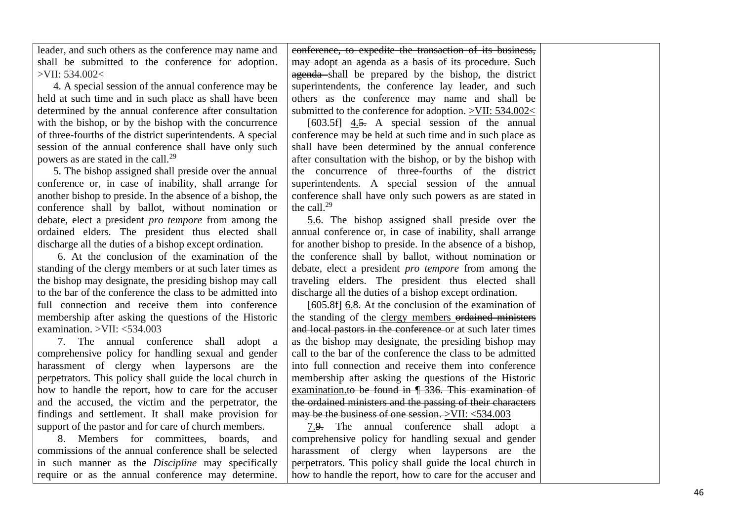| | | |
|---|---|---|
| leader, and such others as the conference may name and shall be submitted to the conference for adoption. >VII: 534.002<<br><br>4. A special session of the annual conference may be held at such time and in such place as shall have been determined by the annual conference after consultation with the bishop, or by the bishop with the concurrence of three-fourths of the district superintendents. A special session of the annual conference shall have only such powers as are stated in the call.[29]<br><br>5. The bishop assigned shall preside over the annual conference or, in case of inability, shall arrange for another bishop to preside. In the absence of a bishop, the conference shall by ballot, without nomination or debate, elect a president *pro tempore* from among the ordained elders. The president thus elected shall discharge all the duties of a bishop except ordination.<br><br>6. At the conclusion of the examination of the standing of the clergy members or at such later times as the bishop may designate, the presiding bishop may call to the bar of the conference the class to be admitted into full connection and receive them into conference membership after asking the questions of the Historic examination. >VII: <534.003<br><br>7. The annual conference shall adopt a comprehensive policy for handling sexual and gender harassment of clergy when laypersons are the perpetrators. This policy shall guide the local church in how to handle the report, how to care for the accuser and the accused, the victim and the perpetrator, the findings and settlement. It shall make provision for support of the pastor and for care of church members.<br><br>8. Members for committees, boards, and commissions of the annual conference shall be selected in such manner as the *Discipline* may specifically require or as the annual conference may determine. | ~~conference, to expedite the transaction of its business, may adopt an agenda as a basis of its procedure. Such agenda~~ shall be prepared by the bishop, the district superintendents, the conference lay leader, and such others as the conference may name and shall be submitted to the conference for adoption. <u>>VII: 534.002<</u><br><br>[603.5f] <u>4.</u>~~5.~~ A special session of the annual conference may be held at such time and in such place as shall have been determined by the annual conference after consultation with the bishop, or by the bishop with the concurrence of three-fourths of the district superintendents. A special session of the annual conference shall have only such powers as are stated in the call.[29]<br><br><u>5.</u>~~6.~~ The bishop assigned shall preside over the annual conference or, in case of inability, shall arrange for another bishop to preside. In the absence of a bishop, the conference shall by ballot, without nomination or debate, elect a president *pro tempore* from among the traveling elders. The president thus elected shall discharge all the duties of a bishop except ordination.<br><br>[605.8f] <u>6.</u>~~8.~~ At the conclusion of the examination of the standing of the <u>clergy members</u> ~~ordained ministers and local pastors in the conference~~ or at such later times as the bishop may designate, the presiding bishop may call to the bar of the conference the class to be admitted into full connection and receive them into conference membership after asking the questions <u>of the Historic examination.</u>~~to be found in ¶ 336. This examination of the ordained ministers and the passing of their characters may be the business of one session.~~ <u>>VII: <534.003</u><br><br><u>7.</u>~~9.~~ The annual conference shall adopt a comprehensive policy for handling sexual and gender harassment of clergy when laypersons are the perpetrators. This policy shall guide the local church in how to handle the report, how to care for the accuser and | |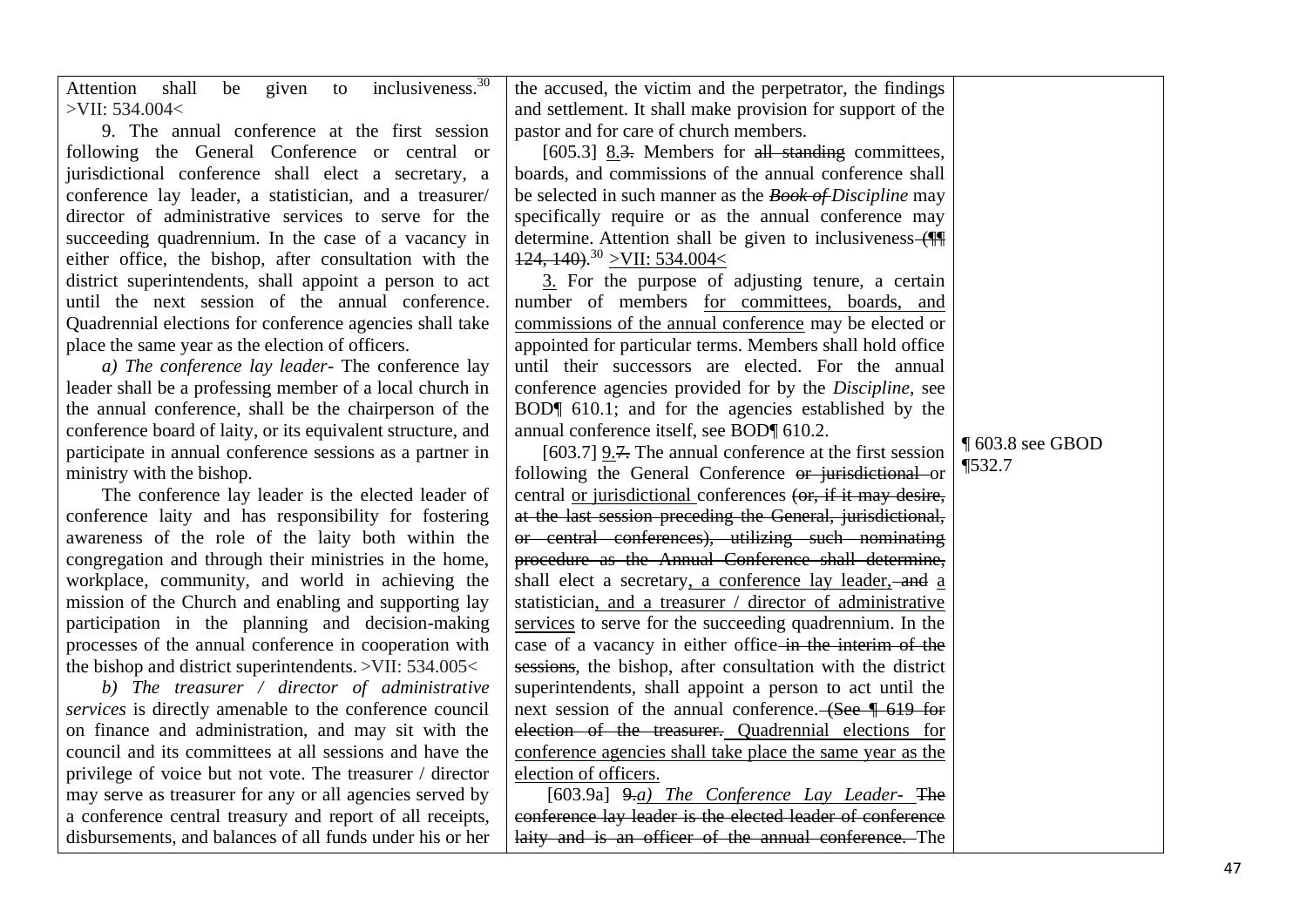| | | |
|---|---|---|
| Attention shall be given to inclusiveness.[30] >VII: 534.004<<br><br>9. The annual conference at the first session following the General Conference or central or jurisdictional conference shall elect a secretary, a conference lay leader, a statistician, and a treasurer/ director of administrative services to serve for the succeeding quadrennium. In the case of a vacancy in either office, the bishop, after consultation with the district superintendents, shall appoint a person to act until the next session of the annual conference. Quadrennial elections for conference agencies shall take place the same year as the election of officers.<br><br>*a) The conference lay leader-* The conference lay leader shall be a professing member of a local church in the annual conference, shall be the chairperson of the conference board of laity, or its equivalent structure, and participate in annual conference sessions as a partner in ministry with the bishop.<br><br>The conference lay leader is the elected leader of conference laity and has responsibility for fostering awareness of the role of the laity both within the congregation and through their ministries in the home, workplace, community, and world in achieving the mission of the Church and enabling and supporting lay participation in the planning and decision-making processes of the annual conference in cooperation with the bishop and district superintendents. >VII: 534.005<<br><br>*b) The treasurer / director of administrative services* is directly amenable to the conference council on finance and administration, and may sit with the council and its committees at all sessions and have the privilege of voice but not vote. The treasurer / director may serve as treasurer for any or all agencies served by a conference central treasury and report of all receipts, disbursements, and balances of all funds under his or her | the accused, the victim and the perpetrator, the findings and settlement. It shall make provision for support of the pastor and for care of church members.<br><br>[605.3] <u>8.</u>~~3.~~ Members for ~~all standing~~ committees, boards, and commissions of the annual conference shall be selected in such manner as the ~~*Book of*~~ *Discipline* may specifically require or as the annual conference may determine. Attention shall be given to inclusiveness ~~(¶¶ 124, 140)~~.[30] <u>>VII: 534.004<</u><br><br><u>3.</u> For the purpose of adjusting tenure, a certain number of members <u>for committees, boards, and commissions of the annual conference</u> may be elected or appointed for particular terms. Members shall hold office until their successors are elected. For the annual conference agencies provided for by the *Discipline,* see BOD¶ 610.1; and for the agencies established by the annual conference itself, see BOD¶ 610.2.<br><br>[603.7] <u>9.</u>~~7.~~ The annual conference at the first session following the General Conference ~~or jurisdictional~~ or central <u>or jurisdictional</u> conferences ~~(or, if it may desire, at the last session preceding the General, jurisdictional, or central conferences), utilizing such nominating procedure as the Annual Conference shall determine,~~ shall elect a secretary<u>, a conference lay leader,</u> ~~and~~ <u>a</u> statistician<u>, and a treasurer / director of administrative services</u> to serve for the succeeding quadrennium. In the case of a vacancy in either office ~~in the interim of the sessions~~, the bishop, after consultation with the district superintendents, shall appoint a person to act until the next session of the annual conference. ~~(See ¶ 619 for election of the treasurer.~~ <u>Quadrennial elections for conference agencies shall take place the same year as the election of officers.</u><br><br>[603.9a] ~~9.~~*<u>a) The Conference Lay Leader-</u>* ~~The conference lay leader is the elected leader of conference laity and is an officer of the annual conference.~~ The | ¶ 603.8 see GBOD ¶532.7 |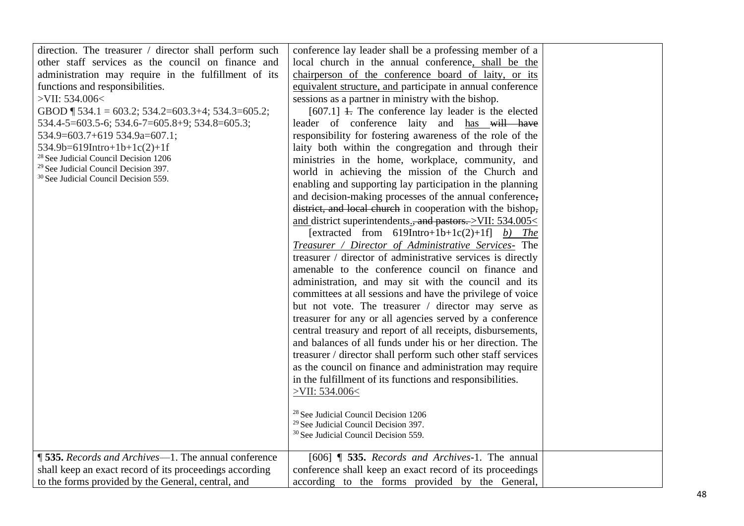| | | |
|---|---|---|
| direction. The treasurer / director shall perform such other staff services as the council on finance and administration may require in the fulfillment of its functions and responsibilities.<br>>VII: 534.006<<br>GBOD ¶ 534.1 = 603.2; 534.2=603.3+4; 534.3=605.2; 534.4-5=603.5-6; 534.6-7=605.8+9; 534.8=605.3; 534.9=603.7+619 534.9a=607.1; 534.9b=619Intro+1b+1c(2)+1f<br>[28] See Judicial Council Decision 1206<br>[29] See Judicial Council Decision 397.<br>[30] See Judicial Council Decision 559. | conference lay leader shall be a professing member of a local church in the annual conference, shall be the chairperson of the conference board of laity, or its equivalent structure, and participate in annual conference sessions as a partner in ministry with the bishop.<br>[607.1] ~~1.~~ The conference lay leader is the elected leader of conference laity and has ~~will have~~ responsibility for fostering awareness of the role of the laity both within the congregation and through their ministries in the home, workplace, community, and world in achieving the mission of the Church and enabling and supporting lay participation in the planning and decision-making processes of the annual conference~~,~~ ~~district, and local church~~ in cooperation with the bishop~~,~~ and district superintendents.~~, and pastors.~~ >VII: 534.005<<br>[extracted from 619Intro+1b+1c(2)+1f] *b) The Treasurer / Director of Administrative Services-* The treasurer / director of administrative services is directly amenable to the conference council on finance and administration, and may sit with the council and its committees at all sessions and have the privilege of voice but not vote. The treasurer / director may serve as treasurer for any or all agencies served by a conference central treasury and report of all receipts, disbursements, and balances of all funds under his or her direction. The treasurer / director shall perform such other staff services as the council on finance and administration may require in the fulfillment of its functions and responsibilities.<br>>VII: 534.006<<br><br>[28] See Judicial Council Decision 1206<br>[29] See Judicial Council Decision 397.<br>[30] See Judicial Council Decision 559. | |
| **¶ 535.** *Records and Archives*—1. The annual conference shall keep an exact record of its proceedings according to the forms provided by the General, central, and | [606] **¶ 535.** *Records and Archives*-1. The annual conference shall keep an exact record of its proceedings according to the forms provided by the General, | |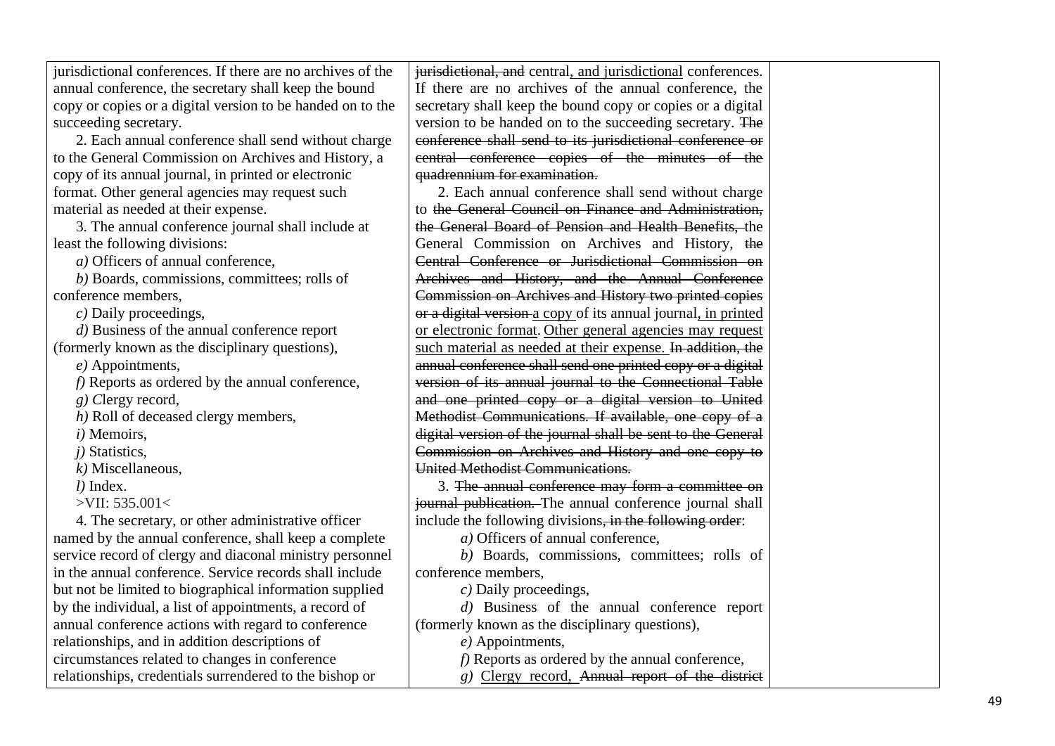| | | |
|---|---|---|
| jurisdictional conferences. If there are no archives of the annual conference, the secretary shall keep the bound copy or copies or a digital version to be handed on to the succeeding secretary.<br><br>2. Each annual conference shall send without charge to the General Commission on Archives and History, a copy of its annual journal, in printed or electronic format. Other general agencies may request such material as needed at their expense.<br><br>3. The annual conference journal shall include at least the following divisions:<br><br>*a)* Officers of annual conference,<br>*b)* Boards, commissions, committees; rolls of conference members,<br>*c)* Daily proceedings,<br>*d)* Business of the annual conference report (formerly known as the disciplinary questions),<br>*e)* Appointments,<br>*f)* Reports as ordered by the annual conference,<br>*g)* Clergy record,<br>*h)* Roll of deceased clergy members,<br>*i)* Memoirs,<br>*j)* Statistics,<br>*k)* Miscellaneous,<br>*l)* Index.<br><br>>VII: 535.001<<br><br>4. The secretary, or other administrative officer named by the annual conference, shall keep a complete service record of clergy and diaconal ministry personnel in the annual conference. Service records shall include but not be limited to biographical information supplied by the individual, a list of appointments, a record of annual conference actions with regard to conference relationships, and in addition descriptions of circumstances related to changes in conference relationships, credentials surrendered to the bishop or | ~~jurisdictional, and~~ central<u>, and jurisdictional</u> conferences. If there are no archives of the annual conference, the secretary shall keep the bound copy or copies or a digital version to be handed on to the succeeding secretary. ~~The conference shall send to its jurisdictional conference or central conference copies of the minutes of the quadrennium for examination.~~<br><br>2. Each annual conference shall send without charge to ~~the General Council on Finance and Administration, the General Board of Pension and Health Benefits,~~ the General Commission on Archives and History, ~~the Central Conference or Jurisdictional Commission on Archives and History, and the Annual Conference Commission on Archives and History two printed copies or a digital version~~ <u>a copy</u> of its annual journal<u>, in printed or electronic format</u>. <u>Other general agencies may request such material as needed at their expense.</u> ~~In addition, the annual conference shall send one printed copy or a digital version of its annual journal to the Connectional Table and one printed copy or a digital version to United Methodist Communications. If available, one copy of a digital version of the journal shall be sent to the General Commission on Archives and History and one copy to United Methodist Communications.~~<br><br>3. ~~The annual conference may form a committee on journal publication.~~ The annual conference journal shall include the following divisions~~, in the following order~~:<br><br>*a)* Officers of annual conference,<br>*b)* Boards, commissions, committees; rolls of conference members,<br>*c)* Daily proceedings,<br>*d)* Business of the annual conference report (formerly known as the disciplinary questions),<br>*e)* Appointments,<br>*f)* Reports as ordered by the annual conference,<br>*g)* <u>Clergy record,</u> ~~Annual report of the district~~ | |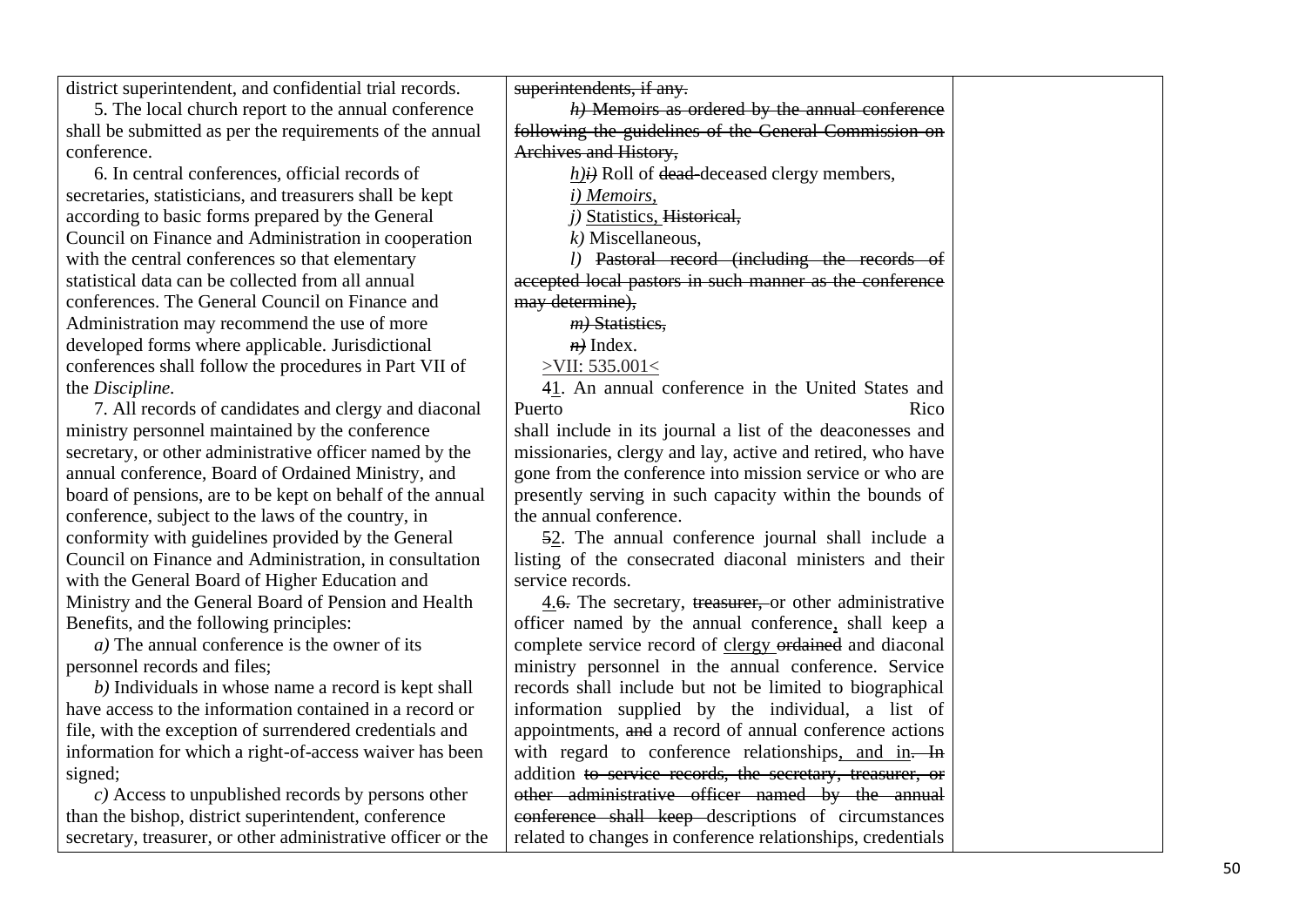| | | |
|---|---|---|
| district superintendent, and confidential trial records.<br><br>5. The local church report to the annual conference shall be submitted as per the requirements of the annual conference.<br><br>6. In central conferences, official records of secretaries, statisticians, and treasurers shall be kept according to basic forms prepared by the General Council on Finance and Administration in cooperation with the central conferences so that elementary statistical data can be collected from all annual conferences. The General Council on Finance and Administration may recommend the use of more developed forms where applicable. Jurisdictional conferences shall follow the procedures in Part VII of the *Discipline*.<br><br>7. All records of candidates and clergy and diaconal ministry personnel maintained by the conference secretary, or other administrative officer named by the annual conference, Board of Ordained Ministry, and board of pensions, are to be kept on behalf of the annual conference, subject to the laws of the country, in conformity with guidelines provided by the General Council on Finance and Administration, in consultation with the General Board of Higher Education and Ministry and the General Board of Pension and Health Benefits, and the following principles:<br><br>*a)* The annual conference is the owner of its personnel records and files;<br><br>*b)* Individuals in whose name a record is kept shall have access to the information contained in a record or file, with the exception of surrendered credentials and information for which a right-of-access waiver has been signed;<br><br>*c)* Access to unpublished records by persons other than the bishop, district superintendent, conference secretary, treasurer, or other administrative officer or the | ~~superintendents, if any.~~<br><br>~~*h)* Memoirs as ordered by the annual conference following the guidelines of the General Commission on Archives and History,~~<br><br><u>*h)*</u>~~*i)*~~ Roll of ~~dead~~ deceased clergy members,<br><br><u>*i) Memoirs,*</u><br><br>*j)* <u>Statistics,</u> ~~Historical,~~<br><br>*k)* Miscellaneous,<br><br>*l)* ~~Pastoral record (including the records of accepted local pastors in such manner as the conference may determine),~~<br><br>~~*m)* Statistics,~~<br><br>~~*n)*~~ Index.<br><br><u>>VII: 535.001<</u><br><br>~~4~~<u>1</u>. An annual conference in the United States and Puerto Rico shall include in its journal a list of the deaconesses and missionaries, clergy and lay, active and retired, who have gone from the conference into mission service or who are presently serving in such capacity within the bounds of the annual conference.<br><br>~~5~~<u>2</u>. The annual conference journal shall include a listing of the consecrated diaconal ministers and their service records.<br><br><u>4</u>.~~6.~~ The secretary, ~~treasurer,~~ or other administrative officer named by the annual conference<u>,</u> shall keep a complete service record of <u>clergy</u> ~~ordained~~ and diaconal ministry personnel in the annual conference. Service records shall include but not be limited to biographical information supplied by the individual, a list of appointments, ~~and~~ a record of annual conference actions with regard to conference relationships<u>, and in</u>~~. In~~ addition ~~to service records, the secretary, treasurer, or other administrative officer named by the annual conference shall keep~~ descriptions of circumstances related to changes in conference relationships, credentials | |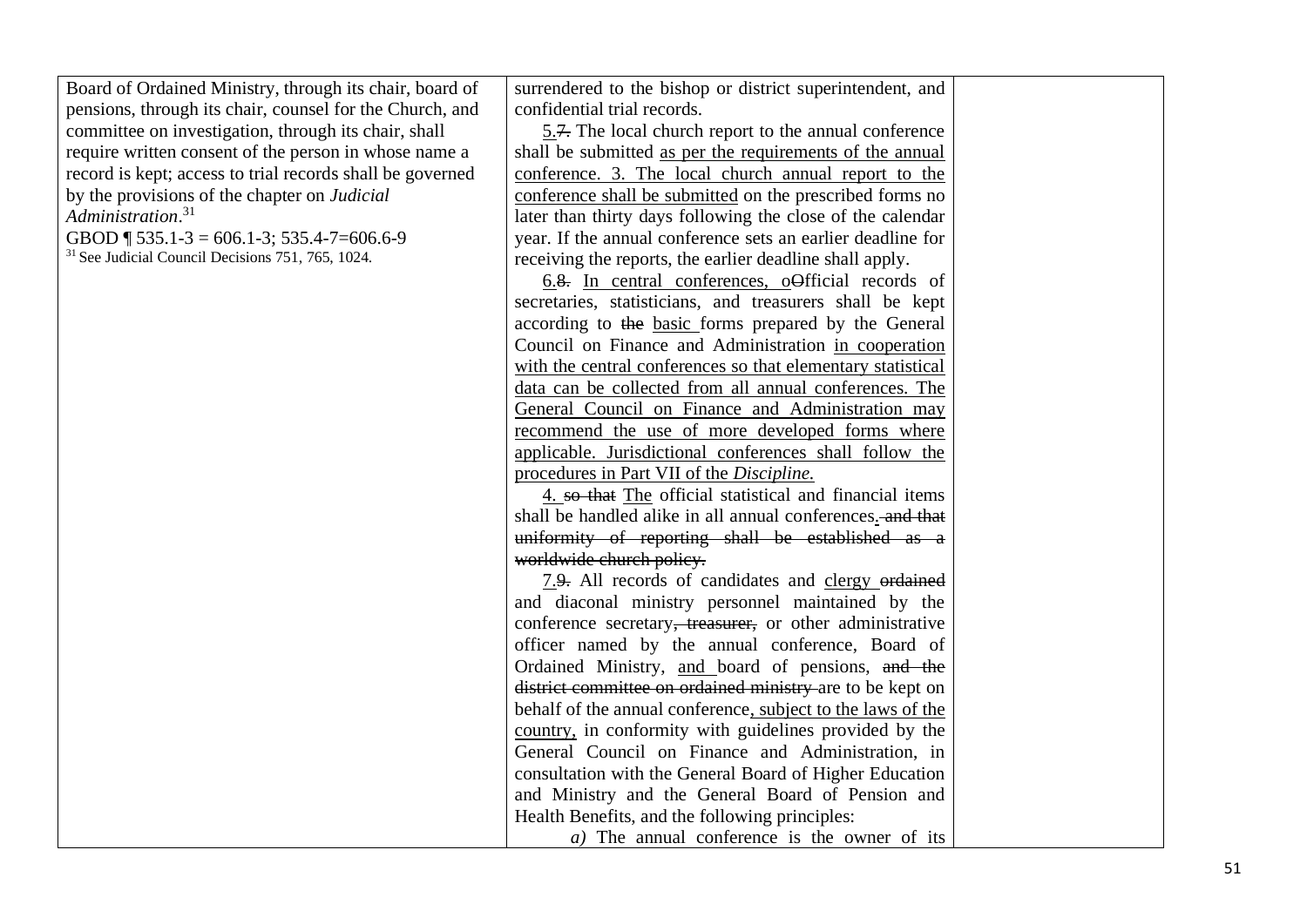| | | |
|---|---|---|
| Board of Ordained Ministry, through its chair, board of pensions, through its chair, counsel for the Church, and committee on investigation, through its chair, shall require written consent of the person in whose name a record is kept; access to trial records shall be governed by the provisions of the chapter on *Judicial Administration*.[31]<br>GBOD ¶ 535.1-3 = 606.1-3; 535.4-7=606.6-9<br>[31] See Judicial Council Decisions 751, 765, 1024. | surrendered to the bishop or district superintendent, and confidential trial records.<br>5.~~7.~~ The local church report to the annual conference shall be submitted as per the requirements of the annual conference. 3. The local church annual report to the conference shall be submitted on the prescribed forms no later than thirty days following the close of the calendar year. If the annual conference sets an earlier deadline for receiving the reports, the earlier deadline shall apply.<br>6.~~8.~~ In central conferences, o~~O~~fficial records of secretaries, statisticians, and treasurers shall be kept according to ~~the~~ basic forms prepared by the General Council on Finance and Administration in cooperation with the central conferences so that elementary statistical data can be collected from all annual conferences. The General Council on Finance and Administration may recommend the use of more developed forms where applicable. Jurisdictional conferences shall follow the procedures in Part VII of the *Discipline.*<br>4. ~~so that~~ The official statistical and financial items shall be handled alike in all annual conferences. ~~and that uniformity of reporting shall be established as a worldwide church policy.~~<br>7.~~9.~~ All records of candidates and clergy ~~ordained~~ and diaconal ministry personnel maintained by the conference secretary~~, treasurer,~~ or other administrative officer named by the annual conference, Board of Ordained Ministry, and board of pensions, ~~and the district committee on ordained ministry~~ are to be kept on behalf of the annual conference, subject to the laws of the country, in conformity with guidelines provided by the General Council on Finance and Administration, in consultation with the General Board of Higher Education and Ministry and the General Board of Pension and Health Benefits, and the following principles:<br>*a)* The annual conference is the owner of its | |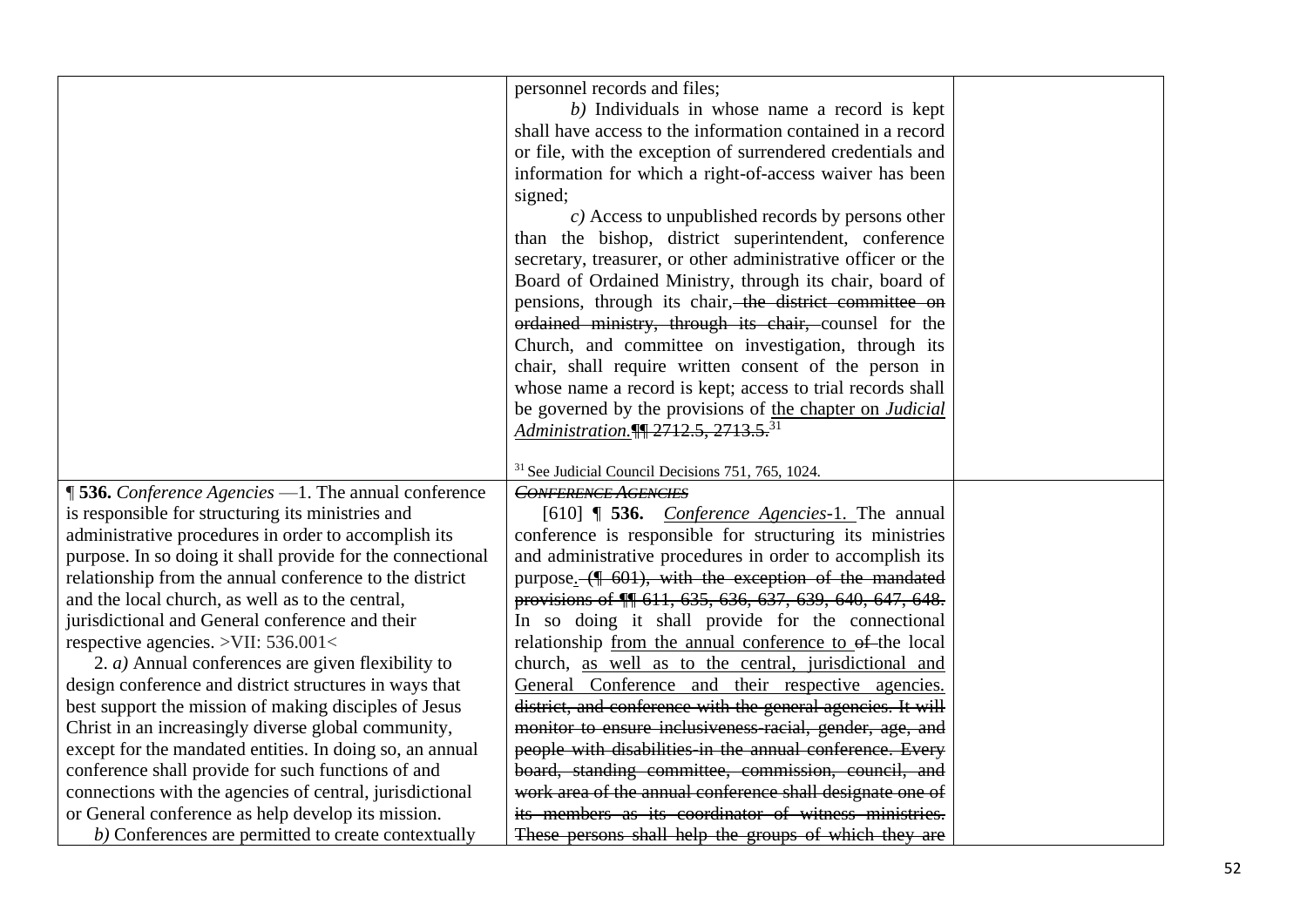| | | |
|---|---|---|
| | personnel records and files;<br>*b)* Individuals in whose name a record is kept shall have access to the information contained in a record or file, with the exception of surrendered credentials and information for which a right-of-access waiver has been signed;<br>*c)* Access to unpublished records by persons other than the bishop, district superintendent, conference secretary, treasurer, or other administrative officer or the Board of Ordained Ministry, through its chair, board of pensions, through its chair, ~~the district committee on ordained ministry, through its chair,~~ counsel for the Church, and committee on investigation, through its chair, shall require written consent of the person in whose name a record is kept; access to trial records shall be governed by the provisions of <u>the chapter on *Judicial Administration*.</u>~~¶¶ 2712.5, 2713.5.~~[31]<br><br>[31] See Judicial Council Decisions 751, 765, 1024. | |
| **¶ 536.** *Conference Agencies* —1. The annual conference is responsible for structuring its ministries and administrative procedures in order to accomplish its purpose. In so doing it shall provide for the connectional relationship from the annual conference to the district and the local church, as well as to the central, jurisdictional and General conference and their respective agencies. >VII: 536.001<<br>2. *a)* Annual conferences are given flexibility to design conference and district structures in ways that best support the mission of making disciples of Jesus Christ in an increasingly diverse global community, except for the mandated entities. In doing so, an annual conference shall provide for such functions of and connections with the agencies of central, jurisdictional or General conference as help develop its mission.<br>*b)* Conferences are permitted to create contextually | ~~*CONFERENCE AGENCIES*~~<br>[610] **¶ 536.** <u>*Conference Agencies*-1.</u> The annual conference is responsible for structuring its ministries and administrative procedures in order to accomplish its purpose<u>.</u> ~~(¶ 601), with the exception of the mandated provisions of ¶¶ 611, 635, 636, 637, 639, 640, 647, 648.~~ In so doing it shall provide for the connectional relationship <u>from the annual conference to</u> ~~of~~ the local church, <u>as well as to the central, jurisdictional and General Conference and their respective agencies.</u> ~~district, and conference with the general agencies. It will monitor to ensure inclusiveness-racial, gender, age, and people with disabilities-in the annual conference. Every board, standing committee, commission, council, and work area of the annual conference shall designate one of its members as its coordinator of witness ministries. These persons shall help the groups of which they are~~ | |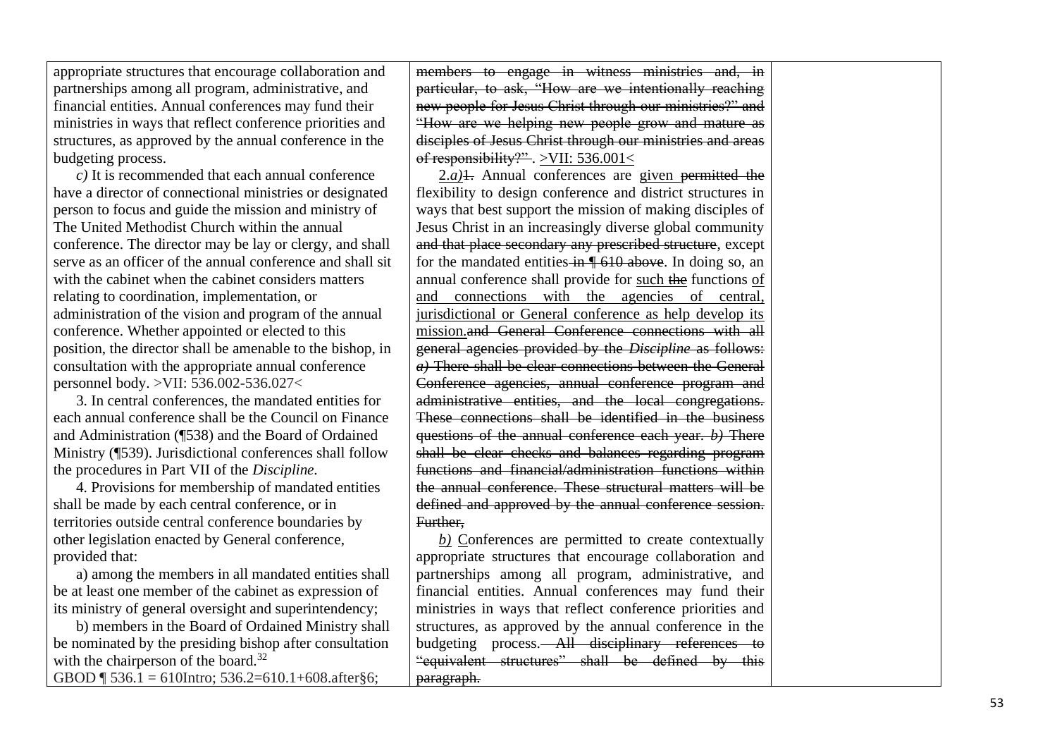| | | |
|---|---|---|
| appropriate structures that encourage collaboration and partnerships among all program, administrative, and financial entities. Annual conferences may fund their ministries in ways that reflect conference priorities and structures, as approved by the annual conference in the budgeting process.<br><br>*c)* It is recommended that each annual conference have a director of connectional ministries or designated person to focus and guide the mission and ministry of The United Methodist Church within the annual conference. The director may be lay or clergy, and shall serve as an officer of the annual conference and shall sit with the cabinet when the cabinet considers matters relating to coordination, implementation, or administration of the vision and program of the annual conference. Whether appointed or elected to this position, the director shall be amenable to the bishop, in consultation with the appropriate annual conference personnel body. >VII: 536.002-536.027<<br><br>3. In central conferences, the mandated entities for each annual conference shall be the Council on Finance and Administration (¶538) and the Board of Ordained Ministry (¶539). Jurisdictional conferences shall follow the procedures in Part VII of the *Discipline*.<br><br>4. Provisions for membership of mandated entities shall be made by each central conference, or in territories outside central conference boundaries by other legislation enacted by General conference, provided that:<br><br>a) among the members in all mandated entities shall be at least one member of the cabinet as expression of its ministry of general oversight and superintendency;<br><br>b) members in the Board of Ordained Ministry shall be nominated by the presiding bishop after consultation with the chairperson of the board.[32]<br><br>GBOD ¶ 536.1 = 610Intro; 536.2=610.1+608.after§6; | ~~members to engage in witness ministries and, in particular, to ask, "How are we intentionally reaching new people for Jesus Christ through our ministries?" and "How are we helping new people grow and mature as disciples of Jesus Christ through our ministries and areas of responsibility?"~~. >VII: 536.001<<br><br><u>2.*a)*</u>~~1.~~ Annual conferences are <u>given</u> ~~permitted the~~ flexibility to design conference and district structures in ways that best support the mission of making disciples of Jesus Christ in an increasingly diverse global community ~~and that place secondary any prescribed structure~~, except for the mandated entities ~~in ¶ 610 above~~. In doing so, an annual conference shall provide for <u>such</u> ~~the~~ functions <u>of and connections with the agencies of central, jurisdictional or General conference as help develop its mission.</u>~~and General Conference connections with all general agencies provided by the *Discipline* as follows: *a)* There shall be clear connections between the General Conference agencies, annual conference program and administrative entities, and the local congregations. These connections shall be identified in the business questions of the annual conference each year. *b)* There shall be clear checks and balances regarding program functions and financial/administration functions within the annual conference. These structural matters will be defined and approved by the annual conference session. Further,~~<br><br><u>*b)*</u> <u>C</u>onferences are permitted to create contextually appropriate structures that encourage collaboration and partnerships among all program, administrative, and financial entities. Annual conferences may fund their ministries in ways that reflect conference priorities and structures, as approved by the annual conference in the budgeting process.~~ All disciplinary references to "equivalent structures" shall be defined by this paragraph.~~ | |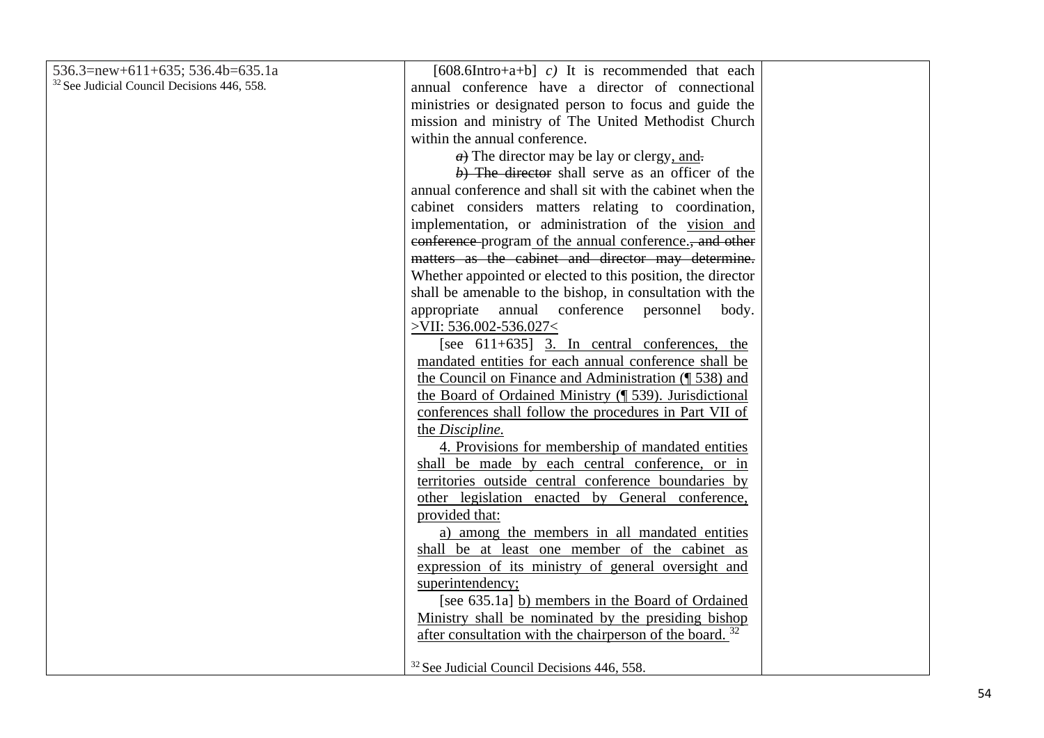| | | |
|---|---|---|
| 536.3=new+611+635; 536.4b=635.1a<br>[32] See Judicial Council Decisions 446, 558. | [608.6Intro+a+b] *c)* It is recommended that each annual conference have a director of connectional ministries or designated person to focus and guide the mission and ministry of The United Methodist Church within the annual conference.<br>~~*a)*~~ The director may be lay or clergy, and~~.~~<br>~~*b)* The director~~ shall serve as an officer of the annual conference and shall sit with the cabinet when the cabinet considers matters relating to coordination, implementation, or administration of the vision and ~~conference~~ program of the annual conference.~~, and other matters as the cabinet and director may determine.~~ Whether appointed or elected to this position, the director shall be amenable to the bishop, in consultation with the appropriate annual conference personnel body. >VII: 536.002-536.027<<br>[see 611+635] 3. In central conferences, the mandated entities for each annual conference shall be the Council on Finance and Administration (¶ 538) and the Board of Ordained Ministry (¶ 539). Jurisdictional conferences shall follow the procedures in Part VII of the *Discipline.*<br>4. Provisions for membership of mandated entities shall be made by each central conference, or in territories outside central conference boundaries by other legislation enacted by General conference, provided that:<br>a) among the members in all mandated entities shall be at least one member of the cabinet as expression of its ministry of general oversight and superintendency;<br>[see 635.1a] b) members in the Board of Ordained Ministry shall be nominated by the presiding bishop after consultation with the chairperson of the board. [32]<br><br>[32] See Judicial Council Decisions 446, 558. | |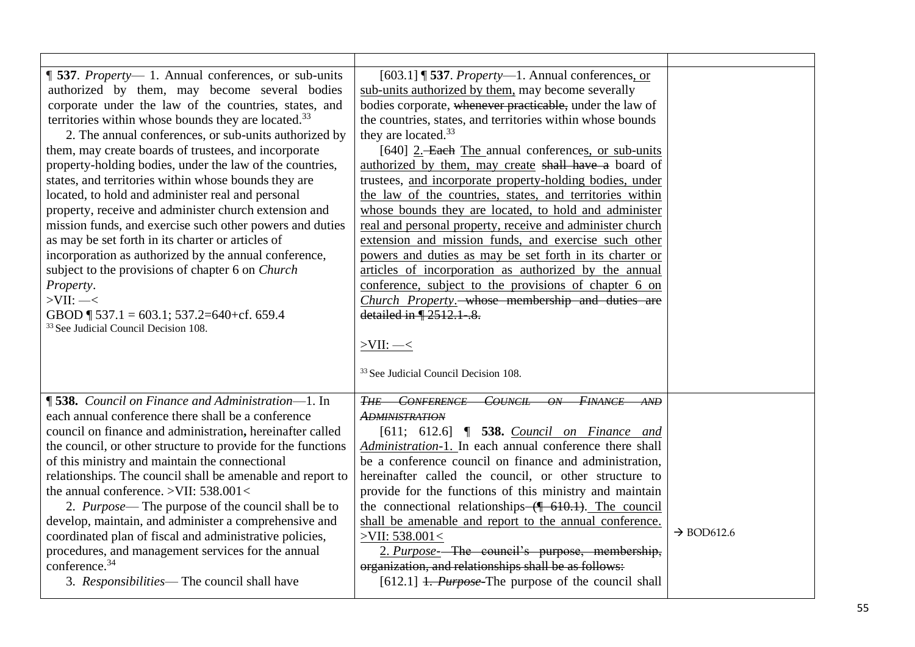| | | |
|---|---|---|
| **¶ 537**. *Property*— 1. Annual conferences, or sub-units authorized by them, may become several bodies corporate under the law of the countries, states, and territories within whose bounds they are located.[33]<br><br>2. The annual conferences, or sub-units authorized by them, may create boards of trustees, and incorporate property-holding bodies, under the law of the countries, states, and territories within whose bounds they are located, to hold and administer real and personal property, receive and administer church extension and mission funds, and exercise such other powers and duties as may be set forth in its charter or articles of incorporation as authorized by the annual conference, subject to the provisions of chapter 6 on *Church Property*.<br>>VII: —<<br>GBOD ¶ 537.1 = 603.1; 537.2=640+cf. 659.4<br>[33] See Judicial Council Decision 108. | [603.1] **¶ 537**. *Property*—1. Annual conferences, or sub-units authorized by them, may become severally bodies corporate, ~~whenever practicable,~~ under the law of the countries, states, and territories within whose bounds they are located.[33]<br><br>[640] 2. ~~Each~~ The annual conferences, or sub-units authorized by them, may create ~~shall have a~~ board of trustees, and incorporate property-holding bodies, under the law of the countries, states, and territories within whose bounds they are located, to hold and administer real and personal property, receive and administer church extension and mission funds, and exercise such other powers and duties as may be set forth in its charter or articles of incorporation as authorized by the annual conference, subject to the provisions of chapter 6 on *Church Property*. ~~whose membership and duties are detailed in ¶ 2512.1-.8.~~<br><br>>VII: —<<br><br>[33] See Judicial Council Decision 108. | |
| **¶ 538.** *Council on Finance and Administration*—1. In each annual conference there shall be a conference council on finance and administration**,** hereinafter called the council, or other structure to provide for the functions of this ministry and maintain the connectional relationships. The council shall be amenable and report to the annual conference. >VII: 538.001<<br><br>2. *Purpose*— The purpose of the council shall be to develop, maintain, and administer a comprehensive and coordinated plan of fiscal and administrative policies, procedures, and management services for the annual conference.[34]<br><br>3. *Responsibilities*— The council shall have | ~~*THE CONFERENCE COUNCIL ON FINANCE AND ADMINISTRATION*~~<br>[611; 612.6] **¶ 538.** *Council on Finance and Administration*-1. In each annual conference there shall be a conference council on finance and administration, hereinafter called the council, or other structure to provide for the functions of this ministry and maintain the connectional relationships ~~(¶ 610.1)~~. The council shall be amenable and report to the annual conference. >VII: 538.001<<br><br>2. *Purpose*- ~~The council's purpose, membership, organization, and relationships shall be as follows:~~<br>[612.1] ~~1. *Purpose*~~ The purpose of the council shall | → BOD612.6 |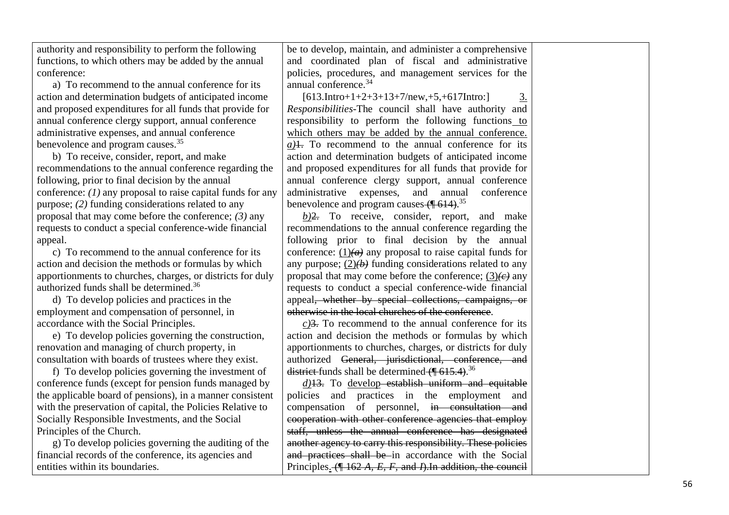| | | |
|---|---|---|
| authority and responsibility to perform the following functions, to which others may be added by the annual conference:<br><br>a) To recommend to the annual conference for its action and determination budgets of anticipated income and proposed expenditures for all funds that provide for annual conference clergy support, annual conference administrative expenses, and annual conference benevolence and program causes.[35]<br><br>b) To receive, consider, report, and make recommendations to the annual conference regarding the following, prior to final decision by the annual conference: *(1)* any proposal to raise capital funds for any purpose; *(2)* funding considerations related to any proposal that may come before the conference; *(3)* any requests to conduct a special conference-wide financial appeal.<br><br>c) To recommend to the annual conference for its action and decision the methods or formulas by which apportionments to churches, charges, or districts for duly authorized funds shall be determined.[36]<br><br>d) To develop policies and practices in the employment and compensation of personnel, in accordance with the Social Principles.<br><br>e) To develop policies governing the construction, renovation and managing of church property, in consultation with boards of trustees where they exist.<br><br>f) To develop policies governing the investment of conference funds (except for pension funds managed by the applicable board of pensions), in a manner consistent with the preservation of capital, the Policies Relative to Socially Responsible Investments, and the Social Principles of the Church.<br><br>g) To develop policies governing the auditing of the financial records of the conference, its agencies and entities within its boundaries. | be to develop, maintain, and administer a comprehensive and coordinated plan of fiscal and administrative policies, procedures, and management services for the annual conference.[34]<br><br>[613.Intro+1+2+3+13+7/new,+5,+617Intro:] 3. *Responsibilities*-The council shall have authority and responsibility to perform the following functions to which others may be added by the annual conference. *a)*~~1.~~ To recommend to the annual conference for its action and determination budgets of anticipated income and proposed expenditures for all funds that provide for annual conference clergy support, annual conference administrative expenses, and annual conference benevolence and program causes ~~(¶ 614)~~.[35]<br><br>*b)*~~2.~~ To receive, consider, report, and make recommendations to the annual conference regarding the following prior to final decision by the annual conference: (1)~~*(a)*~~ any proposal to raise capital funds for any purpose; (2)~~*(b)*~~ funding considerations related to any proposal that may come before the conference; (3)~~*(c)*~~ any requests to conduct a special conference-wide financial appeal~~, whether by special collections, campaigns, or otherwise in the local churches of the conference~~.<br><br>*c)*~~3.~~ To recommend to the annual conference for its action and decision the methods or formulas by which apportionments to churches, charges, or districts for duly authorized ~~General, jurisdictional, conference, and district~~ funds shall be determined ~~(¶ 615.4)~~.[36]<br><br>*d)*~~13.~~ To develop ~~establish uniform and equitable~~ policies and practices in the employment and compensation of personnel, ~~in consultation and cooperation with other conference agencies that employ staff, unless the annual conference has designated another agency to carry this responsibility. These policies and practices shall be~~ in accordance with the Social Principles. ~~(¶ 162 *A, E, F,* and *I*).In addition, the council~~ | |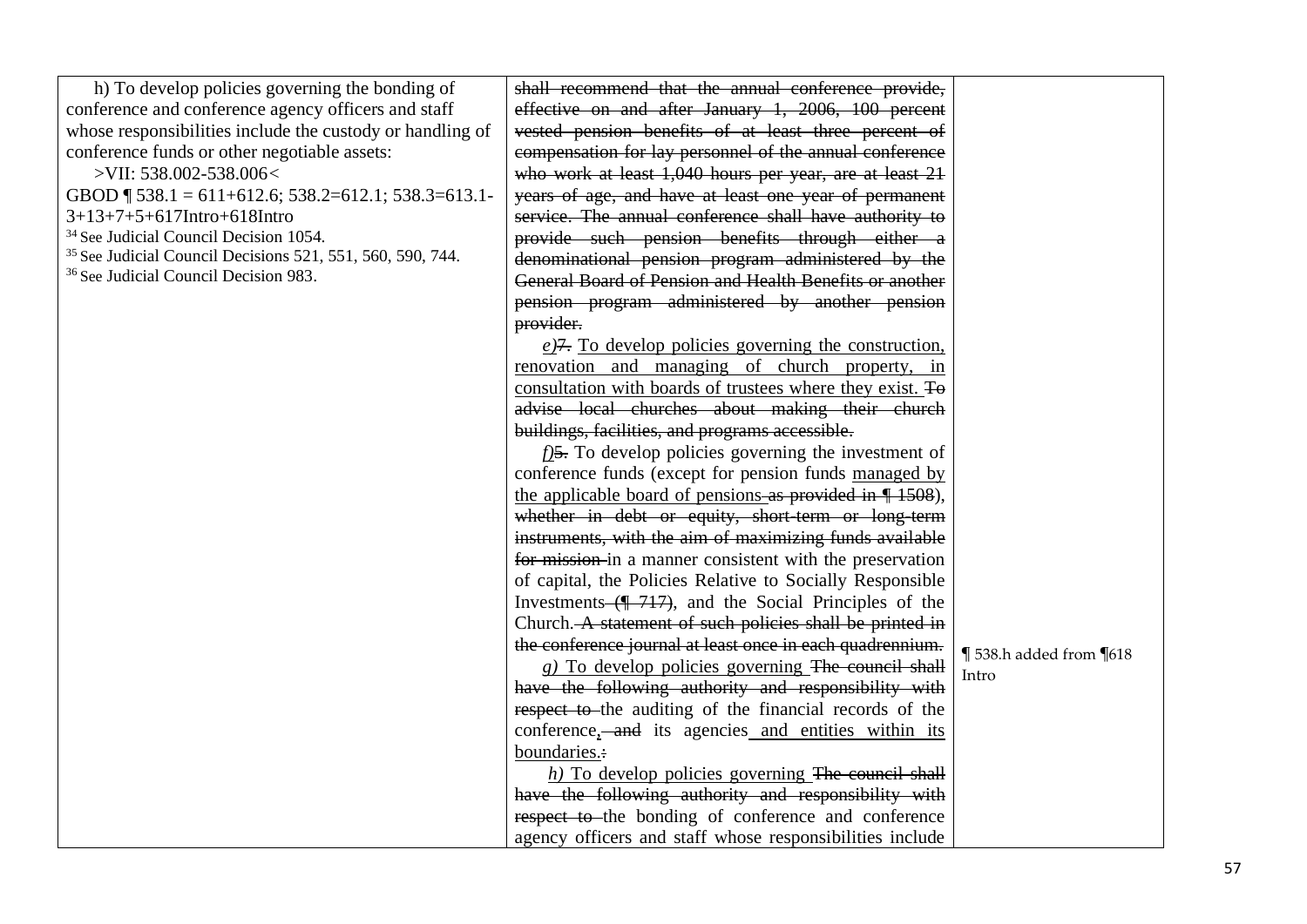| | | |
|---|---|---|
| h) To develop policies governing the bonding of conference and conference agency officers and staff whose responsibilities include the custody or handling of conference funds or other negotiable assets:<br>>VII: 538.002-538.006<<br>GBOD ¶ 538.1 = 611+612.6; 538.2=612.1; 538.3=613.1-3+13+7+5+617Intro+618Intro<br>[34] See Judicial Council Decision 1054.<br>[35] See Judicial Council Decisions 521, 551, 560, 590, 744.<br>[36] See Judicial Council Decision 983. | ~~shall recommend that the annual conference provide, effective on and after January 1, 2006, 100 percent vested pension benefits of at least three percent of compensation for lay personnel of the annual conference who work at least 1,040 hours per year, are at least 21 years of age, and have at least one year of permanent service. The annual conference shall have authority to provide such pension benefits through either a denominational pension program administered by the General Board of Pension and Health Benefits or another pension program administered by another pension provider.~~<br>*e)*~~7.~~ To develop policies governing the construction, renovation and managing of church property, in consultation with boards of trustees where they exist. ~~To advise local churches about making their church buildings, facilities, and programs accessible.~~<br>*f)*~~5.~~ To develop policies governing the investment of conference funds (except for pension funds managed by the applicable board of pensions ~~as provided in ¶ 1508~~), ~~whether in debt or equity, short-term or long-term instruments, with the aim of maximizing funds available for mission~~ in a manner consistent with the preservation of capital, the Policies Relative to Socially Responsible Investments ~~(¶ 717)~~, and the Social Principles of the Church. ~~A statement of such policies shall be printed in the conference journal at least once in each quadrennium.~~<br>*g)* To develop policies governing ~~The council shall have the following authority and responsibility with respect to~~ the auditing of the financial records of the conference, ~~and~~ its agencies and entities within its boundaries.~~:~~<br>*h)* To develop policies governing ~~The council shall have the following authority and responsibility with respect to~~ the bonding of conference and conference agency officers and staff whose responsibilities include | ¶ 538.h added from ¶618 Intro |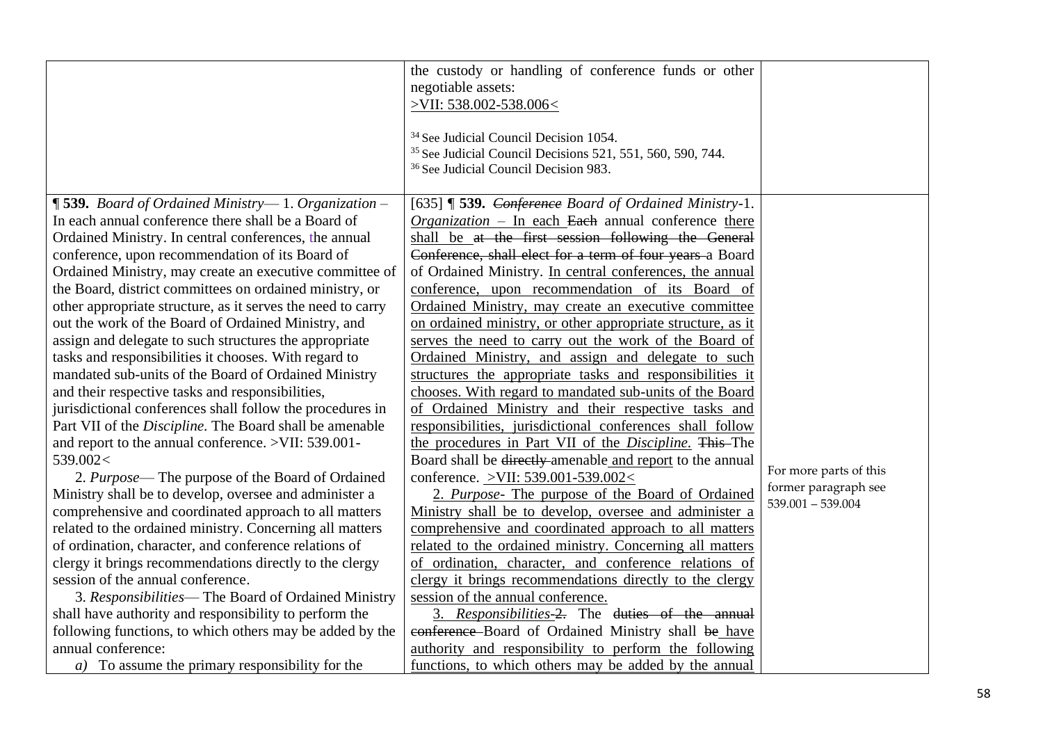| | | |
|---|---|---|
| | the custody or handling of conference funds or other negotiable assets:<br><u>>VII: 538.002-538.006<</u><br><br>[34] See Judicial Council Decision 1054.<br>[35] See Judicial Council Decisions 521, 551, 560, 590, 744.<br>[36] See Judicial Council Decision 983. | |
| **¶ 539.** *Board of Ordained Ministry*— 1. *Organization* – In each annual conference there shall be a Board of Ordained Ministry. In central conferences, the annual conference, upon recommendation of its Board of Ordained Ministry, may create an executive committee of the Board, district committees on ordained ministry, or other appropriate structure, as it serves the need to carry out the work of the Board of Ordained Ministry, and assign and delegate to such structures the appropriate tasks and responsibilities it chooses. With regard to mandated sub-units of the Board of Ordained Ministry and their respective tasks and responsibilities, jurisdictional conferences shall follow the procedures in Part VII of the *Discipline.* The Board shall be amenable and report to the annual conference. >VII: 539.001-539.002<<br>2. *Purpose*— The purpose of the Board of Ordained Ministry shall be to develop, oversee and administer a comprehensive and coordinated approach to all matters related to the ordained ministry. Concerning all matters of ordination, character, and conference relations of clergy it brings recommendations directly to the clergy session of the annual conference.<br>3. *Responsibilities*— The Board of Ordained Ministry shall have authority and responsibility to perform the following functions, to which others may be added by the annual conference:<br>*a)* To assume the primary responsibility for the | [635] **¶ 539.** ~~*Conference*~~ *Board of Ordained Ministry*-1. <u>*Organization* – In each</u> ~~Each~~ annual conference <u>there shall be</u> ~~at the first session following the General Conference, shall elect for a term of four years~~ a Board of Ordained Ministry. <u>In central conferences, the annual conference, upon recommendation of its Board of Ordained Ministry, may create an executive committee on ordained ministry, or other appropriate structure, as it serves the need to carry out the work of the Board of Ordained Ministry, and assign and delegate to such structures the appropriate tasks and responsibilities it chooses. With regard to mandated sub-units of the Board of Ordained Ministry and their respective tasks and responsibilities, jurisdictional conferences shall follow the procedures in Part VII of the *Discipline.*</u> ~~This~~ The Board shall be ~~directly~~ amenable <u>and report</u> to the annual conference. <u>>VII: 539.001-539.002<</u><br><u>2. *Purpose*- The purpose of the Board of Ordained Ministry shall be to develop, oversee and administer a comprehensive and coordinated approach to all matters related to the ordained ministry. Concerning all matters of ordination, character, and conference relations of clergy it brings recommendations directly to the clergy session of the annual conference.</u><br><u>3. *Responsibilities*</u>-~~2.~~ The ~~duties of the annual conference~~ Board of Ordained Ministry shall ~~be~~ <u>have authority and responsibility to perform the following functions, to which others may be added by the annual</u> | For more parts of this former paragraph see 539.001 – 539.004 |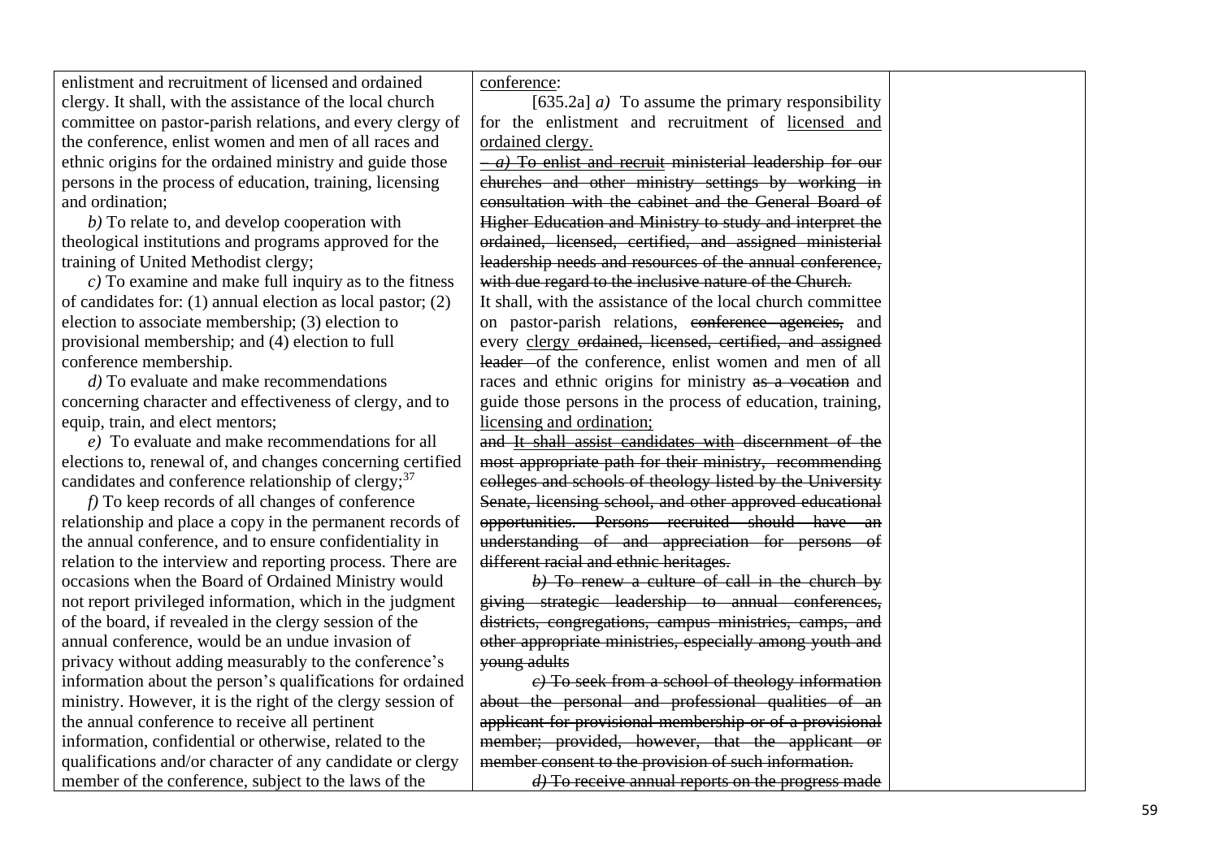| | | |
|---|---|---|
| enlistment and recruitment of licensed and ordained clergy. It shall, with the assistance of the local church committee on pastor-parish relations, and every clergy of the conference, enlist women and men of all races and ethnic origins for the ordained ministry and guide those persons in the process of education, training, licensing and ordination;<br>*b)* To relate to, and develop cooperation with theological institutions and programs approved for the training of United Methodist clergy;<br>*c)* To examine and make full inquiry as to the fitness of candidates for: (1) annual election as local pastor; (2) election to associate membership; (3) election to provisional membership; and (4) election to full conference membership.<br>*d)* To evaluate and make recommendations concerning character and effectiveness of clergy, and to equip, train, and elect mentors;<br>*e)* To evaluate and make recommendations for all elections to, renewal of, and changes concerning certified candidates and conference relationship of clergy;[37]<br>*f)* To keep records of all changes of conference relationship and place a copy in the permanent records of the annual conference, and to ensure confidentiality in relation to the interview and reporting process. There are occasions when the Board of Ordained Ministry would not report privileged information, which in the judgment of the board, if revealed in the clergy session of the annual conference, would be an undue invasion of privacy without adding measurably to the conference's information about the person's qualifications for ordained ministry. However, it is the right of the clergy session of the annual conference to receive all pertinent information, confidential or otherwise, related to the qualifications and/or character of any candidate or clergy member of the conference, subject to the laws of the | conference:<br>[635.2a] *a)* To assume the primary responsibility for the enlistment and recruitment of licensed and ordained clergy.<br>~~*a)* To enlist and recruit ministerial leadership for our churches and other ministry settings by working in consultation with the cabinet and the General Board of Higher Education and Ministry to study and interpret the ordained, licensed, certified, and assigned ministerial leadership needs and resources of the annual conference, with due regard to the inclusive nature of the Church.~~<br>It shall, with the assistance of the local church committee on pastor-parish relations, ~~conference agencies,~~ and every clergy ~~ordained, licensed, certified, and assigned leader~~ of the conference, enlist women and men of all races and ethnic origins for ministry ~~as a vocation~~ and guide those persons in the process of education, training, licensing and ordination;<br>~~and It shall assist candidates with discernment of the most appropriate path for their ministry, recommending colleges and schools of theology listed by the University Senate, licensing school, and other approved educational opportunities. Persons recruited should have an understanding of and appreciation for persons of different racial and ethnic heritages.~~<br>~~*b)* To renew a culture of call in the church by giving strategic leadership to annual conferences, districts, congregations, campus ministries, camps, and other appropriate ministries, especially among youth and young adults~~<br>~~*c)* To seek from a school of theology information about the personal and professional qualities of an applicant for provisional membership or of a provisional member; provided, however, that the applicant or member consent to the provision of such information.~~<br>~~*d)* To receive annual reports on the progress made~~ | |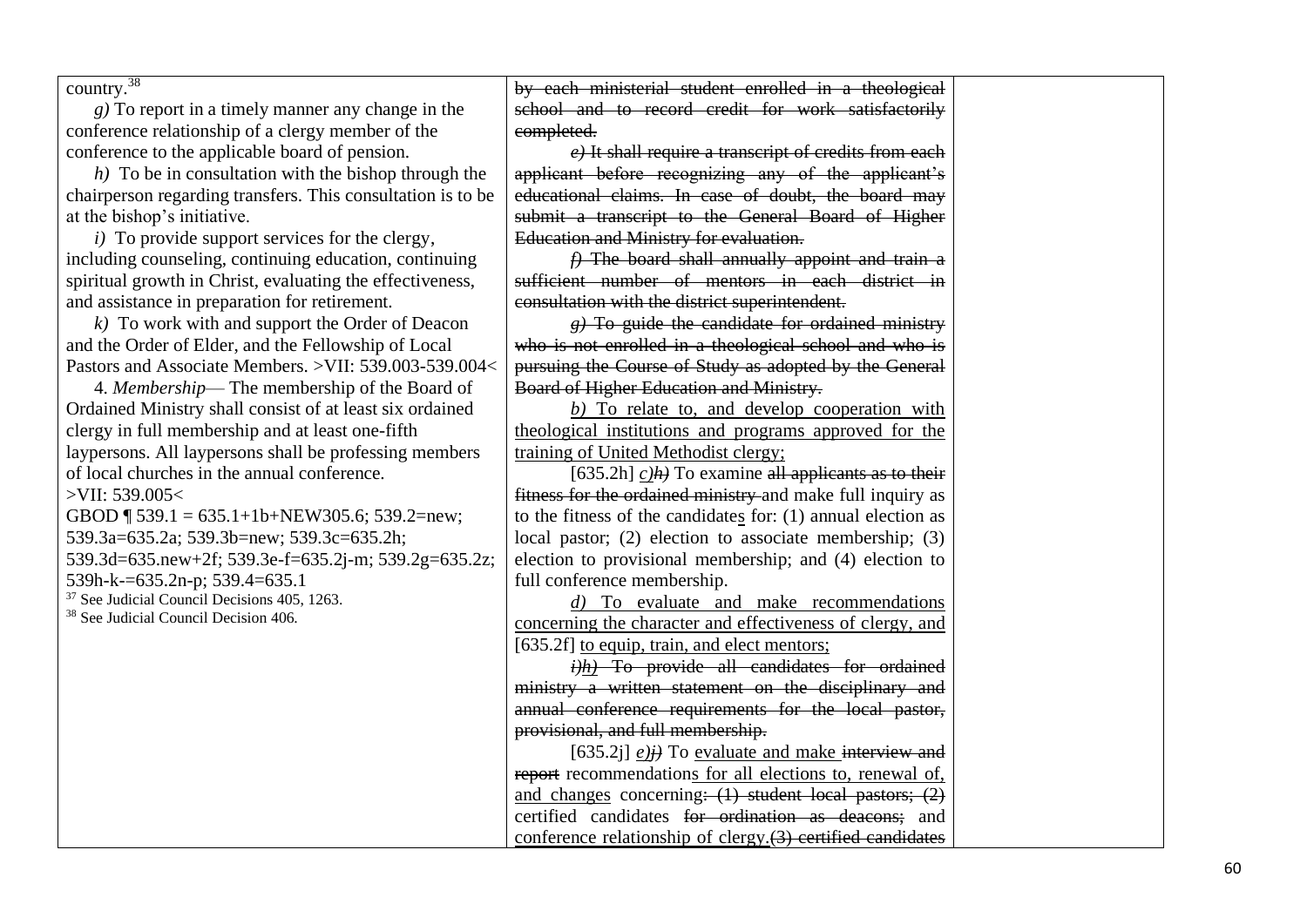| | | |
|---|---|---|
| country.[38]<br><br>*g)* To report in a timely manner any change in the conference relationship of a clergy member of the conference to the applicable board of pension.<br><br>*h)* To be in consultation with the bishop through the chairperson regarding transfers. This consultation is to be at the bishop's initiative.<br><br>*i)* To provide support services for the clergy, including counseling, continuing education, continuing spiritual growth in Christ, evaluating the effectiveness, and assistance in preparation for retirement.<br><br>*k)* To work with and support the Order of Deacon and the Order of Elder, and the Fellowship of Local Pastors and Associate Members. >VII: 539.003-539.004<<br><br>4. *Membership*— The membership of the Board of Ordained Ministry shall consist of at least six ordained clergy in full membership and at least one-fifth laypersons. All laypersons shall be professing members of local churches in the annual conference.<br>>VII: 539.005<<br>GBOD ¶ 539.1 = 635.1+1b+NEW305.6; 539.2=new; 539.3a=635.2a; 539.3b=new; 539.3c=635.2h; 539.3d=635.new+2f; 539.3e-f=635.2j-m; 539.2g=635.2z; 539h-k-=635.2n-p; 539.4=635.1<br>[37] See Judicial Council Decisions 405, 1263.<br>[38] See Judicial Council Decision 406. | ~~by each ministerial student enrolled in a theological school and to record credit for work satisfactorily completed.~~<br><br>~~*e)* It shall require a transcript of credits from each applicant before recognizing any of the applicant's educational claims. In case of doubt, the board may submit a transcript to the General Board of Higher Education and Ministry for evaluation.~~<br><br>~~*f)* The board shall annually appoint and train a sufficient number of mentors in each district in consultation with the district superintendent.~~<br><br>~~*g)* To guide the candidate for ordained ministry who is not enrolled in a theological school and who is pursuing the Course of Study as adopted by the General Board of Higher Education and Ministry.~~<br><br><u>*b)* To relate to, and develop cooperation with theological institutions and programs approved for the training of United Methodist clergy;</u><br><br>[635.2h] <u>*c)*</u>~~*h)*~~ To examine ~~all applicants as to their fitness for the ordained ministry~~ and make full inquiry as to the fitness of the candidate<u>s</u> for: (1) annual election as local pastor; (2) election to associate membership; (3) election to provisional membership; and (4) election to full conference membership.<br><br><u>*d)* To evaluate and make recommendations concerning the character and effectiveness of clergy, and</u> [635.2f] <u>to equip, train, and elect mentors;</u><br><br>~~*i)*~~<u>*h)*</u> ~~To provide all candidates for ordained ministry a written statement on the disciplinary and annual conference requirements for the local pastor, provisional, and full membership.~~<br><br>[635.2j] <u>*e)*</u>~~*j)*~~ To <u>evaluate and make</u> ~~interview and report~~ recommendation<u>s for all elections to, renewal of, and changes</u> concerning~~: (1) student local pastors; (2)~~ certified candidates ~~for ordination as deacons;~~ and <u>conference relationship of clergy.</u>~~(3) certified candidates~~ | |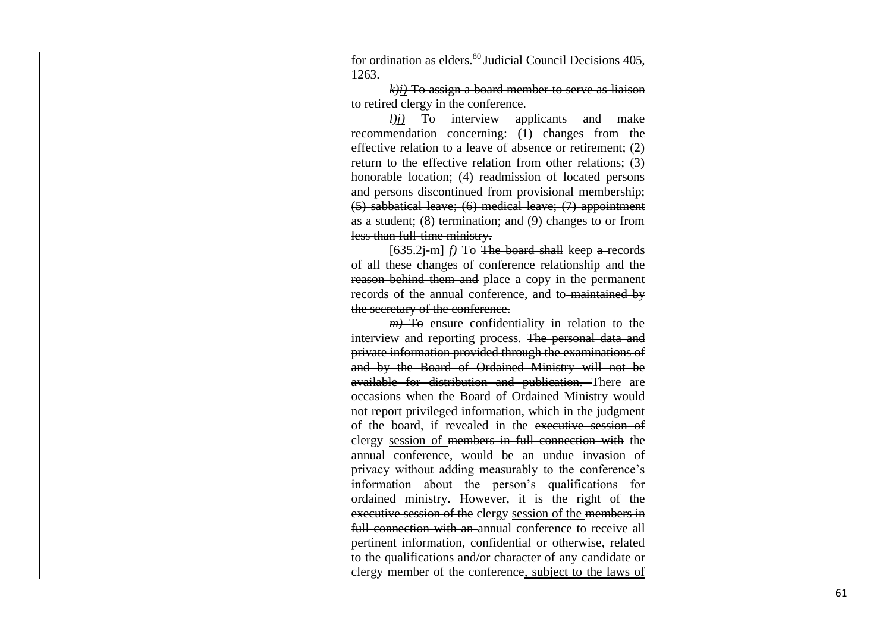| | | |
|---|---|---|
| | ~~for ordination as elders.~~[80] Judicial Council Decisions 405, 1263.<br><br>~~*k)*~~<u>*i)*</u> ~~To assign a board member to serve as liaison to retired clergy in the conference.~~<br><br>~~*l)*~~<u>*j)*</u> ~~To interview applicants and make recommendation concerning: (1) changes from the effective relation to a leave of absence or retirement; (2) return to the effective relation from other relations; (3) honorable location; (4) readmission of located persons and persons discontinued from provisional membership; (5) sabbatical leave; (6) medical leave; (7) appointment as a student; (8) termination; and (9) changes to or from less than full-time ministry.~~<br><br>[635.2j-m] <u>*f)* To</u> ~~The board shall~~ keep ~~a~~ record<u>s</u> of <u>all</u> ~~these~~ changes <u>of conference relationship</u> and ~~the reason behind them and~~ place a copy in the permanent records of the annual conference<u>, and to</u> ~~maintained by the secretary of the conference.~~<br><br>*m)* ~~To~~ ensure confidentiality in relation to the interview and reporting process. ~~The personal data and private information provided through the examinations of and by the Board of Ordained Ministry will not be available for distribution and publication.~~ There are occasions when the Board of Ordained Ministry would not report privileged information, which in the judgment of the board, if revealed in the ~~executive session of~~ clergy <u>session of</u> ~~members in full connection with~~ the annual conference, would be an undue invasion of privacy without adding measurably to the conference's information about the person's qualifications for ordained ministry. However, it is the right of the ~~executive session of the~~ clergy <u>session of the</u> ~~members in full connection with an~~ annual conference to receive all pertinent information, confidential or otherwise, related to the qualifications and/or character of any candidate or clergy member of the conference<u>, subject to the laws of</u> | |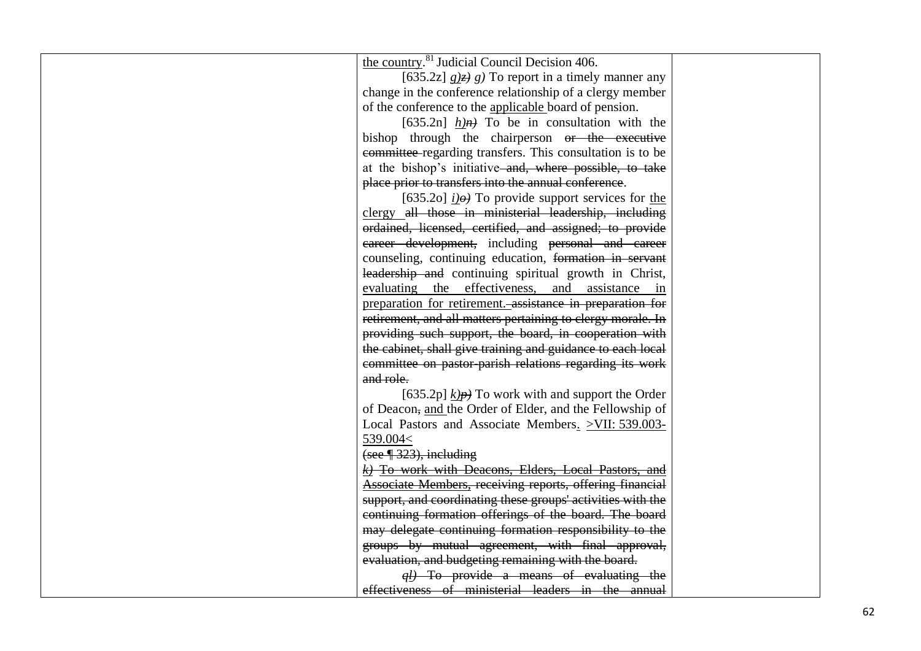| | | |
|---|---|---|
| | the country.[81] Judicial Council Decision 406.<br>[635.2z] *g)~~z)~~ g)* To report in a timely manner any change in the conference relationship of a clergy member of the conference to the applicable board of pension.<br>[635.2n] *h)~~n)~~* To be in consultation with the bishop through the chairperson ~~or the executive committee~~ regarding transfers. This consultation is to be at the bishop's initiative ~~and, where possible, to take place prior to transfers into the annual conference~~.<br>[635.2o] *i)~~o)~~* To provide support services for the clergy ~~all those in ministerial leadership, including ordained, licensed, certified, and assigned; to provide career development,~~ including ~~personal and career~~ counseling, continuing education, ~~formation in servant leadership and~~ continuing spiritual growth in Christ, evaluating the effectiveness, and assistance in preparation for retirement. ~~assistance in preparation for retirement, and all matters pertaining to clergy morale. In providing such support, the board, in cooperation with the cabinet, shall give training and guidance to each local committee on pastor-parish relations regarding its work and role.~~<br>[635.2p] *k)~~p)~~* To work with and support the Order of Deacon~~,~~ and the Order of Elder, and the Fellowship of Local Pastors and Associate Members. >VII: 539.003-539.004<<br>~~(see ¶ 323), including~~<br>~~*k)* To work with Deacons, Elders, Local Pastors, and Associate Members, receiving reports, offering financial support, and coordinating these groups' activities with the continuing formation offerings of the board. The board may delegate continuing formation responsibility to the groups by mutual agreement, with final approval, evaluation, and budgeting remaining with the board.~~<br>~~*ql)* To provide a means of evaluating the effectiveness of ministerial leaders in the annual~~ | |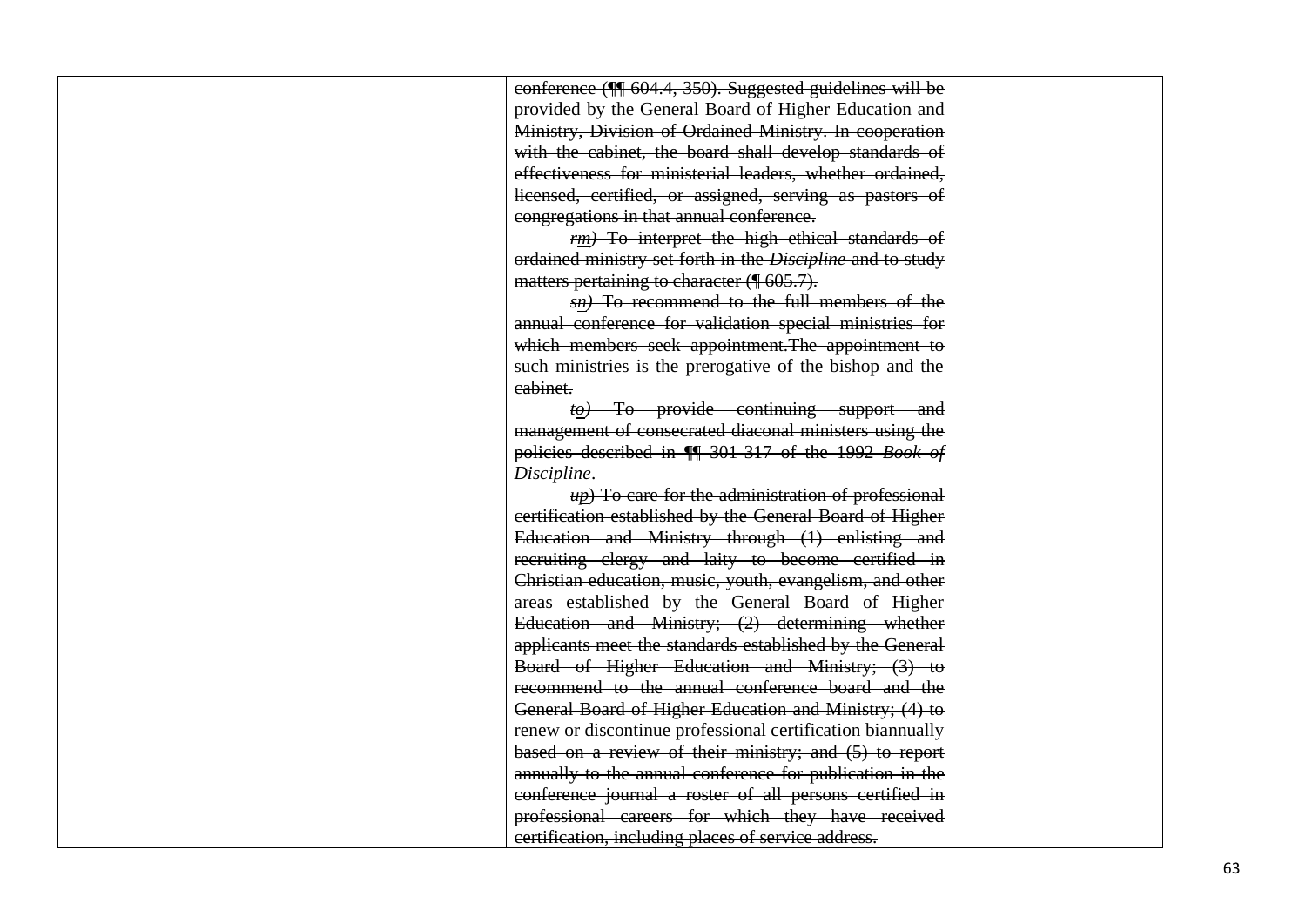|  | ~~conference (¶¶ 604.4, 350). Suggested guidelines will be provided by the General Board of Higher Education and Ministry, Division of Ordained Ministry. In cooperation with the cabinet, the board shall develop standards of effectiveness for ministerial leaders, whether ordained, licensed, certified, or assigned, serving as pastors of congregations in that annual conference.~~<br><br>~~*r*~~*<u>m</u>)* ~~To interpret the high ethical standards of ordained ministry set forth in the *Discipline* and to study matters pertaining to character (¶ 605.7).~~<br><br>~~*s*~~*<u>n</u>)* ~~To recommend to the full members of the annual conference for validation special ministries for which members seek appointment.The appointment to such ministries is the prerogative of the bishop and the cabinet.~~<br><br>~~*t*~~*<u>o</u>)* ~~To provide continuing support and management of consecrated diaconal ministers using the policies described in ¶¶ 301-317 of the 1992 *Book of Discipline*.~~<br><br>~~*u*~~*<u>p</u>*) ~~To care for the administration of professional certification established by the General Board of Higher Education and Ministry through (1) enlisting and recruiting clergy and laity to become certified in Christian education, music, youth, evangelism, and other areas established by the General Board of Higher Education and Ministry; (2) determining whether applicants meet the standards established by the General Board of Higher Education and Ministry; (3) to recommend to the annual conference board and the General Board of Higher Education and Ministry; (4) to renew or discontinue professional certification biannually based on a review of their ministry; and (5) to report annually to the annual conference for publication in the conference journal a roster of all persons certified in professional careers for which they have received certification, including places of service address.~~ |  |
|---|---|---|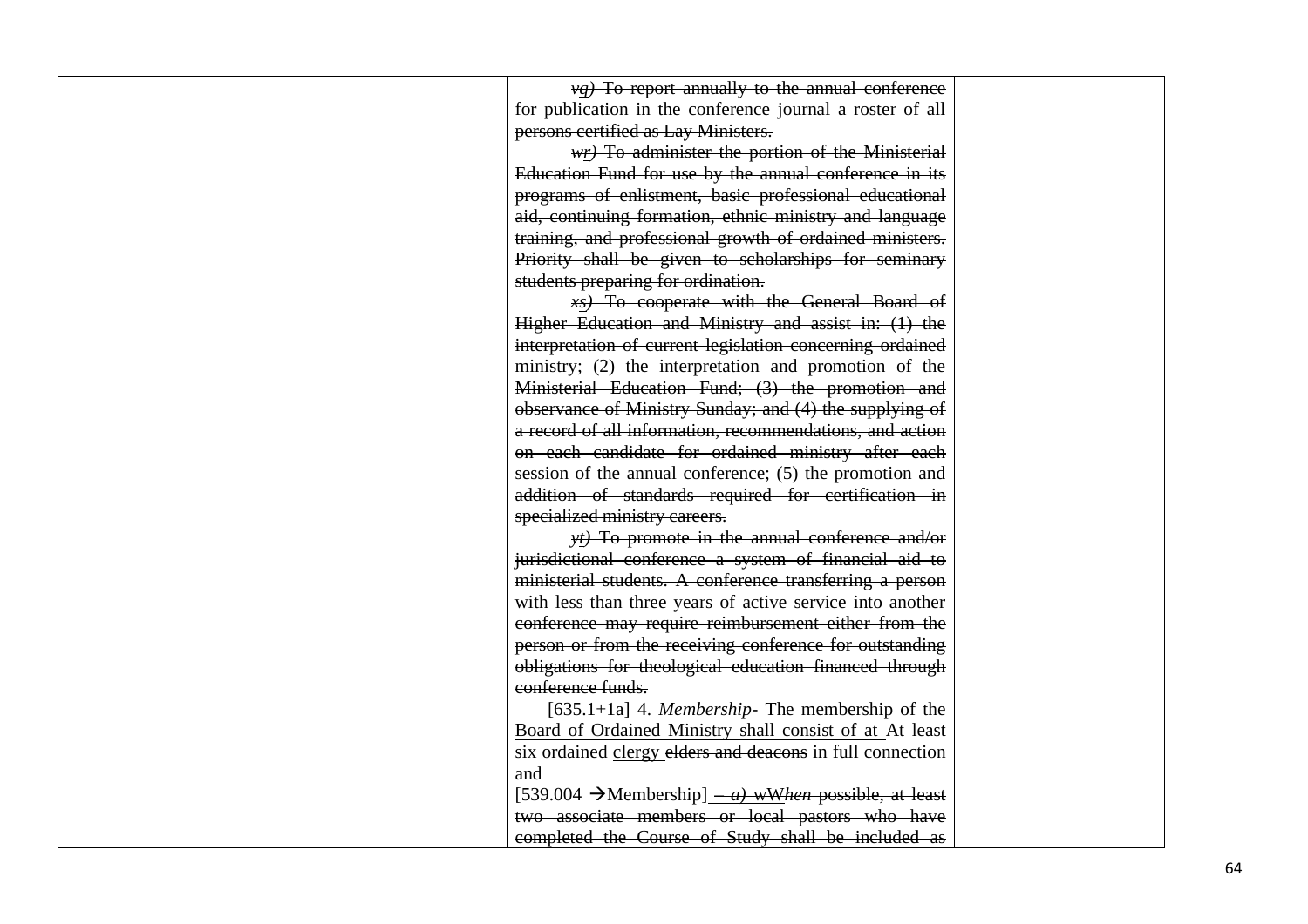| | | |
|---|---|---|
| | ~~*v*~~*q)* ~~To report annually to the annual conference for publication in the conference journal a roster of all persons certified as Lay Ministers.~~<br><br>~~*w*~~*r)* ~~To administer the portion of the Ministerial Education Fund for use by the annual conference in its programs of enlistment, basic professional educational aid, continuing formation, ethnic ministry and language training, and professional growth of ordained ministers. Priority shall be given to scholarships for seminary students preparing for ordination.~~<br><br>~~*x*~~*s)* ~~To cooperate with the General Board of Higher Education and Ministry and assist in: (1) the interpretation of current legislation concerning ordained ministry; (2) the interpretation and promotion of the Ministerial Education Fund; (3) the promotion and observance of Ministry Sunday; and (4) the supplying of a record of all information, recommendations, and action on each candidate for ordained ministry after each session of the annual conference; (5) the promotion and addition of standards required for certification in specialized ministry careers.~~<br><br>~~*y*~~*t)* ~~To promote in the annual conference and/or jurisdictional conference a system of financial aid to ministerial students. A conference transferring a person with less than three years of active service into another conference may require reimbursement either from the person or from the receiving conference for outstanding obligations for theological education financed through conference funds.~~<br><br>[635.1+1a] 4. *Membership*- The membership of the Board of Ordained Ministry shall consist of at ~~At~~ least six ordained clergy ~~elders and deacons~~ in full connection and<br>[539.004 →Membership] ~~– *a)* w~~W*hen* ~~possible, at least two associate members or local pastors who have completed the Course of Study shall be included as~~ | |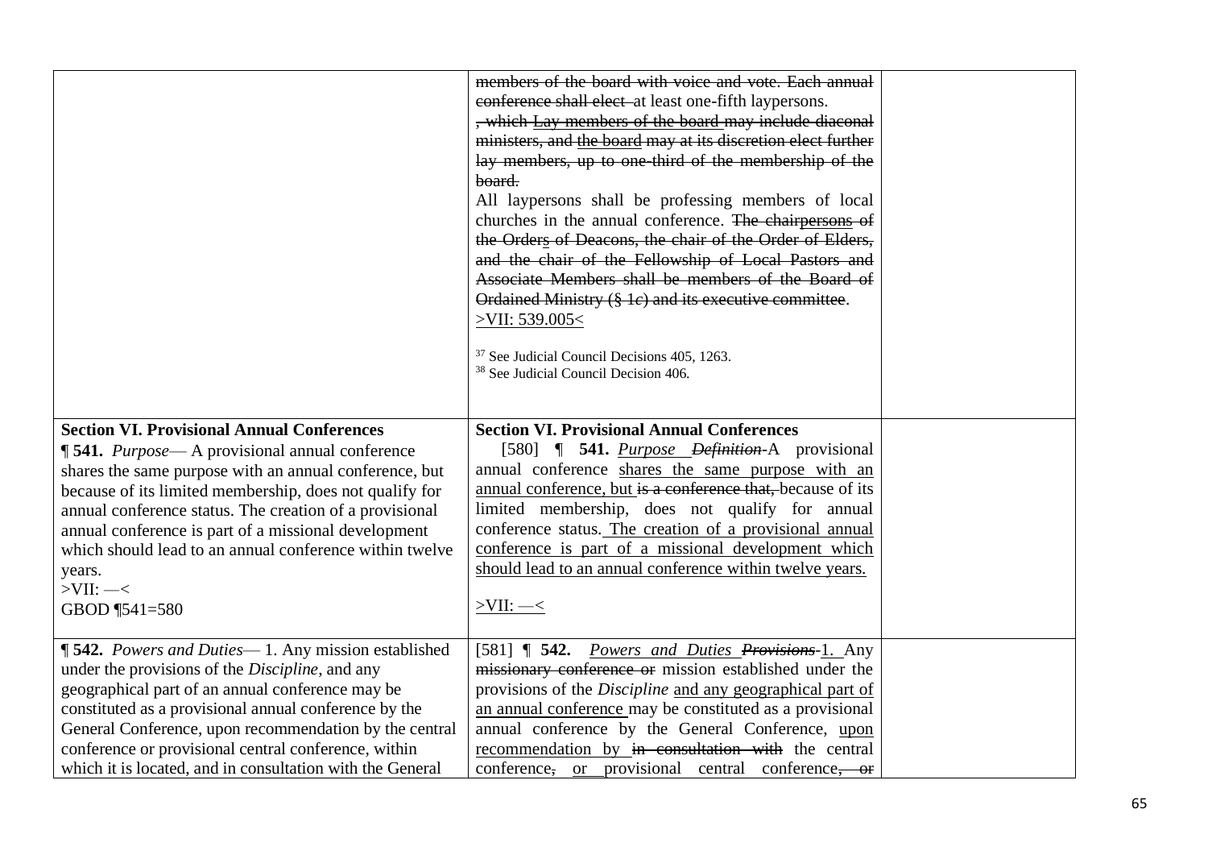| | | |
|---|---|---|
| | ~~members of the board with voice and vote. Each annual conference shall elect~~ at least one-fifth laypersons. ~~, which~~ <u>Lay members of the board</u> ~~may include diaconal ministers, and~~ <u>the board</u> ~~may at its discretion elect further lay members, up to one-third of the membership of the board.~~<br>All laypersons shall be professing members of local churches in the annual conference. ~~The chairpersons of the Order~~<u>s</u> ~~of Deacons, the chair of the Order of Elders, and the chair of the Fellowship of Local Pastors and Associate Members shall be members of the Board of Ordained Ministry (§ 1c) and its executive committee~~.<br><u>>VII: 539.005<</u><br><br>[37] See Judicial Council Decisions 405, 1263.<br>[38] See Judicial Council Decision 406. | |
| **Section VI. Provisional Annual Conferences**<br>**¶ 541.** *Purpose*— A provisional annual conference shares the same purpose with an annual conference, but because of its limited membership, does not qualify for annual conference status. The creation of a provisional annual conference is part of a missional development which should lead to an annual conference within twelve years.<br>>VII: —<<br>GBOD ¶541=580 | **Section VI. Provisional Annual Conferences**<br>[580] ¶ **541.** <u>*Purpose*</u> ~~*Definition*~~-A provisional annual conference <u>shares the same purpose with an annual conference, but</u> ~~is a conference that,~~ because of its limited membership, does not qualify for annual conference status.<u> The creation of a provisional annual conference is part of a missional development which should lead to an annual conference within twelve years.</u><br><br><u>>VII: —<</u> | |
| **¶ 542.** *Powers and Duties*— 1. Any mission established under the provisions of the *Discipline*, and any geographical part of an annual conference may be constituted as a provisional annual conference by the General Conference, upon recommendation by the central conference or provisional central conference, within which it is located, and in consultation with the General | [581] ¶ **542.** <u>*Powers and Duties*</u> ~~*Provisions*~~-<u>1.</u> Any ~~missionary conference or~~ mission established under the provisions of the *Discipline* <u>and any geographical part of an annual conference</u> may be constituted as a provisional annual conference by the General Conference, <u>upon recommendation by</u> ~~in consultation with~~ the central conference~~,~~ <u>or</u> provisional central conference~~, or~~ | |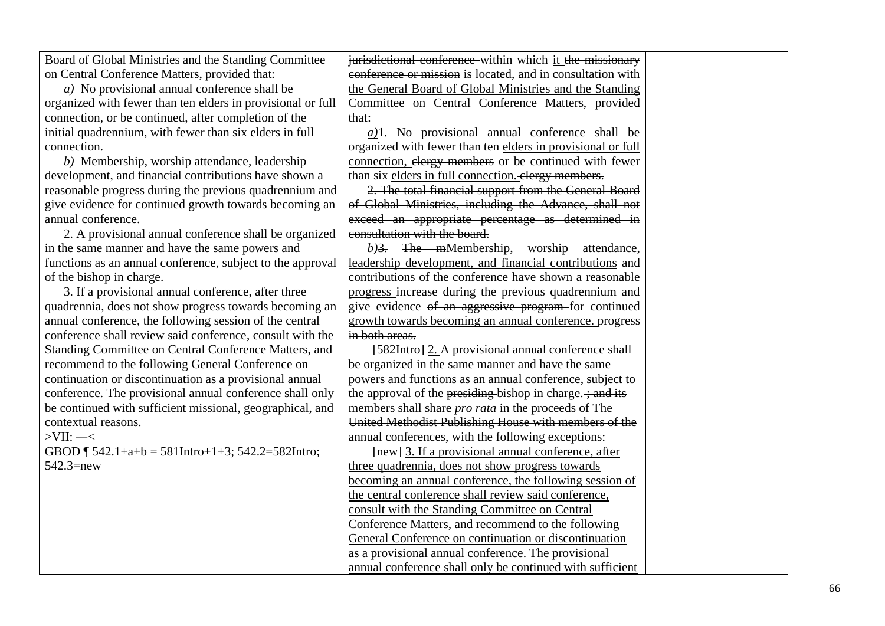| | | |
|---|---|---|
| Board of Global Ministries and the Standing Committee on Central Conference Matters, provided that:<br>*a)* No provisional annual conference shall be organized with fewer than ten elders in provisional or full connection, or be continued, after completion of the initial quadrennium, with fewer than six elders in full connection.<br>*b)* Membership, worship attendance, leadership development, and financial contributions have shown a reasonable progress during the previous quadrennium and give evidence for continued growth towards becoming an annual conference.<br>2. A provisional annual conference shall be organized in the same manner and have the same powers and functions as an annual conference, subject to the approval of the bishop in charge.<br>3. If a provisional annual conference, after three quadrennia, does not show progress towards becoming an annual conference, the following session of the central conference shall review said conference, consult with the Standing Committee on Central Conference Matters, and recommend to the following General Conference on continuation or discontinuation as a provisional annual conference. The provisional annual conference shall only be continued with sufficient missional, geographical, and contextual reasons.<br>>VII: —<<br>GBOD ¶ 542.1+a+b = 581Intro+1+3; 542.2=582Intro; 542.3=new | ~~jurisdictional conference~~ within which <u>it</u> ~~the missionary conference or mission~~ is located, <u>and in consultation with the General Board of Global Ministries and the Standing Committee on Central Conference Matters,</u> provided that:<br><u>*a)*</u>~~1.~~ No provisional annual conference shall be organized with fewer than ten <u>elders in provisional or full connection,</u> ~~clergy members~~ or be continued with fewer than six <u>elders in full connection.</u>~~clergy members.~~<br>~~2. The total financial support from the General Board of Global Ministries, including the Advance, shall not exceed an appropriate percentage as determined in consultation with the board.~~<br><u>*b)*</u>~~3. The m~~<u>M</u>embership<u>, worship attendance, leadership development, and financial contributions</u> ~~and contributions of the conference~~ have shown a reasonable <u>progress</u> ~~increase~~ during the previous quadrennium and give evidence ~~of an aggressive program~~ for continued <u>growth towards becoming an annual conference.</u> ~~progress in both areas.~~<br>[582Intro] <u>2.</u> A provisional annual conference shall be organized in the same manner and have the same powers and functions as an annual conference, subject to the approval of the ~~presiding~~ bishop <u>in charge.</u> ~~; and its members shall share *pro rata* in the proceeds of The United Methodist Publishing House with members of the annual conferences, with the following exceptions:~~<br>[new] <u>3. If a provisional annual conference, after three quadrennia, does not show progress towards becoming an annual conference, the following session of the central conference shall review said conference, consult with the Standing Committee on Central Conference Matters, and recommend to the following General Conference on continuation or discontinuation as a provisional annual conference. The provisional annual conference shall only be continued with sufficient</u> | |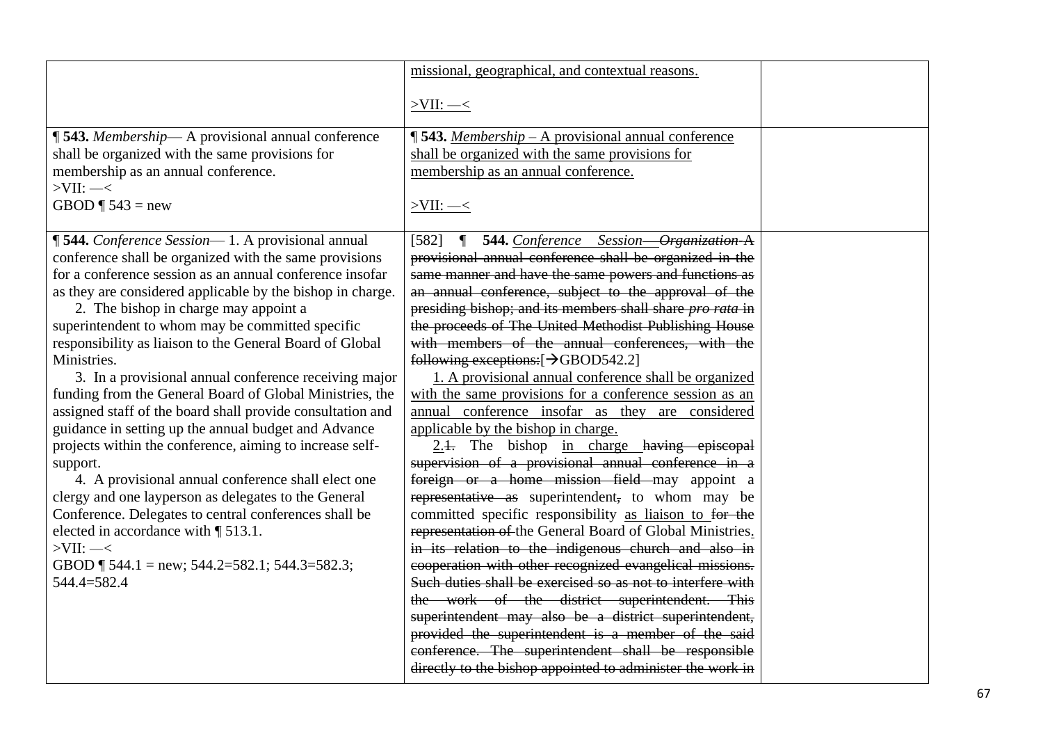| | | |
|---|---|---|
| | <u>missional, geographical, and contextual reasons.</u><br><br><u>>VII: —<</u> | |
| **¶ 543.** *Membership*— A provisional annual conference shall be organized with the same provisions for membership as an annual conference.<br>>VII: —<<br>GBOD ¶ 543 = new | <u>**¶ 543.** *Membership* – A provisional annual conference shall be organized with the same provisions for membership as an annual conference.</u><br><br><u>>VII: —<</u> | |
| **¶ 544.** *Conference Session*— 1. A provisional annual conference shall be organized with the same provisions for a conference session as an annual conference insofar as they are considered applicable by the bishop in charge.<br>2. The bishop in charge may appoint a superintendent to whom may be committed specific responsibility as liaison to the General Board of Global Ministries.<br>3. In a provisional annual conference receiving major funding from the General Board of Global Ministries, the assigned staff of the board shall provide consultation and guidance in setting up the annual budget and Advance projects within the conference, aiming to increase self-support.<br>4. A provisional annual conference shall elect one clergy and one layperson as delegates to the General Conference. Delegates to central conferences shall be elected in accordance with ¶ 513.1.<br>>VII: —<<br>GBOD ¶ 544.1 = new; 544.2=582.1; 544.3=582.3; 544.4=582.4 | [582] ¶ **544.** <u>*Conference Session*</u>~~—*Organization* A provisional annual conference shall be organized in the same manner and have the same powers and functions as an annual conference, subject to the approval of the presiding bishop; and its members shall share *pro rata* in the proceeds of The United Methodist Publishing House with members of the annual conferences, with the following exceptions:~~[→GBOD542.2]<br><u>1. A provisional annual conference shall be organized with the same provisions for a conference session as an annual conference insofar as they are considered applicable by the bishop in charge.</u><br><u>2.</u>~~1.~~ The bishop <u>in charge</u> ~~having episcopal supervision of a provisional annual conference in a foreign or a home mission field~~ may appoint a ~~representative as~~ superintendent~~,~~ to whom may be committed specific responsibility <u>as liaison to</u> ~~for the representation of~~ the General Board of Global Ministries<u>.</u> ~~in its relation to the indigenous church and also in cooperation with other recognized evangelical missions. Such duties shall be exercised so as not to interfere with the work of the district superintendent. This superintendent may also be a district superintendent, provided the superintendent is a member of the said conference. The superintendent shall be responsible directly to the bishop appointed to administer the work in~~ | |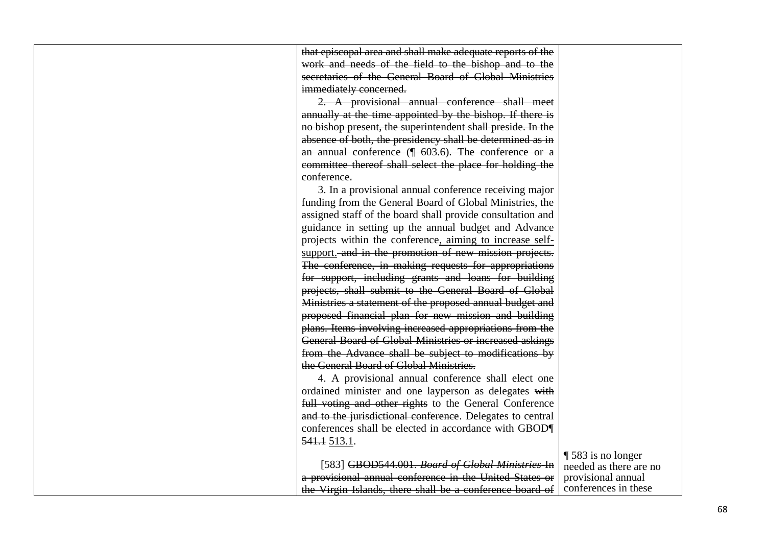| | | |
|---|---|---|
| | ~~that episcopal area and shall make adequate reports of the work and needs of the field to the bishop and to the secretaries of the General Board of Global Ministries immediately concerned.~~<br><br>~~2. A provisional annual conference shall meet annually at the time appointed by the bishop. If there is no bishop present, the superintendent shall preside. In the absence of both, the presidency shall be determined as in an annual conference (¶ 603.6). The conference or a committee thereof shall select the place for holding the conference.~~<br><br>3. In a provisional annual conference receiving major funding from the General Board of Global Ministries, the assigned staff of the board shall provide consultation and guidance in setting up the annual budget and Advance projects within the conference<u>, aiming to increase self-support.</u>~~ and in the promotion of new mission projects. The conference, in making requests for appropriations for support, including grants and loans for building projects, shall submit to the General Board of Global Ministries a statement of the proposed annual budget and proposed financial plan for new mission and building plans. Items involving increased appropriations from the General Board of Global Ministries or increased askings from the Advance shall be subject to modifications by the General Board of Global Ministries.~~<br><br>4. A provisional annual conference shall elect one ordained minister and one layperson as delegates ~~with full voting and other rights~~ to the General Conference ~~and to the jurisdictional conference~~. Delegates to central conferences shall be elected in accordance with GBOD¶ ~~541.1~~ <u>513.1</u>.<br><br>[583] ~~GBOD544.001. *Board of Global Ministries* In a provisional annual conference in the United States or the Virgin Islands, there shall be a conference board of~~ | ¶ 583 is no longer needed as there are no provisional annual conferences in these |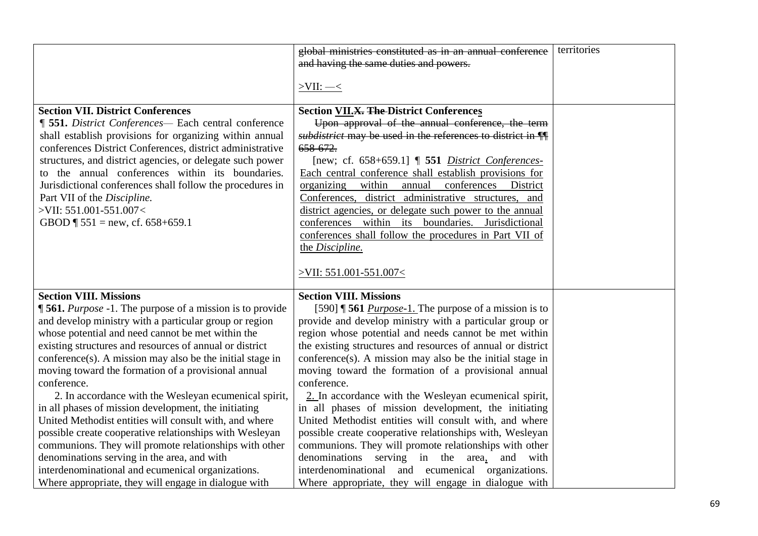| | | |
|---|---|---|
| | ~~global ministries constituted as in an annual conference and having the same duties and powers.~~<br><br>>VII: —< | territories |
| **Section VII. District Conferences**<br>**¶ 551.** *District Conferences*— Each central conference shall establish provisions for organizing within annual conferences District Conferences, district administrative structures, and district agencies, or delegate such power to the annual conferences within its boundaries. Jurisdictional conferences shall follow the procedures in Part VII of the *Discipline.*<br>>VII: 551.001-551.007<<br>GBOD ¶ 551 = new, cf. 658+659.1 | **Section <u>VII.</u>~~X.~~ ~~The~~ District Conference<u>s</u>**<br>~~Upon approval of the annual conference, the term *subdistrict* may be used in the references to district in ¶¶ 658-672.~~<br>[new; cf. 658+659.1] ¶ **551** <u>*District Conferences*- Each central conference shall establish provisions for organizing within annual conferences District Conferences, district administrative structures, and district agencies, or delegate such power to the annual conferences within its boundaries. Jurisdictional conferences shall follow the procedures in Part VII of the *Discipline.*</u><br><br><u>>VII: 551.001-551.007<</u> | |
| **Section VIII. Missions**<br>**¶ 561.** *Purpose* -1. The purpose of a mission is to provide and develop ministry with a particular group or region whose potential and need cannot be met within the existing structures and resources of annual or district conference(s). A mission may also be the initial stage in moving toward the formation of a provisional annual conference.<br>2. In accordance with the Wesleyan ecumenical spirit, in all phases of mission development, the initiating United Methodist entities will consult with, and where possible create cooperative relationships with Wesleyan communions. They will promote relationships with other denominations serving in the area, and with interdenominational and ecumenical organizations. Where appropriate, they will engage in dialogue with | **Section VIII. Missions**<br>[590] **¶ 561** <u>*Purpose*-1.</u> The purpose of a mission is to provide and develop ministry with a particular group or region whose potential and need~~s~~ cannot be met within the existing structures and resources of annual or district conference(s). A mission may also be the initial stage in moving toward the formation of a provisional annual conference.<br><u>2.</u> In accordance with the Wesleyan ecumenical spirit, in all phases of mission development, the initiating United Methodist entities will consult with, and where possible create cooperative relationships with, Wesleyan communions. They will promote relationships with other denominations serving in the area<u>,</u> and with interdenominational and ecumenical organizations. Where appropriate, they will engage in dialogue with | |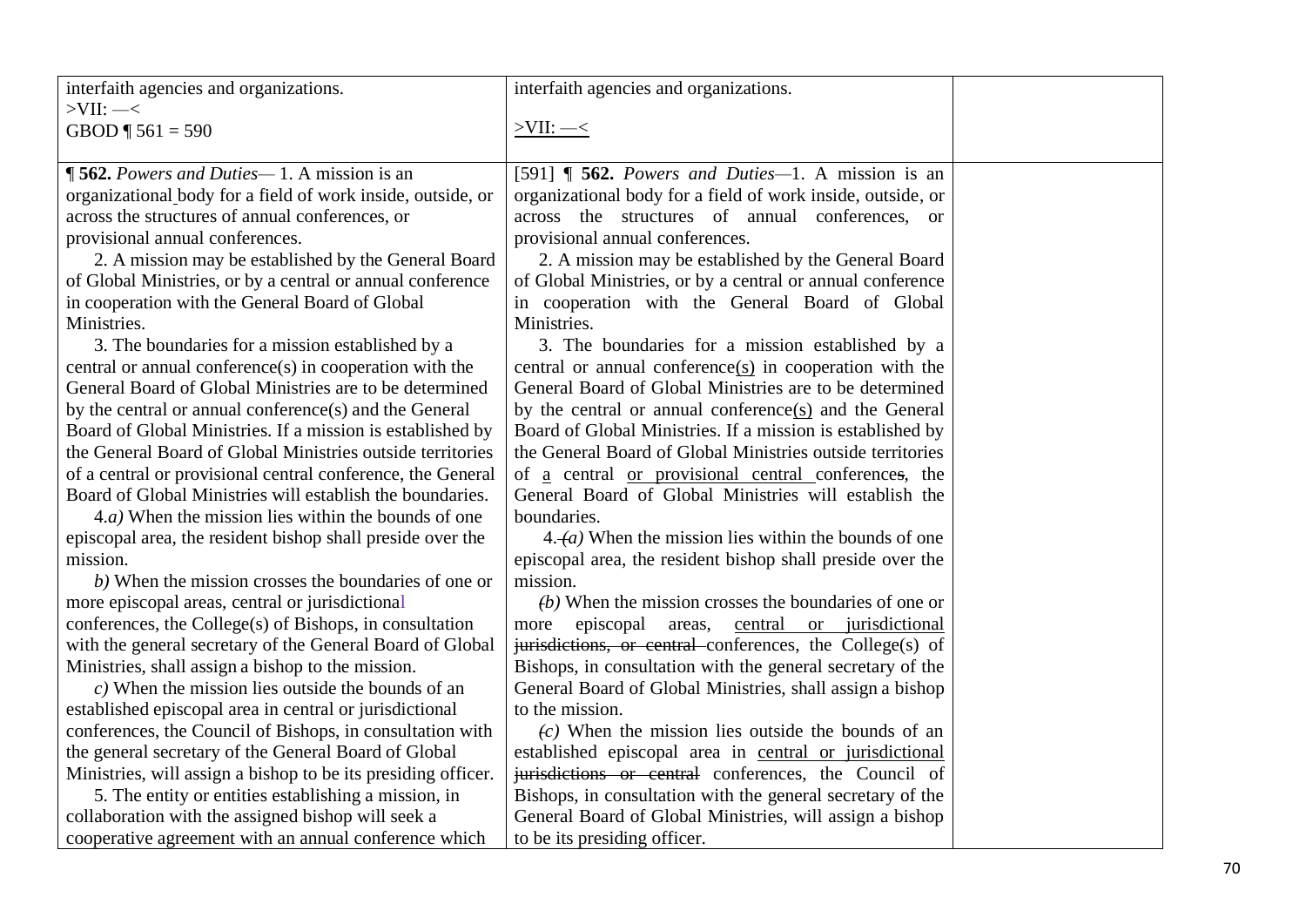| | | |
|---|---|---|
| interfaith agencies and organizations.<br>>VII: —<<br>GBOD ¶ 561 = 590 | interfaith agencies and organizations.<br><br><u>>VII: —<</u> | |
| **¶ 562.** *Powers and Duties*— 1. A mission is an organizational body for a field of work inside, outside, or across the structures of annual conferences, or provisional annual conferences.<br>2. A mission may be established by the General Board of Global Ministries, or by a central or annual conference in cooperation with the General Board of Global Ministries.<br>3. The boundaries for a mission established by a central or annual conference(s) in cooperation with the General Board of Global Ministries are to be determined by the central or annual conference(s) and the General Board of Global Ministries. If a mission is established by the General Board of Global Ministries outside territories of a central or provisional central conference, the General Board of Global Ministries will establish the boundaries.<br>4.*a)* When the mission lies within the bounds of one episcopal area, the resident bishop shall preside over the mission.<br>*b)* When the mission crosses the boundaries of one or more episcopal areas, central or jurisdictional conferences, the College(s) of Bishops, in consultation with the general secretary of the General Board of Global Ministries, shall assign a bishop to the mission.<br>*c)* When the mission lies outside the bounds of an established episcopal area in central or jurisdictional conferences, the Council of Bishops, in consultation with the general secretary of the General Board of Global Ministries, will assign a bishop to be its presiding officer.<br>5. The entity or entities establishing a mission, in collaboration with the assigned bishop will seek a cooperative agreement with an annual conference which | [591] ¶ **562.** *Powers and Duties*—1. A mission is an organizational body for a field of work inside, outside, or across the structures of annual conferences, or provisional annual conferences.<br>2. A mission may be established by the General Board of Global Ministries, or by a central or annual conference in cooperation with the General Board of Global Ministries.<br>3. The boundaries for a mission established by a central or annual conference<u>(s)</u> in cooperation with the General Board of Global Ministries are to be determined by the central or annual conference<u>(s)</u> and the General Board of Global Ministries. If a mission is established by the General Board of Global Ministries outside territories of <u>a</u> central <u>or provisional central</u> conference~~s~~, the General Board of Global Ministries will establish the boundaries.<br>4.~~(~~*a)* When the mission lies within the bounds of one episcopal area, the resident bishop shall preside over the mission.<br>~~(~~*b)* When the mission crosses the boundaries of one or more episcopal areas, <u>central or jurisdictional</u> ~~jurisdictions, or central~~ conferences, the College(s) of Bishops, in consultation with the general secretary of the General Board of Global Ministries, shall assign a bishop to the mission.<br>~~(~~*c)* When the mission lies outside the bounds of an established episcopal area in <u>central or jurisdictional</u> ~~jurisdictions or central~~ conferences, the Council of Bishops, in consultation with the general secretary of the General Board of Global Ministries, will assign a bishop to be its presiding officer. | |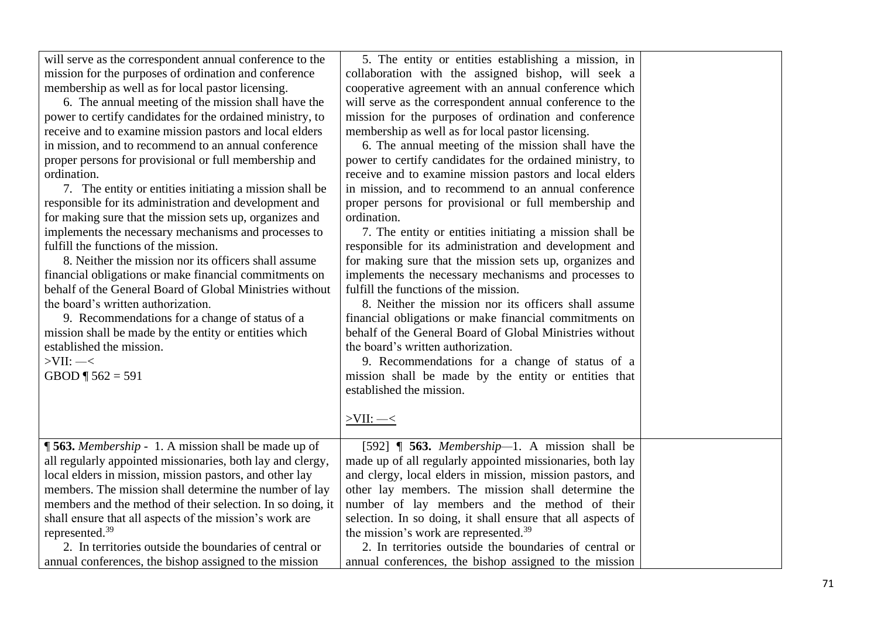| | | |
|---|---|---|
| will serve as the correspondent annual conference to the mission for the purposes of ordination and conference membership as well as for local pastor licensing.<br>6. The annual meeting of the mission shall have the power to certify candidates for the ordained ministry, to receive and to examine mission pastors and local elders in mission, and to recommend to an annual conference proper persons for provisional or full membership and ordination.<br>7. The entity or entities initiating a mission shall be responsible for its administration and development and for making sure that the mission sets up, organizes and implements the necessary mechanisms and processes to fulfill the functions of the mission.<br>8. Neither the mission nor its officers shall assume financial obligations or make financial commitments on behalf of the General Board of Global Ministries without the board's written authorization.<br>9. Recommendations for a change of status of a mission shall be made by the entity or entities which established the mission.<br>>VII: —<<br>GBOD ¶ 562 = 591 | 5. The entity or entities establishing a mission, in collaboration with the assigned bishop, will seek a cooperative agreement with an annual conference which will serve as the correspondent annual conference to the mission for the purposes of ordination and conference membership as well as for local pastor licensing.<br>6. The annual meeting of the mission shall have the power to certify candidates for the ordained ministry, to receive and to examine mission pastors and local elders in mission, and to recommend to an annual conference proper persons for provisional or full membership and ordination.<br>7. The entity or entities initiating a mission shall be responsible for its administration and development and for making sure that the mission sets up, organizes and implements the necessary mechanisms and processes to fulfill the functions of the mission.<br>8. Neither the mission nor its officers shall assume financial obligations or make financial commitments on behalf of the General Board of Global Ministries without the board's written authorization.<br>9. Recommendations for a change of status of a mission shall be made by the entity or entities that established the mission.<br><br>>VII: —< | |
| **¶ 563.** *Membership* - 1. A mission shall be made up of all regularly appointed missionaries, both lay and clergy, local elders in mission, mission pastors, and other lay members. The mission shall determine the number of lay members and the method of their selection. In so doing, it shall ensure that all aspects of the mission's work are represented.[39]<br>2. In territories outside the boundaries of central or annual conferences, the bishop assigned to the mission | [592] **¶ 563.** *Membership*—1. A mission shall be made up of all regularly appointed missionaries, both lay and clergy, local elders in mission, mission pastors, and other lay members. The mission shall determine the number of lay members and the method of their selection. In so doing, it shall ensure that all aspects of the mission's work are represented.[39]<br>2. In territories outside the boundaries of central or annual conferences, the bishop assigned to the mission | |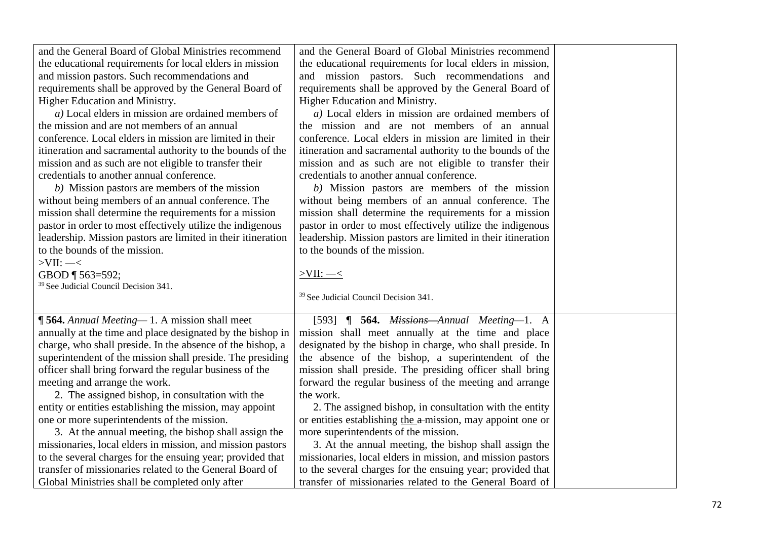| | | |
|---|---|---|
| and the General Board of Global Ministries recommend the educational requirements for local elders in mission and mission pastors. Such recommendations and requirements shall be approved by the General Board of Higher Education and Ministry.<br>*a)* Local elders in mission are ordained members of the mission and are not members of an annual conference. Local elders in mission are limited in their itineration and sacramental authority to the bounds of the mission and as such are not eligible to transfer their credentials to another annual conference.<br>*b)* Mission pastors are members of the mission without being members of an annual conference. The mission shall determine the requirements for a mission pastor in order to most effectively utilize the indigenous leadership. Mission pastors are limited in their itineration to the bounds of the mission.<br>>VII: —<<br>GBOD ¶ 563=592;<br>[39] See Judicial Council Decision 341. | and the General Board of Global Ministries recommend the educational requirements for local elders in mission, and mission pastors. Such recommendations and requirements shall be approved by the General Board of Higher Education and Ministry.<br>*a)* Local elders in mission are ordained members of the mission and are not members of an annual conference. Local elders in mission are limited in their itineration and sacramental authority to the bounds of the mission and as such are not eligible to transfer their credentials to another annual conference.<br>*b)* Mission pastors are members of the mission without being members of an annual conference. The mission shall determine the requirements for a mission pastor in order to most effectively utilize the indigenous leadership. Mission pastors are limited in their itineration to the bounds of the mission.<br><u>>VII: —<</u><br>[39] See Judicial Council Decision 341. | |
| **¶ 564.** *Annual Meeting*— 1. A mission shall meet annually at the time and place designated by the bishop in charge, who shall preside. In the absence of the bishop, a superintendent of the mission shall preside. The presiding officer shall bring forward the regular business of the meeting and arrange the work.<br>2. The assigned bishop, in consultation with the entity or entities establishing the mission, may appoint one or more superintendents of the mission.<br>3. At the annual meeting, the bishop shall assign the missionaries, local elders in mission, and mission pastors to the several charges for the ensuing year; provided that transfer of missionaries related to the General Board of Global Ministries shall be completed only after | [593] ¶ **564.** ~~*Missions—*~~*Annual Meeting*—1. A mission shall meet annually at the time and place designated by the bishop in charge, who shall preside. In the absence of the bishop, a superintendent of the mission shall preside. The presiding officer shall bring forward the regular business of the meeting and arrange the work.<br>2. The assigned bishop, in consultation with the entity or entities establishing <u>the</u> ~~a~~ mission, may appoint one or more superintendents of the mission.<br>3. At the annual meeting, the bishop shall assign the missionaries, local elders in mission, and mission pastors to the several charges for the ensuing year; provided that transfer of missionaries related to the General Board of | |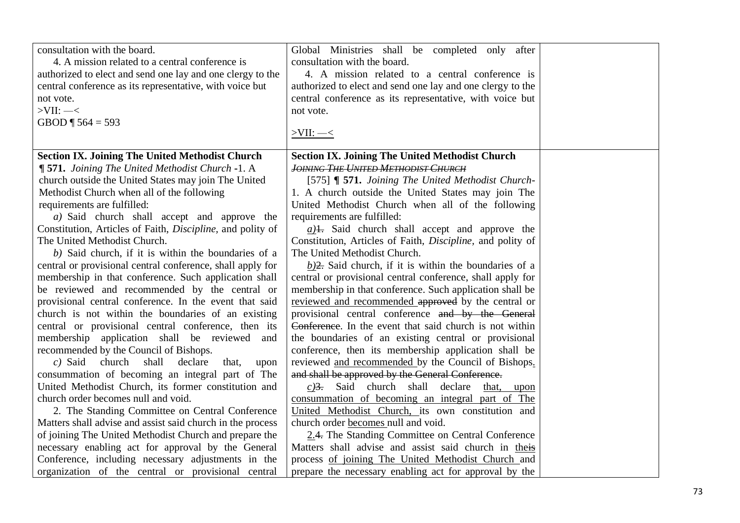| | | |
|---|---|---|
| consultation with the board.<br>4. A mission related to a central conference is authorized to elect and send one lay and one clergy to the central conference as its representative, with voice but not vote.<br>>VII: —<<br>GBOD ¶ 564 = 593 | Global Ministries shall be completed only after consultation with the board.<br>4. A mission related to a central conference is authorized to elect and send one lay and one clergy to the central conference as its representative, with voice but not vote.<br><br>>VII: —< | |
| **Section IX. Joining The United Methodist Church**<br>**¶ 571.** *Joining The United Methodist Church* -1. A church outside the United States may join The United Methodist Church when all of the following requirements are fulfilled:<br>*a)* Said church shall accept and approve the Constitution, Articles of Faith, *Discipline,* and polity of The United Methodist Church.<br>*b)* Said church, if it is within the boundaries of a central or provisional central conference, shall apply for membership in that conference. Such application shall be reviewed and recommended by the central or provisional central conference. In the event that said church is not within the boundaries of an existing central or provisional central conference, then its membership application shall be reviewed and recommended by the Council of Bishops.<br>*c)* Said church shall declare that, upon consummation of becoming an integral part of The United Methodist Church, its former constitution and church order becomes null and void.<br>2. The Standing Committee on Central Conference Matters shall advise and assist said church in the process of joining The United Methodist Church and prepare the necessary enabling act for approval by the General Conference, including necessary adjustments in the organization of the central or provisional central | **Section IX. Joining The United Methodist Church**<br>~~JOINING THE UNITED METHODIST CHURCH~~<br>[575] **¶ 571.** *Joining The United Methodist Church*-1. A church outside the United States may join The United Methodist Church when all of the following requirements are fulfilled:<br>*a)*~~1.~~ Said church shall accept and approve the Constitution, Articles of Faith, *Discipline,* and polity of The United Methodist Church.<br>*b)*~~2.~~ Said church, if it is within the boundaries of a central or provisional central conference, shall apply for membership in that conference. Such application shall be reviewed and recommended ~~approved~~ by the central or provisional central conference ~~and by the General Conference~~. In the event that said church is not within the boundaries of an existing central or provisional conference, then its membership application shall be reviewed and recommended by the Council of Bishops. ~~and shall be approved by the General Conference.~~<br>*c)*~~3.~~ Said church shall declare that, upon consummation of becoming an integral part of The United Methodist Church, its own constitution and church order becomes null and void.<br>2.~~4.~~ The Standing Committee on Central Conference Matters shall advise and assist said church in theis process of joining The United Methodist Church and prepare the necessary enabling act for approval by the | |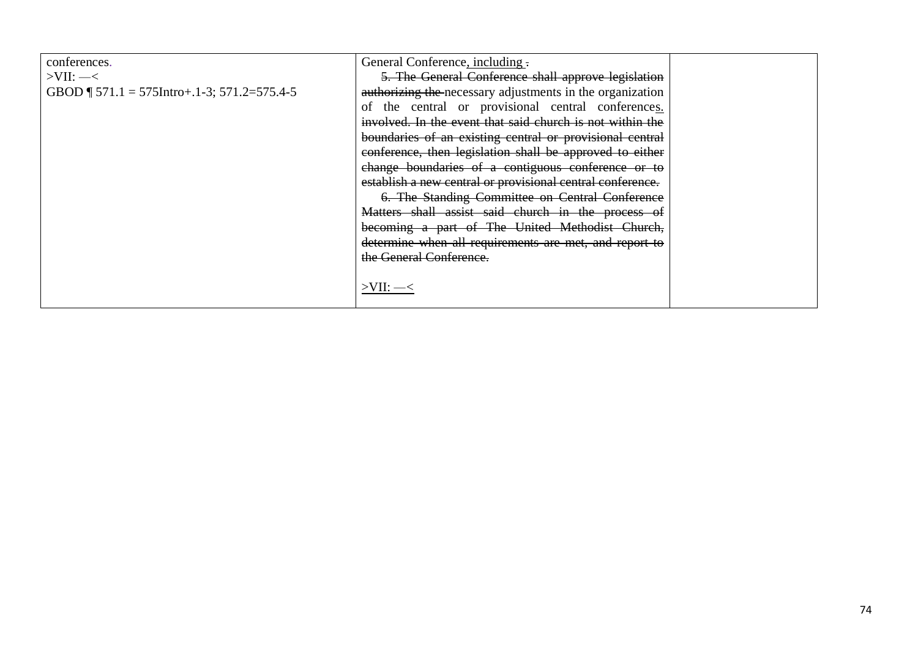| | | |
|---|---|---|
| conferences.<br>>VII: —<<br>GBOD ¶ 571.1 = 575Intro+.1-3; 571.2=575.4-5 | General Conference~~.~~, including<br>~~5. The General Conference shall approve legislation authorizing the~~ necessary adjustments in the organization of the central or provisional central conference~~s~~. ~~involved. In the event that said church is not within the boundaries of an existing central or provisional central conference, then legislation shall be approved to either change boundaries of a contiguous conference or to establish a new central or provisional central conference.~~<br>~~6. The Standing Committee on Central Conference Matters shall assist said church in the process of becoming a part of The United Methodist Church, determine when all requirements are met, and report to the General Conference.~~<br><br>>VII: —< | |